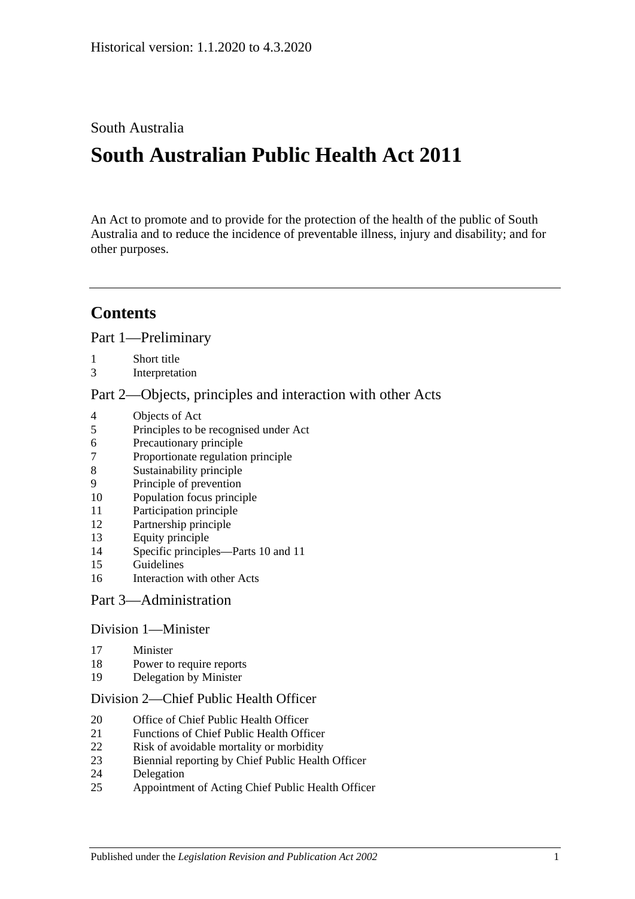Historical version: 1.1.2020 to 4.3.2020

South Australia

# South Australian Public Health Act 2011

An Act to promote and to provide for the protection of the health of the public of South Australia and to reduce the incidence of preventable illness, injury and disability; and for other purposes.

## Contents

### Part 1—Preliminary

1 Short title
3 Interpretation

### Part 2—Objects, principles and interaction with other Acts

4 Objects of Act
5 Principles to be recognised under Act
6 Precautionary principle
7 Proportionate regulation principle
8 Sustainability principle
9 Principle of prevention
10 Population focus principle
11 Participation principle
12 Partnership principle
13 Equity principle
14 Specific principles—Parts 10 and 11
15 Guidelines
16 Interaction with other Acts

### Part 3—Administration

#### Division 1—Minister

17 Minister
18 Power to require reports
19 Delegation by Minister

#### Division 2—Chief Public Health Officer

20 Office of Chief Public Health Officer
21 Functions of Chief Public Health Officer
22 Risk of avoidable mortality or morbidity
23 Biennial reporting by Chief Public Health Officer
24 Delegation
25 Appointment of Acting Chief Public Health Officer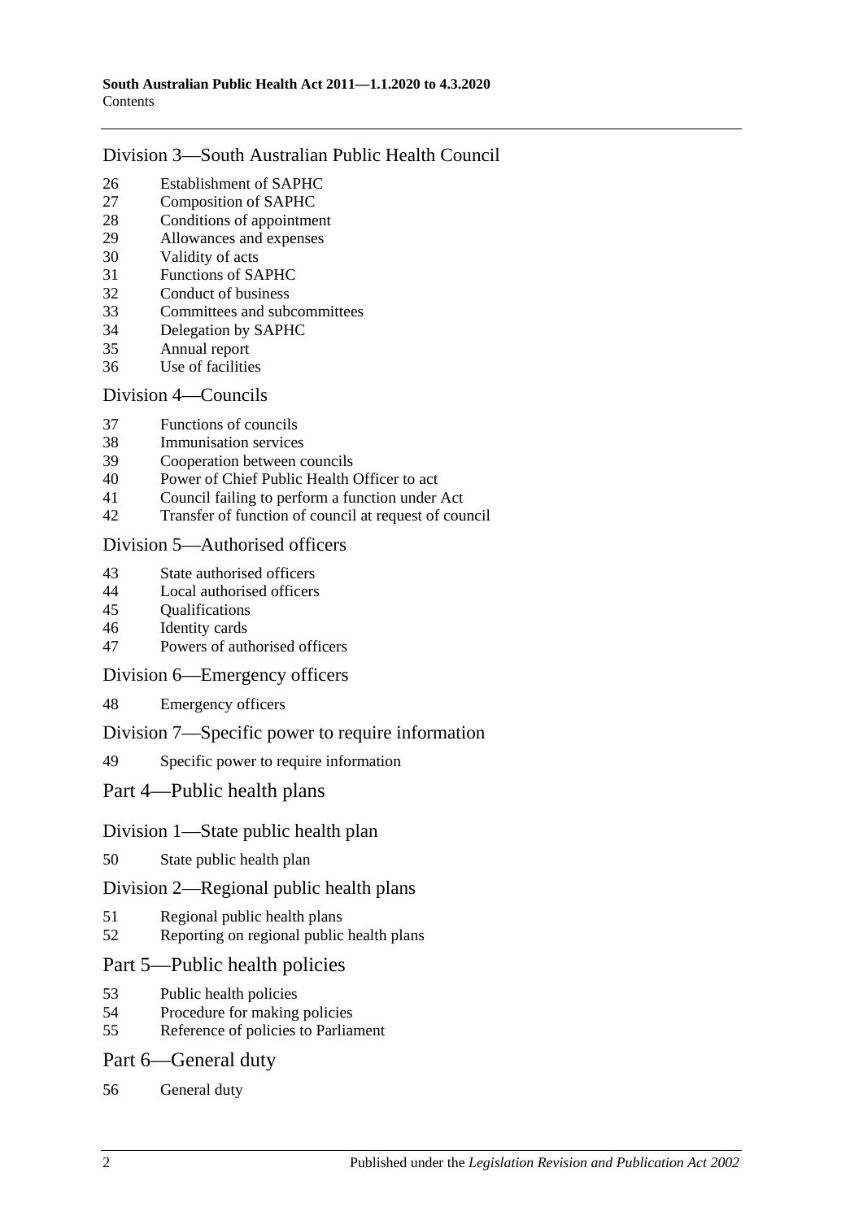## Division 3—South Australian Public Health Council

26 Establishment of SAPHC
27 Composition of SAPHC
28 Conditions of appointment
29 Allowances and expenses
30 Validity of acts
31 Functions of SAPHC
32 Conduct of business
33 Committees and subcommittees
34 Delegation by SAPHC
35 Annual report
36 Use of facilities

## Division 4—Councils

37 Functions of councils
38 Immunisation services
39 Cooperation between councils
40 Power of Chief Public Health Officer to act
41 Council failing to perform a function under Act
42 Transfer of function of council at request of council

## Division 5—Authorised officers

43 State authorised officers
44 Local authorised officers
45 Qualifications
46 Identity cards
47 Powers of authorised officers

## Division 6—Emergency officers

48 Emergency officers

## Division 7—Specific power to require information

49 Specific power to require information

# Part 4—Public health plans

## Division 1—State public health plan

50 State public health plan

## Division 2—Regional public health plans

51 Regional public health plans
52 Reporting on regional public health plans

# Part 5—Public health policies

53 Public health policies
54 Procedure for making policies
55 Reference of policies to Parliament

# Part 6—General duty

56 General duty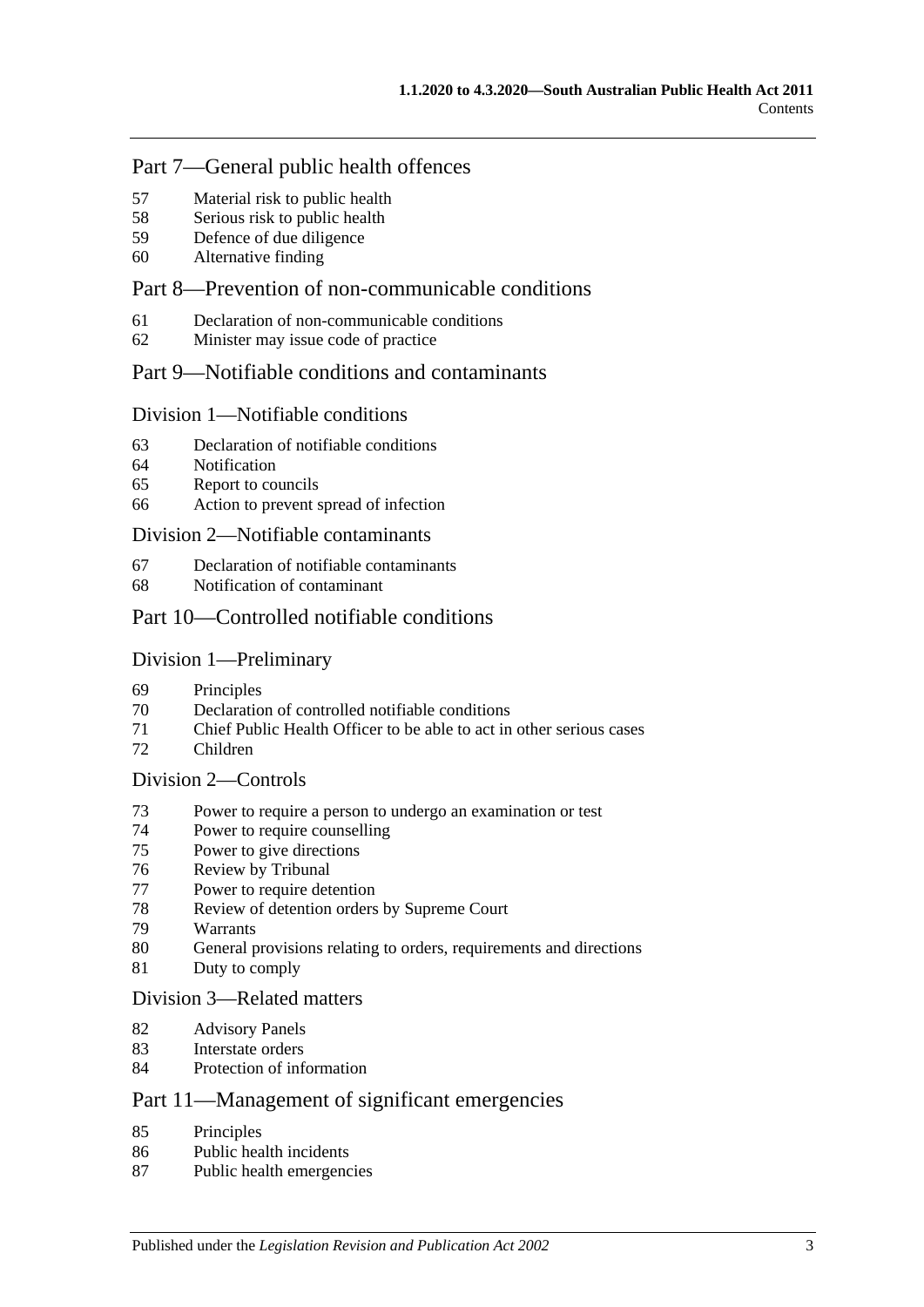## Part 7—General public health offences

57 Material risk to public health
58 Serious risk to public health
59 Defence of due diligence
60 Alternative finding

## Part 8—Prevention of non-communicable conditions

61 Declaration of non-communicable conditions
62 Minister may issue code of practice

## Part 9—Notifiable conditions and contaminants

### Division 1—Notifiable conditions

63 Declaration of notifiable conditions
64 Notification
65 Report to councils
66 Action to prevent spread of infection

### Division 2—Notifiable contaminants

67 Declaration of notifiable contaminants
68 Notification of contaminant

## Part 10—Controlled notifiable conditions

### Division 1—Preliminary

69 Principles
70 Declaration of controlled notifiable conditions
71 Chief Public Health Officer to be able to act in other serious cases
72 Children

### Division 2—Controls

73 Power to require a person to undergo an examination or test
74 Power to require counselling
75 Power to give directions
76 Review by Tribunal
77 Power to require detention
78 Review of detention orders by Supreme Court
79 Warrants
80 General provisions relating to orders, requirements and directions
81 Duty to comply

### Division 3—Related matters

82 Advisory Panels
83 Interstate orders
84 Protection of information

## Part 11—Management of significant emergencies

85 Principles
86 Public health incidents
87 Public health emergencies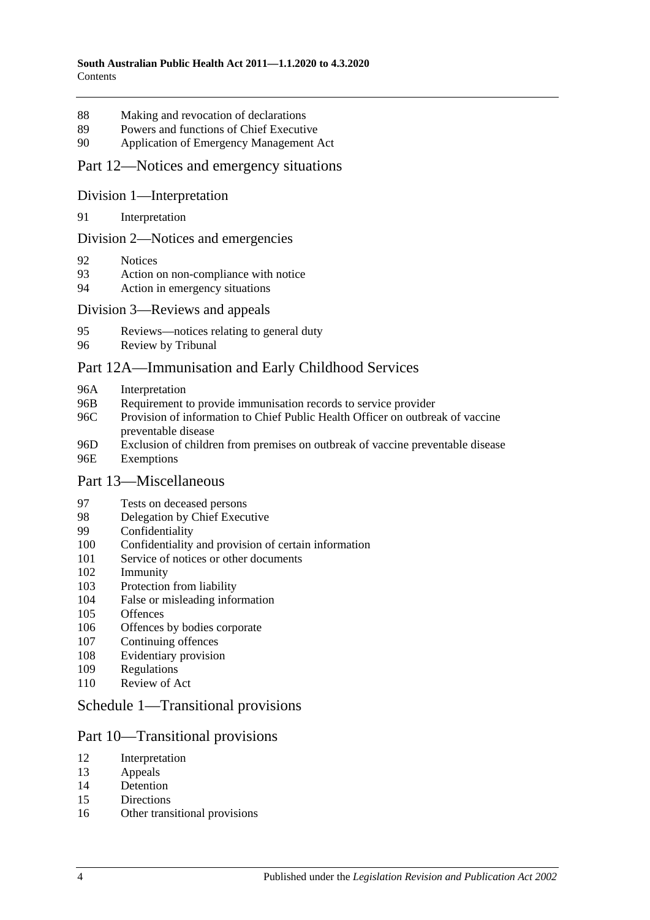88 Making and revocation of declarations
89 Powers and functions of Chief Executive
90 Application of Emergency Management Act

## Part 12—Notices and emergency situations

### Division 1—Interpretation

91 Interpretation

### Division 2—Notices and emergencies

92 Notices
93 Action on non-compliance with notice
94 Action in emergency situations

### Division 3—Reviews and appeals

95 Reviews—notices relating to general duty
96 Review by Tribunal

## Part 12A—Immunisation and Early Childhood Services

96A Interpretation
96B Requirement to provide immunisation records to service provider
96C Provision of information to Chief Public Health Officer on outbreak of vaccine preventable disease
96D Exclusion of children from premises on outbreak of vaccine preventable disease
96E Exemptions

## Part 13—Miscellaneous

97 Tests on deceased persons
98 Delegation by Chief Executive
99 Confidentiality
100 Confidentiality and provision of certain information
101 Service of notices or other documents
102 Immunity
103 Protection from liability
104 False or misleading information
105 Offences
106 Offences by bodies corporate
107 Continuing offences
108 Evidentiary provision
109 Regulations
110 Review of Act

## Schedule 1—Transitional provisions

## Part 10—Transitional provisions

12 Interpretation
13 Appeals
14 Detention
15 Directions
16 Other transitional provisions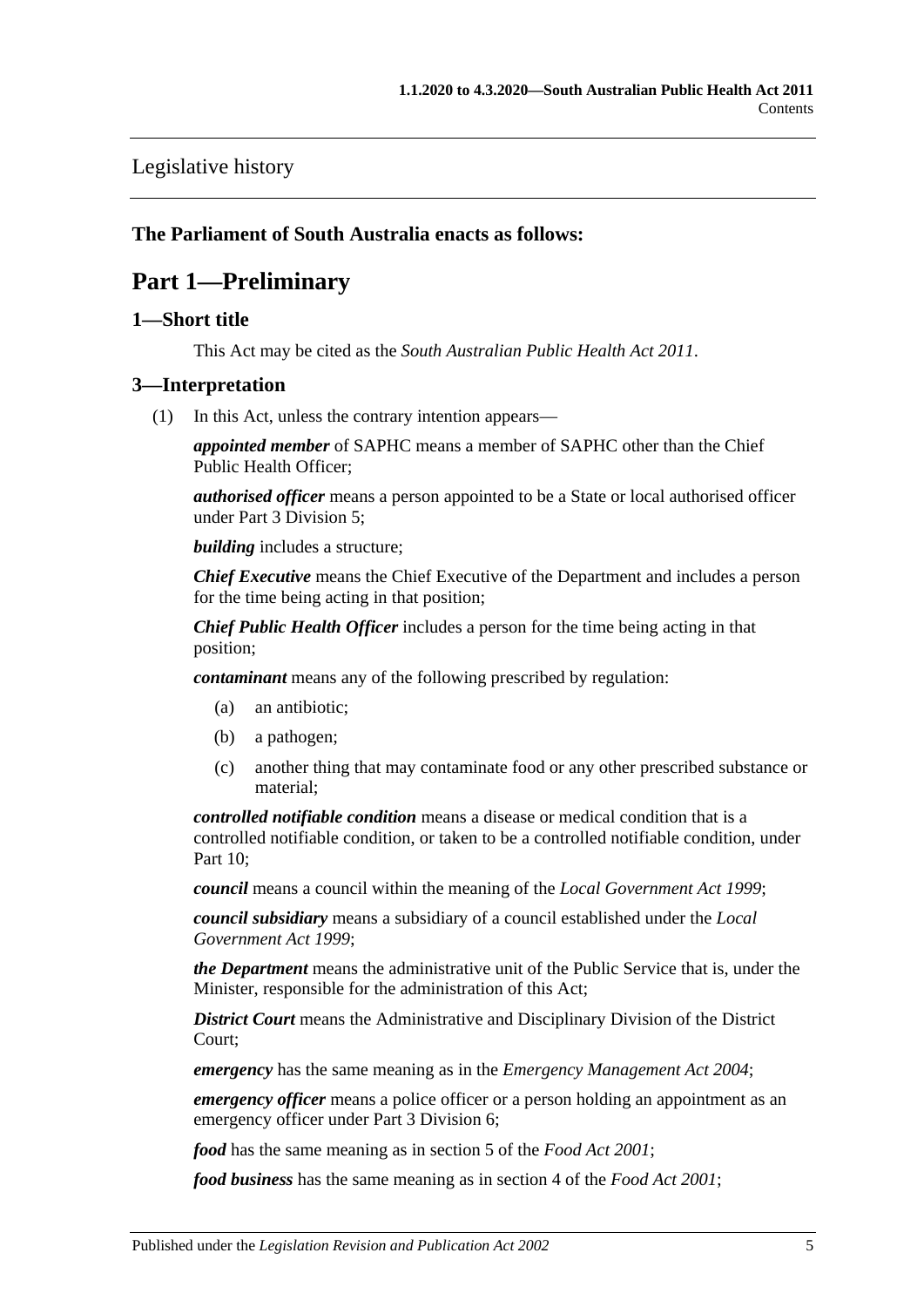Legislative history

**The Parliament of South Australia enacts as follows:**

# Part 1—Preliminary

## 1—Short title

This Act may be cited as the *South Australian Public Health Act 2011*.

## 3—Interpretation

(1) In this Act, unless the contrary intention appears—

***appointed member*** of SAPHC means a member of SAPHC other than the Chief Public Health Officer;

***authorised officer*** means a person appointed to be a State or local authorised officer under Part 3 Division 5;

***building*** includes a structure;

***Chief Executive*** means the Chief Executive of the Department and includes a person for the time being acting in that position;

***Chief Public Health Officer*** includes a person for the time being acting in that position;

***contaminant*** means any of the following prescribed by regulation:

- (a) an antibiotic;
- (b) a pathogen;
- (c) another thing that may contaminate food or any other prescribed substance or material;

***controlled notifiable condition*** means a disease or medical condition that is a controlled notifiable condition, or taken to be a controlled notifiable condition, under Part 10;

***council*** means a council within the meaning of the *Local Government Act 1999*;

***council subsidiary*** means a subsidiary of a council established under the *Local Government Act 1999*;

***the Department*** means the administrative unit of the Public Service that is, under the Minister, responsible for the administration of this Act;

***District Court*** means the Administrative and Disciplinary Division of the District Court;

***emergency*** has the same meaning as in the *Emergency Management Act 2004*;

***emergency officer*** means a police officer or a person holding an appointment as an emergency officer under Part 3 Division 6;

***food*** has the same meaning as in section 5 of the *Food Act 2001*;

***food business*** has the same meaning as in section 4 of the *Food Act 2001*;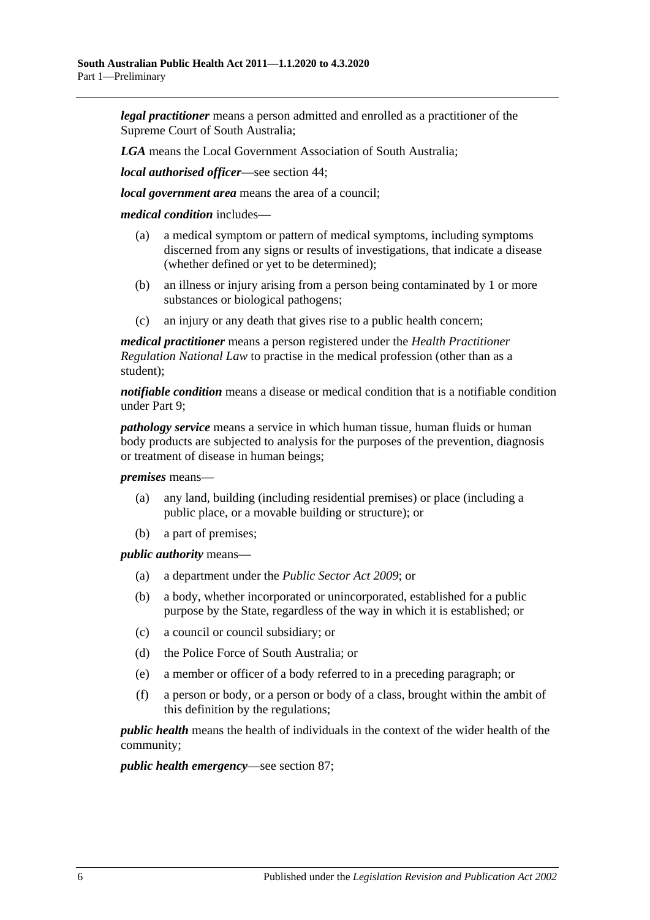***legal practitioner*** means a person admitted and enrolled as a practitioner of the Supreme Court of South Australia;

***LGA*** means the Local Government Association of South Australia;

***local authorised officer***—see section 44;

***local government area*** means the area of a council;

***medical condition*** includes—

- (a) a medical symptom or pattern of medical symptoms, including symptoms discerned from any signs or results of investigations, that indicate a disease (whether defined or yet to be determined);
- (b) an illness or injury arising from a person being contaminated by 1 or more substances or biological pathogens;
- (c) an injury or any death that gives rise to a public health concern;

***medical practitioner*** means a person registered under the *Health Practitioner Regulation National Law* to practise in the medical profession (other than as a student);

***notifiable condition*** means a disease or medical condition that is a notifiable condition under Part 9;

***pathology service*** means a service in which human tissue, human fluids or human body products are subjected to analysis for the purposes of the prevention, diagnosis or treatment of disease in human beings;

***premises*** means—

- (a) any land, building (including residential premises) or place (including a public place, or a movable building or structure); or
- (b) a part of premises;

***public authority*** means—

- (a) a department under the *Public Sector Act 2009*; or
- (b) a body, whether incorporated or unincorporated, established for a public purpose by the State, regardless of the way in which it is established; or
- (c) a council or council subsidiary; or
- (d) the Police Force of South Australia; or
- (e) a member or officer of a body referred to in a preceding paragraph; or
- (f) a person or body, or a person or body of a class, brought within the ambit of this definition by the regulations;

***public health*** means the health of individuals in the context of the wider health of the community;

***public health emergency***—see section 87;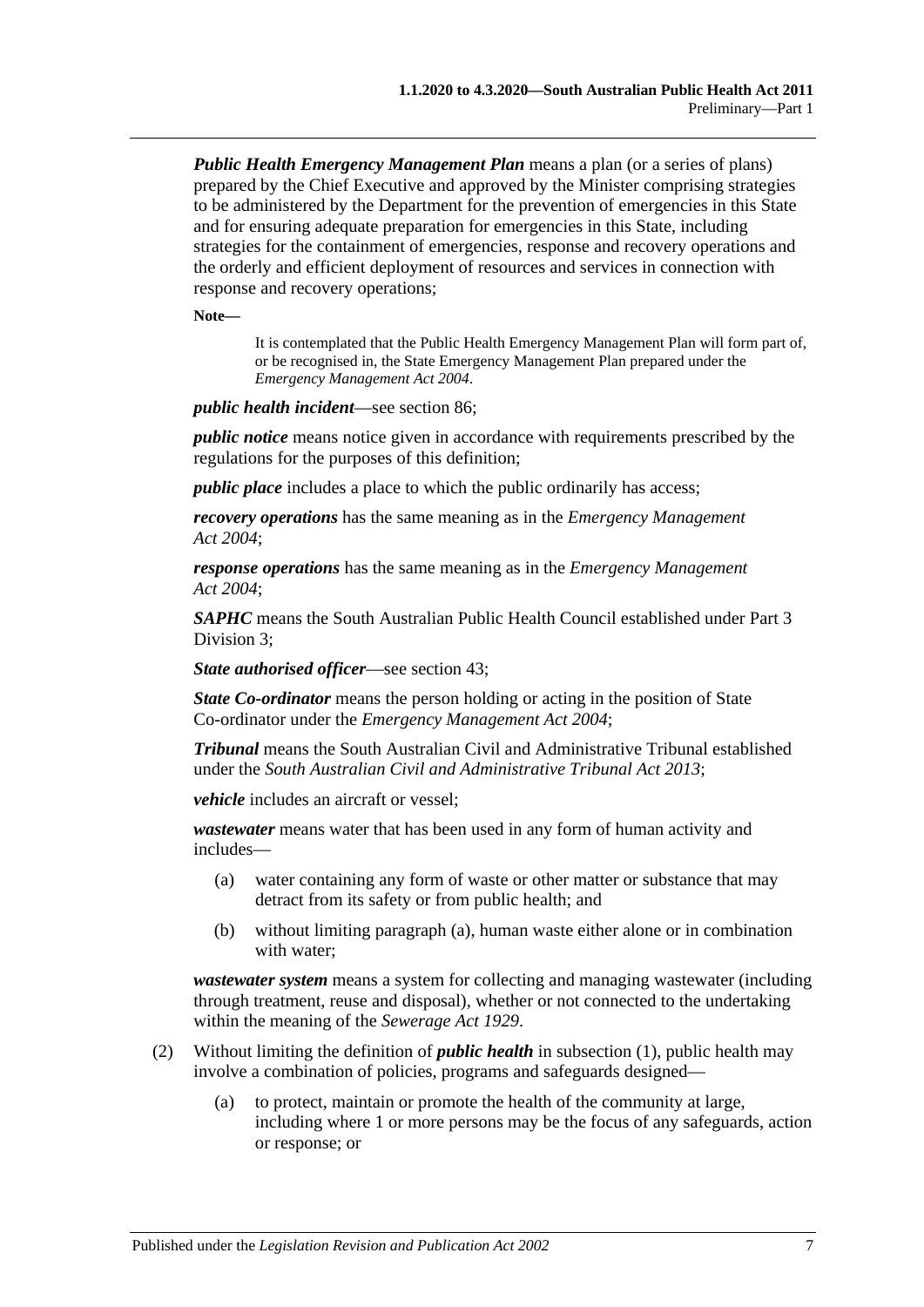***Public Health Emergency Management Plan*** means a plan (or a series of plans) prepared by the Chief Executive and approved by the Minister comprising strategies to be administered by the Department for the prevention of emergencies in this State and for ensuring adequate preparation for emergencies in this State, including strategies for the containment of emergencies, response and recovery operations and the orderly and efficient deployment of resources and services in connection with response and recovery operations;

**Note—**

> It is contemplated that the Public Health Emergency Management Plan will form part of, or be recognised in, the State Emergency Management Plan prepared under the *Emergency Management Act 2004*.

***public health incident***—see section 86;

***public notice*** means notice given in accordance with requirements prescribed by the regulations for the purposes of this definition;

***public place*** includes a place to which the public ordinarily has access;

***recovery operations*** has the same meaning as in the *Emergency Management Act 2004*;

***response operations*** has the same meaning as in the *Emergency Management Act 2004*;

***SAPHC*** means the South Australian Public Health Council established under Part 3 Division 3;

***State authorised officer***—see section 43;

***State Co-ordinator*** means the person holding or acting in the position of State Co-ordinator under the *Emergency Management Act 2004*;

***Tribunal*** means the South Australian Civil and Administrative Tribunal established under the *South Australian Civil and Administrative Tribunal Act 2013*;

***vehicle*** includes an aircraft or vessel;

***wastewater*** means water that has been used in any form of human activity and includes—

- (a) water containing any form of waste or other matter or substance that may detract from its safety or from public health; and
- (b) without limiting paragraph (a), human waste either alone or in combination with water;

***wastewater system*** means a system for collecting and managing wastewater (including through treatment, reuse and disposal), whether or not connected to the undertaking within the meaning of the *Sewerage Act 1929*.

(2) Without limiting the definition of ***public health*** in subsection (1), public health may involve a combination of policies, programs and safeguards designed—

- (a) to protect, maintain or promote the health of the community at large, including where 1 or more persons may be the focus of any safeguards, action or response; or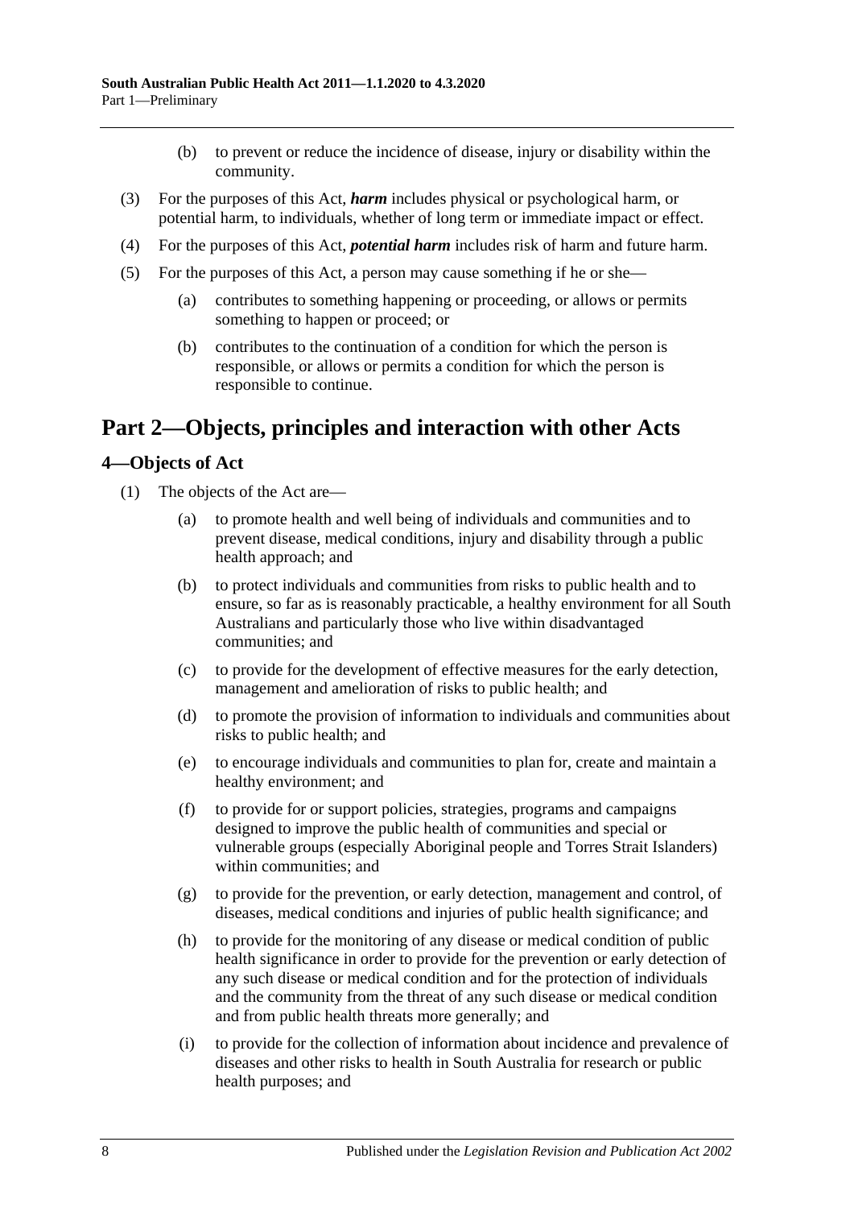(b) to prevent or reduce the incidence of disease, injury or disability within the community.

(3) For the purposes of this Act, ***harm*** includes physical or psychological harm, or potential harm, to individuals, whether of long term or immediate impact or effect.

(4) For the purposes of this Act, ***potential harm*** includes risk of harm and future harm.

(5) For the purposes of this Act, a person may cause something if he or she—

(a) contributes to something happening or proceeding, or allows or permits something to happen or proceed; or

(b) contributes to the continuation of a condition for which the person is responsible, or allows or permits a condition for which the person is responsible to continue.

# Part 2—Objects, principles and interaction with other Acts

## 4—Objects of Act

(1) The objects of the Act are—

(a) to promote health and well being of individuals and communities and to prevent disease, medical conditions, injury and disability through a public health approach; and

(b) to protect individuals and communities from risks to public health and to ensure, so far as is reasonably practicable, a healthy environment for all South Australians and particularly those who live within disadvantaged communities; and

(c) to provide for the development of effective measures for the early detection, management and amelioration of risks to public health; and

(d) to promote the provision of information to individuals and communities about risks to public health; and

(e) to encourage individuals and communities to plan for, create and maintain a healthy environment; and

(f) to provide for or support policies, strategies, programs and campaigns designed to improve the public health of communities and special or vulnerable groups (especially Aboriginal people and Torres Strait Islanders) within communities; and

(g) to provide for the prevention, or early detection, management and control, of diseases, medical conditions and injuries of public health significance; and

(h) to provide for the monitoring of any disease or medical condition of public health significance in order to provide for the prevention or early detection of any such disease or medical condition and for the protection of individuals and the community from the threat of any such disease or medical condition and from public health threats more generally; and

(i) to provide for the collection of information about incidence and prevalence of diseases and other risks to health in South Australia for research or public health purposes; and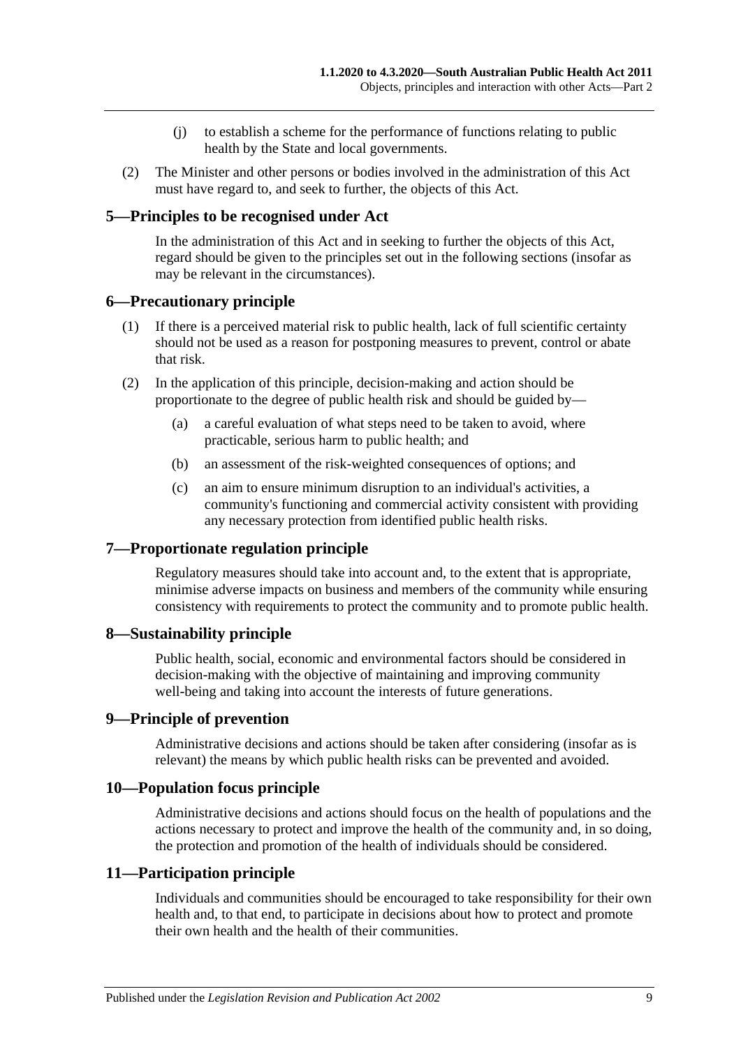(j) to establish a scheme for the performance of functions relating to public health by the State and local governments.

(2) The Minister and other persons or bodies involved in the administration of this Act must have regard to, and seek to further, the objects of this Act.

## 5—Principles to be recognised under Act

In the administration of this Act and in seeking to further the objects of this Act, regard should be given to the principles set out in the following sections (insofar as may be relevant in the circumstances).

## 6—Precautionary principle

(1) If there is a perceived material risk to public health, lack of full scientific certainty should not be used as a reason for postponing measures to prevent, control or abate that risk.

(2) In the application of this principle, decision-making and action should be proportionate to the degree of public health risk and should be guided by—

(a) a careful evaluation of what steps need to be taken to avoid, where practicable, serious harm to public health; and

(b) an assessment of the risk-weighted consequences of options; and

(c) an aim to ensure minimum disruption to an individual's activities, a community's functioning and commercial activity consistent with providing any necessary protection from identified public health risks.

## 7—Proportionate regulation principle

Regulatory measures should take into account and, to the extent that is appropriate, minimise adverse impacts on business and members of the community while ensuring consistency with requirements to protect the community and to promote public health.

## 8—Sustainability principle

Public health, social, economic and environmental factors should be considered in decision-making with the objective of maintaining and improving community well-being and taking into account the interests of future generations.

## 9—Principle of prevention

Administrative decisions and actions should be taken after considering (insofar as is relevant) the means by which public health risks can be prevented and avoided.

## 10—Population focus principle

Administrative decisions and actions should focus on the health of populations and the actions necessary to protect and improve the health of the community and, in so doing, the protection and promotion of the health of individuals should be considered.

## 11—Participation principle

Individuals and communities should be encouraged to take responsibility for their own health and, to that end, to participate in decisions about how to protect and promote their own health and the health of their communities.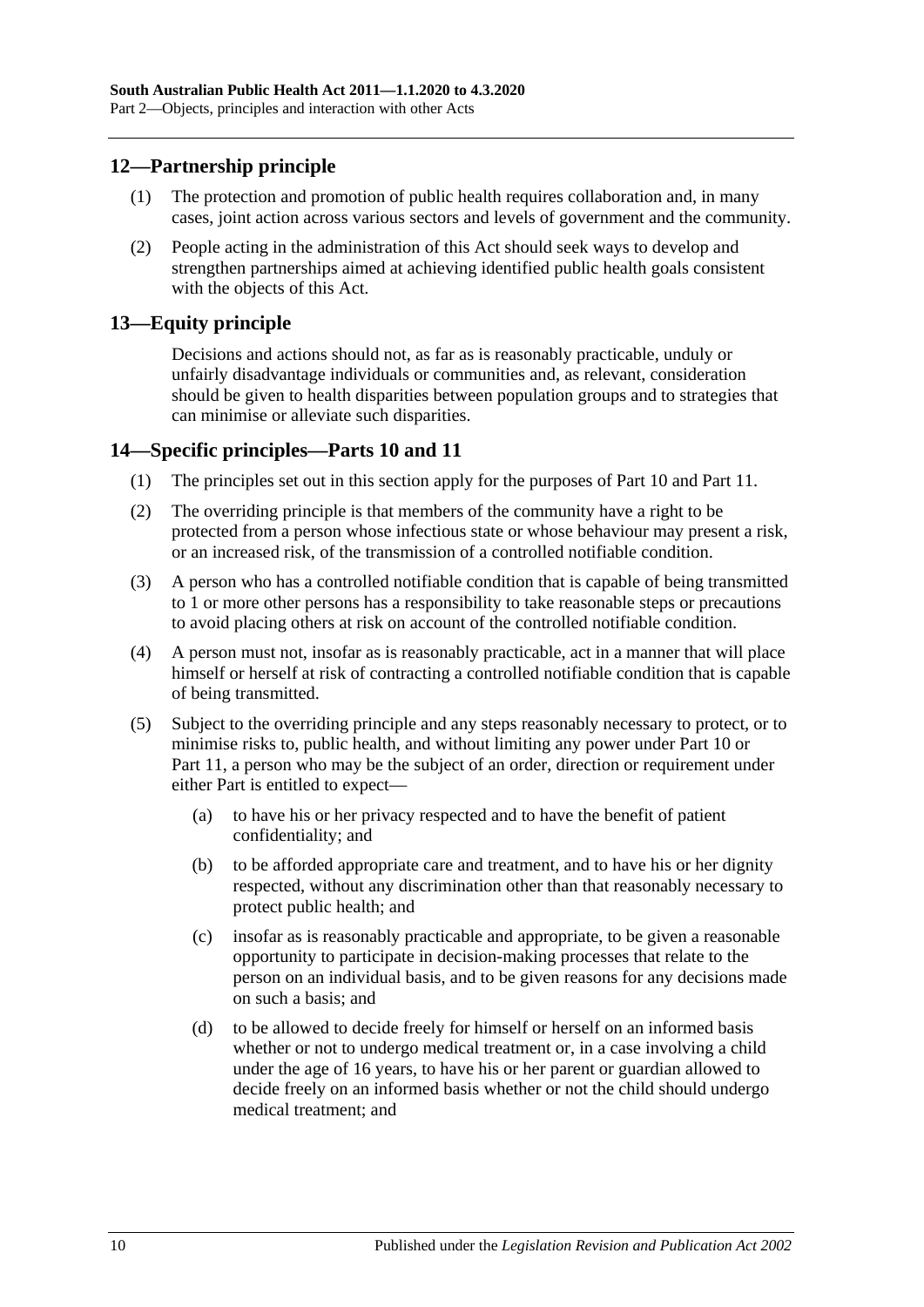## 12—Partnership principle

(1) The protection and promotion of public health requires collaboration and, in many cases, joint action across various sectors and levels of government and the community.

(2) People acting in the administration of this Act should seek ways to develop and strengthen partnerships aimed at achieving identified public health goals consistent with the objects of this Act.

## 13—Equity principle

Decisions and actions should not, as far as is reasonably practicable, unduly or unfairly disadvantage individuals or communities and, as relevant, consideration should be given to health disparities between population groups and to strategies that can minimise or alleviate such disparities.

## 14—Specific principles—Parts 10 and 11

(1) The principles set out in this section apply for the purposes of Part 10 and Part 11.

(2) The overriding principle is that members of the community have a right to be protected from a person whose infectious state or whose behaviour may present a risk, or an increased risk, of the transmission of a controlled notifiable condition.

(3) A person who has a controlled notifiable condition that is capable of being transmitted to 1 or more other persons has a responsibility to take reasonable steps or precautions to avoid placing others at risk on account of the controlled notifiable condition.

(4) A person must not, insofar as is reasonably practicable, act in a manner that will place himself or herself at risk of contracting a controlled notifiable condition that is capable of being transmitted.

(5) Subject to the overriding principle and any steps reasonably necessary to protect, or to minimise risks to, public health, and without limiting any power under Part 10 or Part 11, a person who may be the subject of an order, direction or requirement under either Part is entitled to expect—

(a) to have his or her privacy respected and to have the benefit of patient confidentiality; and

(b) to be afforded appropriate care and treatment, and to have his or her dignity respected, without any discrimination other than that reasonably necessary to protect public health; and

(c) insofar as is reasonably practicable and appropriate, to be given a reasonable opportunity to participate in decision-making processes that relate to the person on an individual basis, and to be given reasons for any decisions made on such a basis; and

(d) to be allowed to decide freely for himself or herself on an informed basis whether or not to undergo medical treatment or, in a case involving a child under the age of 16 years, to have his or her parent or guardian allowed to decide freely on an informed basis whether or not the child should undergo medical treatment; and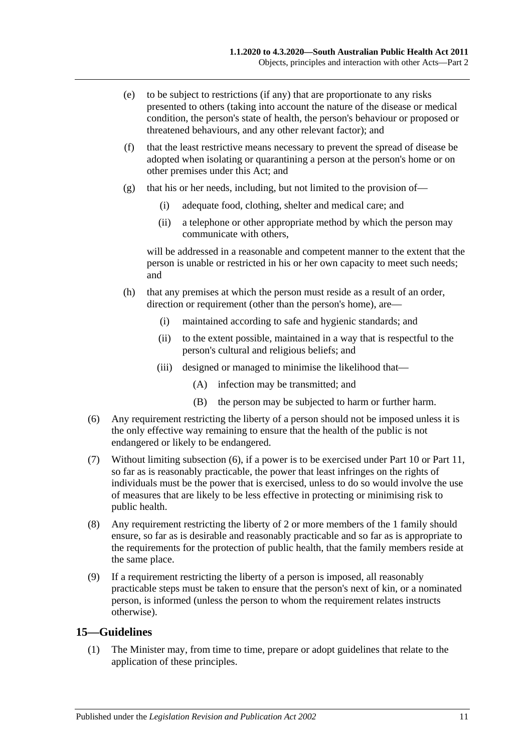- (e) to be subject to restrictions (if any) that are proportionate to any risks presented to others (taking into account the nature of the disease or medical condition, the person's state of health, the person's behaviour or proposed or threatened behaviours, and any other relevant factor); and
- (f) that the least restrictive means necessary to prevent the spread of disease be adopted when isolating or quarantining a person at the person's home or on other premises under this Act; and
- (g) that his or her needs, including, but not limited to the provision of—
  - (i) adequate food, clothing, shelter and medical care; and
  - (ii) a telephone or other appropriate method by which the person may communicate with others,

  will be addressed in a reasonable and competent manner to the extent that the person is unable or restricted in his or her own capacity to meet such needs; and
- (h) that any premises at which the person must reside as a result of an order, direction or requirement (other than the person's home), are—
  - (i) maintained according to safe and hygienic standards; and
  - (ii) to the extent possible, maintained in a way that is respectful to the person's cultural and religious beliefs; and
  - (iii) designed or managed to minimise the likelihood that—
    - (A) infection may be transmitted; and
    - (B) the person may be subjected to harm or further harm.

(6) Any requirement restricting the liberty of a person should not be imposed unless it is the only effective way remaining to ensure that the health of the public is not endangered or likely to be endangered.

(7) Without limiting subsection (6), if a power is to be exercised under Part 10 or Part 11, so far as is reasonably practicable, the power that least infringes on the rights of individuals must be the power that is exercised, unless to do so would involve the use of measures that are likely to be less effective in protecting or minimising risk to public health.

(8) Any requirement restricting the liberty of 2 or more members of the 1 family should ensure, so far as is desirable and reasonably practicable and so far as is appropriate to the requirements for the protection of public health, that the family members reside at the same place.

(9) If a requirement restricting the liberty of a person is imposed, all reasonably practicable steps must be taken to ensure that the person's next of kin, or a nominated person, is informed (unless the person to whom the requirement relates instructs otherwise).

## 15—Guidelines

(1) The Minister may, from time to time, prepare or adopt guidelines that relate to the application of these principles.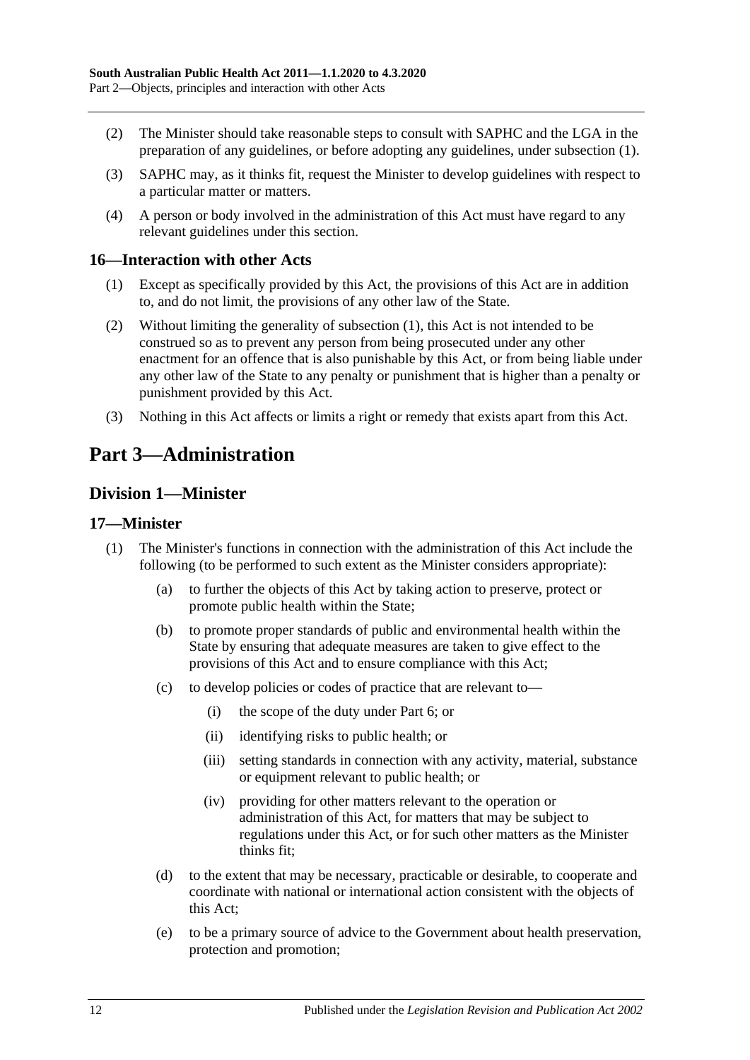(2) The Minister should take reasonable steps to consult with SAPHC and the LGA in the preparation of any guidelines, or before adopting any guidelines, under subsection (1).

(3) SAPHC may, as it thinks fit, request the Minister to develop guidelines with respect to a particular matter or matters.

(4) A person or body involved in the administration of this Act must have regard to any relevant guidelines under this section.

### 16—Interaction with other Acts

(1) Except as specifically provided by this Act, the provisions of this Act are in addition to, and do not limit, the provisions of any other law of the State.

(2) Without limiting the generality of subsection (1), this Act is not intended to be construed so as to prevent any person from being prosecuted under any other enactment for an offence that is also punishable by this Act, or from being liable under any other law of the State to any penalty or punishment that is higher than a penalty or punishment provided by this Act.

(3) Nothing in this Act affects or limits a right or remedy that exists apart from this Act.

# Part 3—Administration

## Division 1—Minister

### 17—Minister

(1) The Minister's functions in connection with the administration of this Act include the following (to be performed to such extent as the Minister considers appropriate):

(a) to further the objects of this Act by taking action to preserve, protect or promote public health within the State;

(b) to promote proper standards of public and environmental health within the State by ensuring that adequate measures are taken to give effect to the provisions of this Act and to ensure compliance with this Act;

(c) to develop policies or codes of practice that are relevant to—

(i) the scope of the duty under Part 6; or

(ii) identifying risks to public health; or

(iii) setting standards in connection with any activity, material, substance or equipment relevant to public health; or

(iv) providing for other matters relevant to the operation or administration of this Act, for matters that may be subject to regulations under this Act, or for such other matters as the Minister thinks fit;

(d) to the extent that may be necessary, practicable or desirable, to cooperate and coordinate with national or international action consistent with the objects of this Act;

(e) to be a primary source of advice to the Government about health preservation, protection and promotion;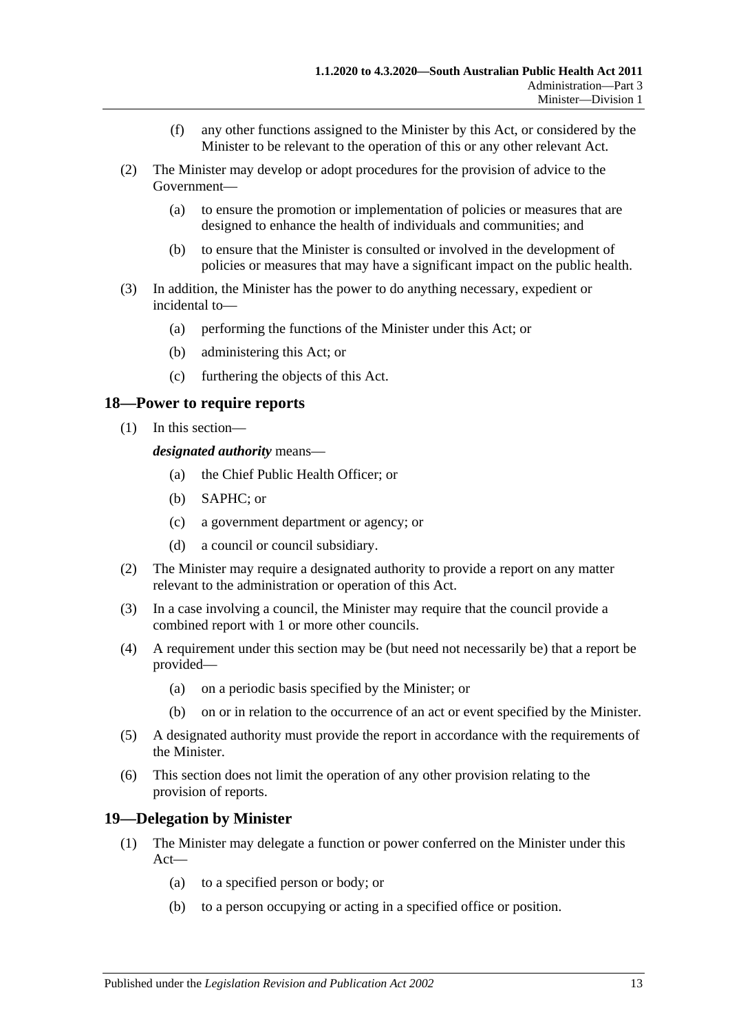(f) any other functions assigned to the Minister by this Act, or considered by the Minister to be relevant to the operation of this or any other relevant Act.

(2) The Minister may develop or adopt procedures for the provision of advice to the Government—

(a) to ensure the promotion or implementation of policies or measures that are designed to enhance the health of individuals and communities; and

(b) to ensure that the Minister is consulted or involved in the development of policies or measures that may have a significant impact on the public health.

(3) In addition, the Minister has the power to do anything necessary, expedient or incidental to—

(a) performing the functions of the Minister under this Act; or

(b) administering this Act; or

(c) furthering the objects of this Act.

## 18—Power to require reports

(1) In this section—

***designated authority*** means—

(a) the Chief Public Health Officer; or

(b) SAPHC; or

(c) a government department or agency; or

(d) a council or council subsidiary.

(2) The Minister may require a designated authority to provide a report on any matter relevant to the administration or operation of this Act.

(3) In a case involving a council, the Minister may require that the council provide a combined report with 1 or more other councils.

(4) A requirement under this section may be (but need not necessarily be) that a report be provided—

(a) on a periodic basis specified by the Minister; or

(b) on or in relation to the occurrence of an act or event specified by the Minister.

(5) A designated authority must provide the report in accordance with the requirements of the Minister.

(6) This section does not limit the operation of any other provision relating to the provision of reports.

## 19—Delegation by Minister

(1) The Minister may delegate a function or power conferred on the Minister under this Act—

(a) to a specified person or body; or

(b) to a person occupying or acting in a specified office or position.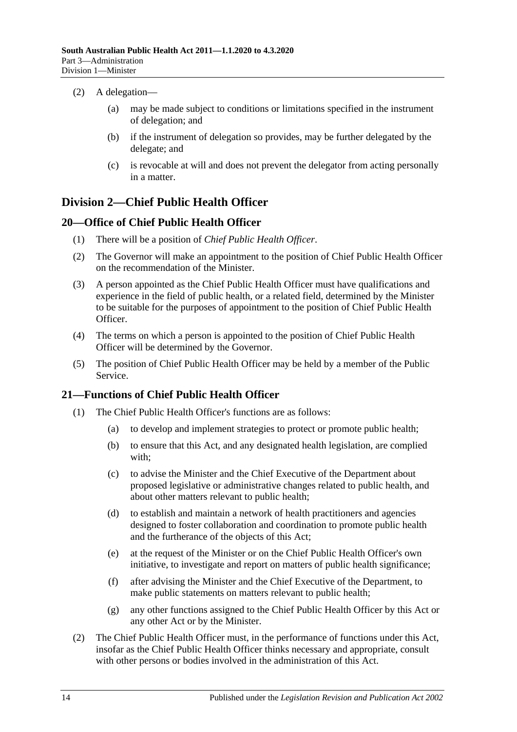(2) A delegation—

(a) may be made subject to conditions or limitations specified in the instrument of delegation; and

(b) if the instrument of delegation so provides, may be further delegated by the delegate; and

(c) is revocable at will and does not prevent the delegator from acting personally in a matter.

## Division 2—Chief Public Health Officer

### 20—Office of Chief Public Health Officer

(1) There will be a position of *Chief Public Health Officer*.

(2) The Governor will make an appointment to the position of Chief Public Health Officer on the recommendation of the Minister.

(3) A person appointed as the Chief Public Health Officer must have qualifications and experience in the field of public health, or a related field, determined by the Minister to be suitable for the purposes of appointment to the position of Chief Public Health Officer.

(4) The terms on which a person is appointed to the position of Chief Public Health Officer will be determined by the Governor.

(5) The position of Chief Public Health Officer may be held by a member of the Public Service.

### 21—Functions of Chief Public Health Officer

(1) The Chief Public Health Officer's functions are as follows:

(a) to develop and implement strategies to protect or promote public health;

(b) to ensure that this Act, and any designated health legislation, are complied with;

(c) to advise the Minister and the Chief Executive of the Department about proposed legislative or administrative changes related to public health, and about other matters relevant to public health;

(d) to establish and maintain a network of health practitioners and agencies designed to foster collaboration and coordination to promote public health and the furtherance of the objects of this Act;

(e) at the request of the Minister or on the Chief Public Health Officer's own initiative, to investigate and report on matters of public health significance;

(f) after advising the Minister and the Chief Executive of the Department, to make public statements on matters relevant to public health;

(g) any other functions assigned to the Chief Public Health Officer by this Act or any other Act or by the Minister.

(2) The Chief Public Health Officer must, in the performance of functions under this Act, insofar as the Chief Public Health Officer thinks necessary and appropriate, consult with other persons or bodies involved in the administration of this Act.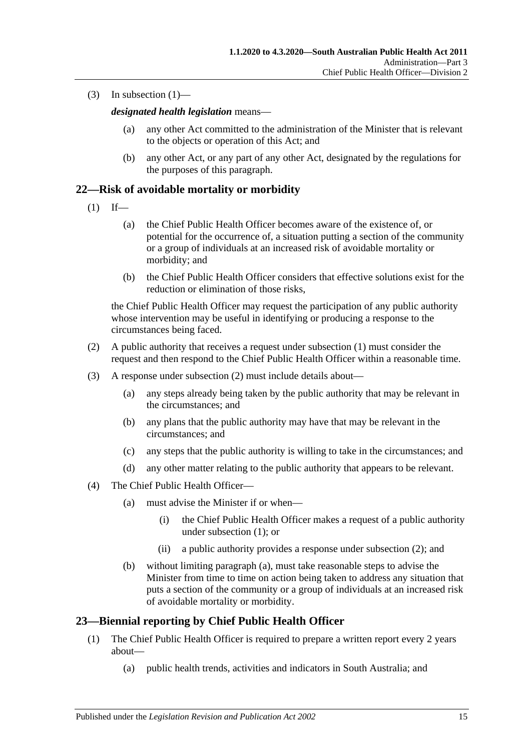(3) In subsection (1)—

***designated health legislation*** means—

(a) any other Act committed to the administration of the Minister that is relevant to the objects or operation of this Act; and

(b) any other Act, or any part of any other Act, designated by the regulations for the purposes of this paragraph.

## 22—Risk of avoidable mortality or morbidity

(1) If—

(a) the Chief Public Health Officer becomes aware of the existence of, or potential for the occurrence of, a situation putting a section of the community or a group of individuals at an increased risk of avoidable mortality or morbidity; and

(b) the Chief Public Health Officer considers that effective solutions exist for the reduction or elimination of those risks,

the Chief Public Health Officer may request the participation of any public authority whose intervention may be useful in identifying or producing a response to the circumstances being faced.

(2) A public authority that receives a request under subsection (1) must consider the request and then respond to the Chief Public Health Officer within a reasonable time.

(3) A response under subsection (2) must include details about—

(a) any steps already being taken by the public authority that may be relevant in the circumstances; and

(b) any plans that the public authority may have that may be relevant in the circumstances; and

(c) any steps that the public authority is willing to take in the circumstances; and

(d) any other matter relating to the public authority that appears to be relevant.

(4) The Chief Public Health Officer—

(a) must advise the Minister if or when—

(i) the Chief Public Health Officer makes a request of a public authority under subsection (1); or

(ii) a public authority provides a response under subsection (2); and

(b) without limiting paragraph (a), must take reasonable steps to advise the Minister from time to time on action being taken to address any situation that puts a section of the community or a group of individuals at an increased risk of avoidable mortality or morbidity.

## 23—Biennial reporting by Chief Public Health Officer

(1) The Chief Public Health Officer is required to prepare a written report every 2 years about—

(a) public health trends, activities and indicators in South Australia; and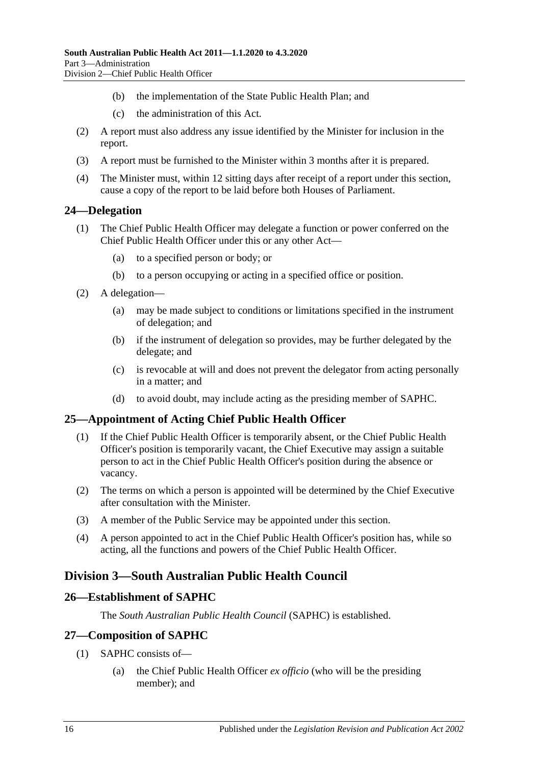(b) the implementation of the State Public Health Plan; and

(c) the administration of this Act.

(2) A report must also address any issue identified by the Minister for inclusion in the report.

(3) A report must be furnished to the Minister within 3 months after it is prepared.

(4) The Minister must, within 12 sitting days after receipt of a report under this section, cause a copy of the report to be laid before both Houses of Parliament.

## 24—Delegation

(1) The Chief Public Health Officer may delegate a function or power conferred on the Chief Public Health Officer under this or any other Act—

(a) to a specified person or body; or

(b) to a person occupying or acting in a specified office or position.

(2) A delegation—

(a) may be made subject to conditions or limitations specified in the instrument of delegation; and

(b) if the instrument of delegation so provides, may be further delegated by the delegate; and

(c) is revocable at will and does not prevent the delegator from acting personally in a matter; and

(d) to avoid doubt, may include acting as the presiding member of SAPHC.

## 25—Appointment of Acting Chief Public Health Officer

(1) If the Chief Public Health Officer is temporarily absent, or the Chief Public Health Officer's position is temporarily vacant, the Chief Executive may assign a suitable person to act in the Chief Public Health Officer's position during the absence or vacancy.

(2) The terms on which a person is appointed will be determined by the Chief Executive after consultation with the Minister.

(3) A member of the Public Service may be appointed under this section.

(4) A person appointed to act in the Chief Public Health Officer's position has, while so acting, all the functions and powers of the Chief Public Health Officer.

# Division 3—South Australian Public Health Council

## 26—Establishment of SAPHC

The *South Australian Public Health Council* (SAPHC) is established.

## 27—Composition of SAPHC

(1) SAPHC consists of—

(a) the Chief Public Health Officer *ex officio* (who will be the presiding member); and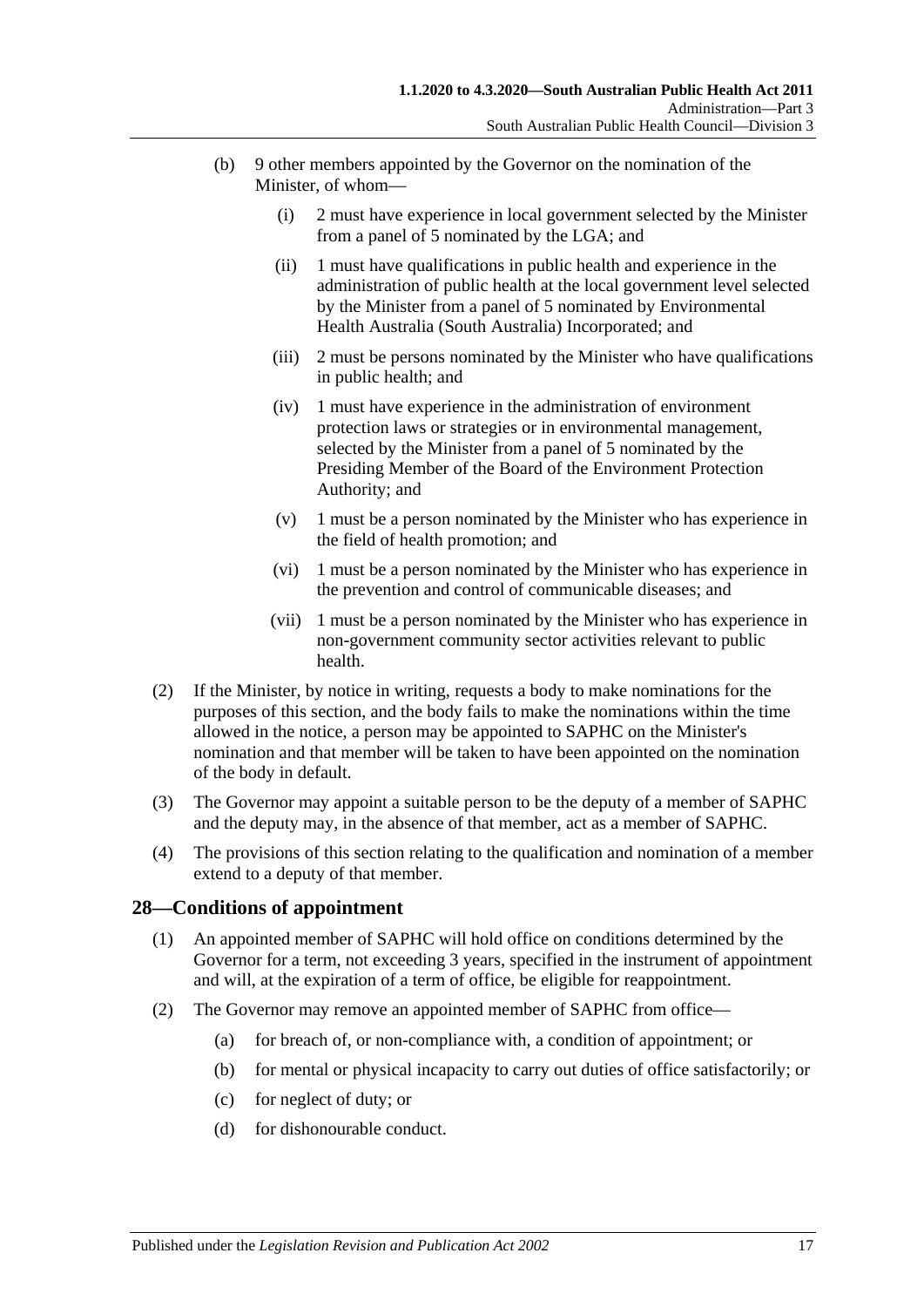(b) 9 other members appointed by the Governor on the nomination of the Minister, of whom—

(i) 2 must have experience in local government selected by the Minister from a panel of 5 nominated by the LGA; and

(ii) 1 must have qualifications in public health and experience in the administration of public health at the local government level selected by the Minister from a panel of 5 nominated by Environmental Health Australia (South Australia) Incorporated; and

(iii) 2 must be persons nominated by the Minister who have qualifications in public health; and

(iv) 1 must have experience in the administration of environment protection laws or strategies or in environmental management, selected by the Minister from a panel of 5 nominated by the Presiding Member of the Board of the Environment Protection Authority; and

(v) 1 must be a person nominated by the Minister who has experience in the field of health promotion; and

(vi) 1 must be a person nominated by the Minister who has experience in the prevention and control of communicable diseases; and

(vii) 1 must be a person nominated by the Minister who has experience in non-government community sector activities relevant to public health.

(2) If the Minister, by notice in writing, requests a body to make nominations for the purposes of this section, and the body fails to make the nominations within the time allowed in the notice, a person may be appointed to SAPHC on the Minister's nomination and that member will be taken to have been appointed on the nomination of the body in default.

(3) The Governor may appoint a suitable person to be the deputy of a member of SAPHC and the deputy may, in the absence of that member, act as a member of SAPHC.

(4) The provisions of this section relating to the qualification and nomination of a member extend to a deputy of that member.

## 28—Conditions of appointment

(1) An appointed member of SAPHC will hold office on conditions determined by the Governor for a term, not exceeding 3 years, specified in the instrument of appointment and will, at the expiration of a term of office, be eligible for reappointment.

(2) The Governor may remove an appointed member of SAPHC from office—

(a) for breach of, or non-compliance with, a condition of appointment; or

(b) for mental or physical incapacity to carry out duties of office satisfactorily; or

(c) for neglect of duty; or

(d) for dishonourable conduct.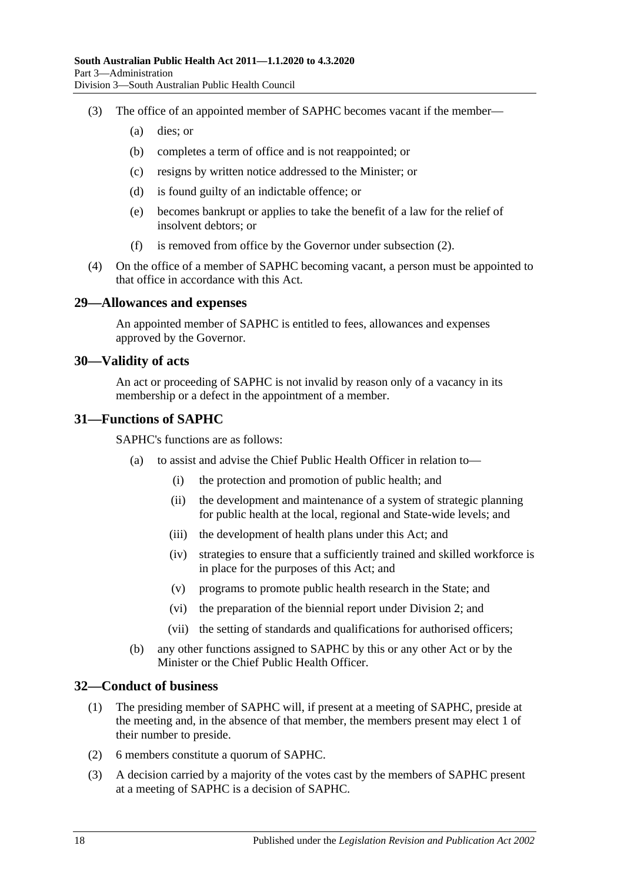(3) The office of an appointed member of SAPHC becomes vacant if the member—

(a) dies; or

(b) completes a term of office and is not reappointed; or

(c) resigns by written notice addressed to the Minister; or

(d) is found guilty of an indictable offence; or

(e) becomes bankrupt or applies to take the benefit of a law for the relief of insolvent debtors; or

(f) is removed from office by the Governor under subsection (2).

(4) On the office of a member of SAPHC becoming vacant, a person must be appointed to that office in accordance with this Act.

## 29—Allowances and expenses

An appointed member of SAPHC is entitled to fees, allowances and expenses approved by the Governor.

## 30—Validity of acts

An act or proceeding of SAPHC is not invalid by reason only of a vacancy in its membership or a defect in the appointment of a member.

## 31—Functions of SAPHC

SAPHC's functions are as follows:

(a) to assist and advise the Chief Public Health Officer in relation to—

(i) the protection and promotion of public health; and

(ii) the development and maintenance of a system of strategic planning for public health at the local, regional and State-wide levels; and

(iii) the development of health plans under this Act; and

(iv) strategies to ensure that a sufficiently trained and skilled workforce is in place for the purposes of this Act; and

(v) programs to promote public health research in the State; and

(vi) the preparation of the biennial report under Division 2; and

(vii) the setting of standards and qualifications for authorised officers;

(b) any other functions assigned to SAPHC by this or any other Act or by the Minister or the Chief Public Health Officer.

## 32—Conduct of business

(1) The presiding member of SAPHC will, if present at a meeting of SAPHC, preside at the meeting and, in the absence of that member, the members present may elect 1 of their number to preside.

(2) 6 members constitute a quorum of SAPHC.

(3) A decision carried by a majority of the votes cast by the members of SAPHC present at a meeting of SAPHC is a decision of SAPHC.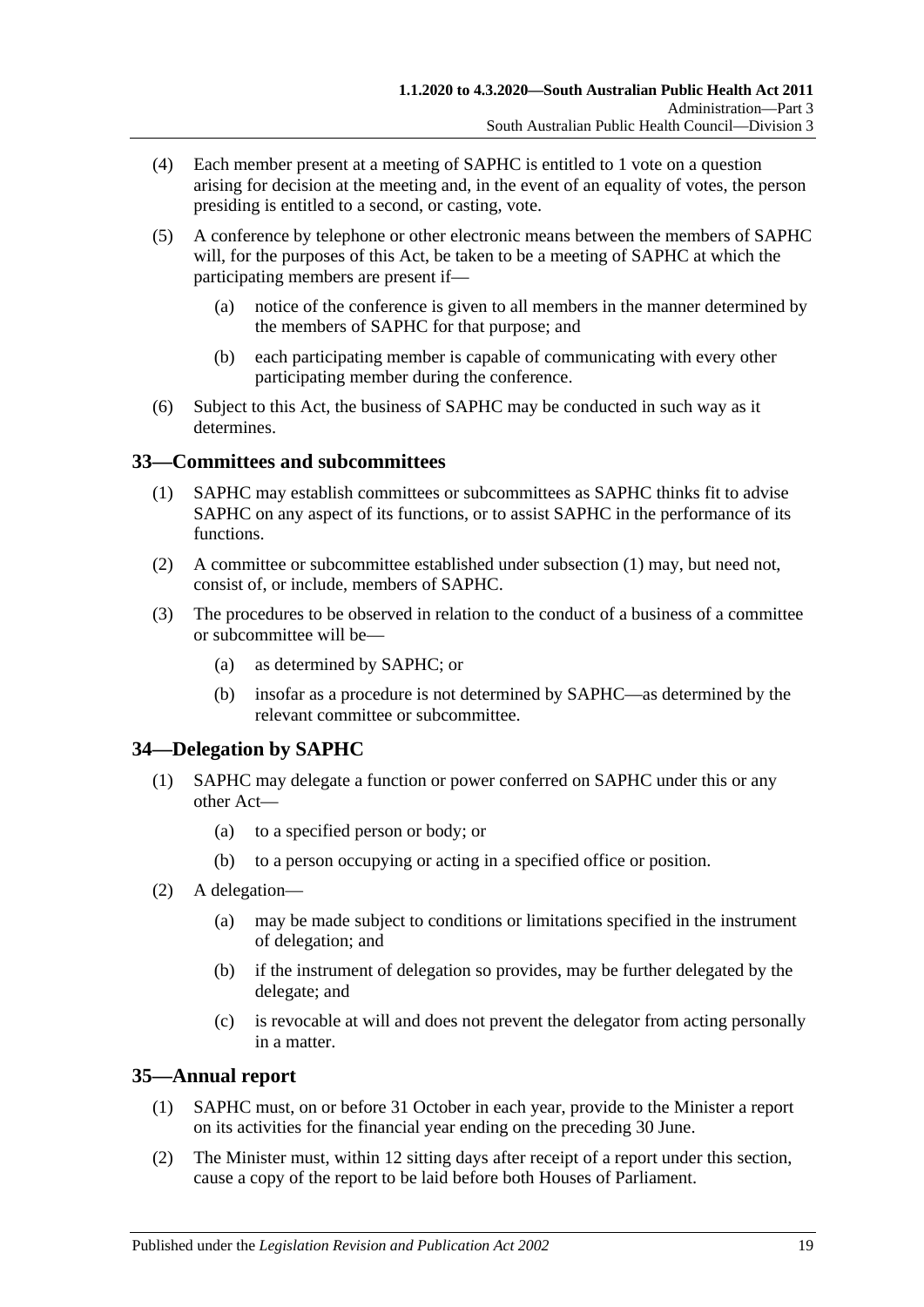(4) Each member present at a meeting of SAPHC is entitled to 1 vote on a question arising for decision at the meeting and, in the event of an equality of votes, the person presiding is entitled to a second, or casting, vote.

(5) A conference by telephone or other electronic means between the members of SAPHC will, for the purposes of this Act, be taken to be a meeting of SAPHC at which the participating members are present if—

(a) notice of the conference is given to all members in the manner determined by the members of SAPHC for that purpose; and

(b) each participating member is capable of communicating with every other participating member during the conference.

(6) Subject to this Act, the business of SAPHC may be conducted in such way as it determines.

## 33—Committees and subcommittees

(1) SAPHC may establish committees or subcommittees as SAPHC thinks fit to advise SAPHC on any aspect of its functions, or to assist SAPHC in the performance of its functions.

(2) A committee or subcommittee established under subsection (1) may, but need not, consist of, or include, members of SAPHC.

(3) The procedures to be observed in relation to the conduct of a business of a committee or subcommittee will be—

(a) as determined by SAPHC; or

(b) insofar as a procedure is not determined by SAPHC—as determined by the relevant committee or subcommittee.

## 34—Delegation by SAPHC

(1) SAPHC may delegate a function or power conferred on SAPHC under this or any other Act—

(a) to a specified person or body; or

(b) to a person occupying or acting in a specified office or position.

(2) A delegation—

(a) may be made subject to conditions or limitations specified in the instrument of delegation; and

(b) if the instrument of delegation so provides, may be further delegated by the delegate; and

(c) is revocable at will and does not prevent the delegator from acting personally in a matter.

## 35—Annual report

(1) SAPHC must, on or before 31 October in each year, provide to the Minister a report on its activities for the financial year ending on the preceding 30 June.

(2) The Minister must, within 12 sitting days after receipt of a report under this section, cause a copy of the report to be laid before both Houses of Parliament.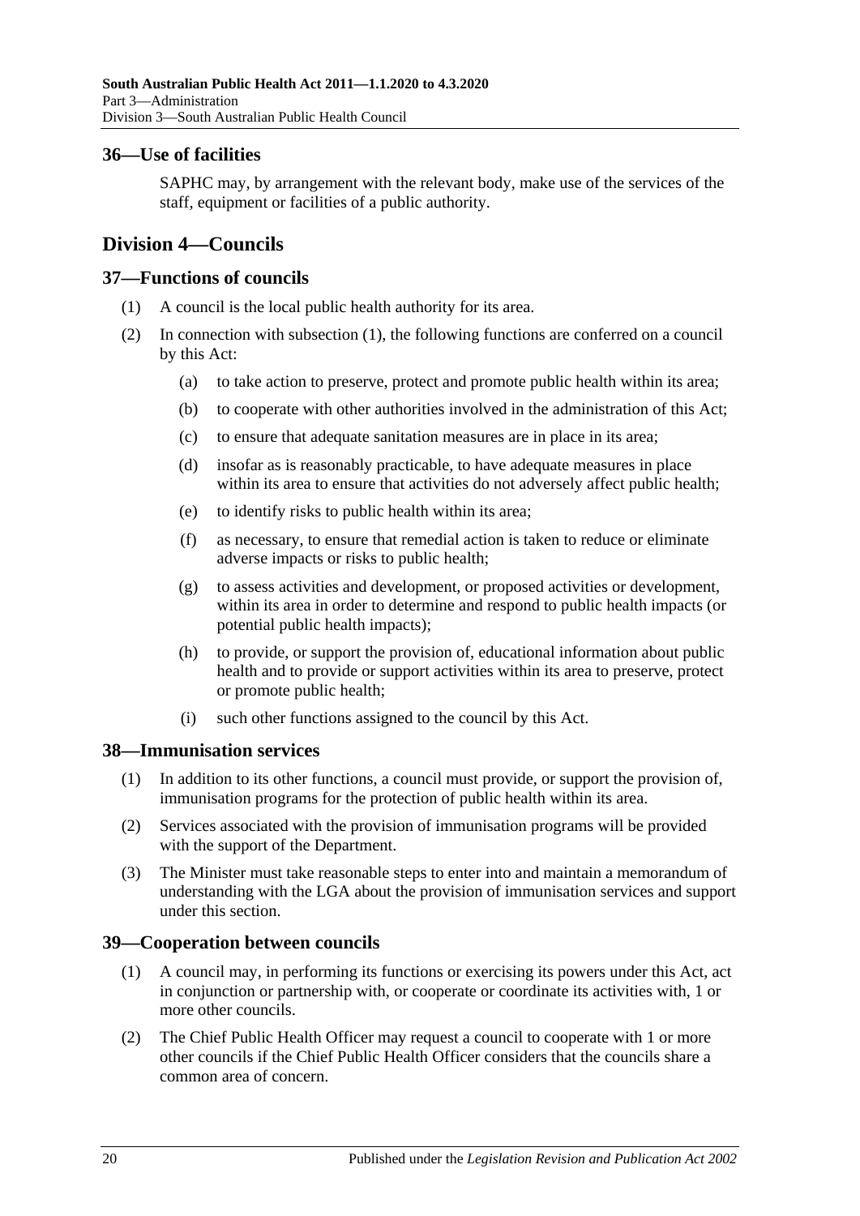## 36—Use of facilities

SAPHC may, by arrangement with the relevant body, make use of the services of the staff, equipment or facilities of a public authority.

# Division 4—Councils

## 37—Functions of councils

(1) A council is the local public health authority for its area.

(2) In connection with subsection (1), the following functions are conferred on a council by this Act:

- (a) to take action to preserve, protect and promote public health within its area;
- (b) to cooperate with other authorities involved in the administration of this Act;
- (c) to ensure that adequate sanitation measures are in place in its area;
- (d) insofar as is reasonably practicable, to have adequate measures in place within its area to ensure that activities do not adversely affect public health;
- (e) to identify risks to public health within its area;
- (f) as necessary, to ensure that remedial action is taken to reduce or eliminate adverse impacts or risks to public health;
- (g) to assess activities and development, or proposed activities or development, within its area in order to determine and respond to public health impacts (or potential public health impacts);
- (h) to provide, or support the provision of, educational information about public health and to provide or support activities within its area to preserve, protect or promote public health;
- (i) such other functions assigned to the council by this Act.

## 38—Immunisation services

(1) In addition to its other functions, a council must provide, or support the provision of, immunisation programs for the protection of public health within its area.

(2) Services associated with the provision of immunisation programs will be provided with the support of the Department.

(3) The Minister must take reasonable steps to enter into and maintain a memorandum of understanding with the LGA about the provision of immunisation services and support under this section.

## 39—Cooperation between councils

(1) A council may, in performing its functions or exercising its powers under this Act, act in conjunction or partnership with, or cooperate or coordinate its activities with, 1 or more other councils.

(2) The Chief Public Health Officer may request a council to cooperate with 1 or more other councils if the Chief Public Health Officer considers that the councils share a common area of concern.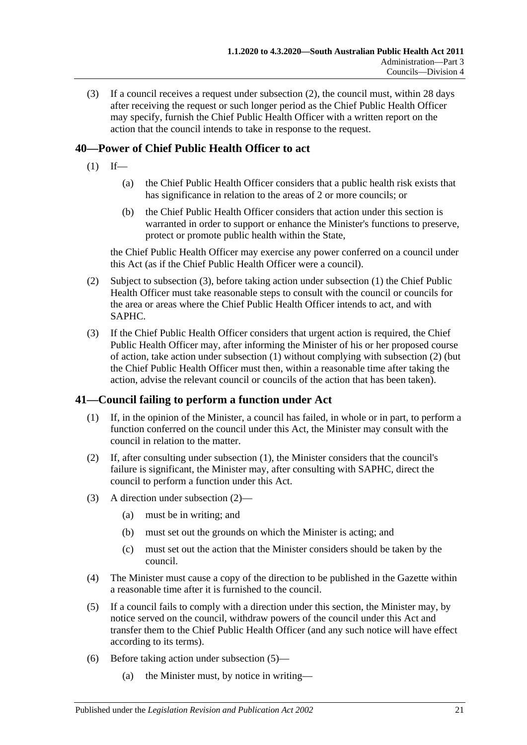(3) If a council receives a request under subsection (2), the council must, within 28 days after receiving the request or such longer period as the Chief Public Health Officer may specify, furnish the Chief Public Health Officer with a written report on the action that the council intends to take in response to the request.

## 40—Power of Chief Public Health Officer to act

(1) If—

(a) the Chief Public Health Officer considers that a public health risk exists that has significance in relation to the areas of 2 or more councils; or

(b) the Chief Public Health Officer considers that action under this section is warranted in order to support or enhance the Minister's functions to preserve, protect or promote public health within the State,

the Chief Public Health Officer may exercise any power conferred on a council under this Act (as if the Chief Public Health Officer were a council).

(2) Subject to subsection (3), before taking action under subsection (1) the Chief Public Health Officer must take reasonable steps to consult with the council or councils for the area or areas where the Chief Public Health Officer intends to act, and with SAPHC.

(3) If the Chief Public Health Officer considers that urgent action is required, the Chief Public Health Officer may, after informing the Minister of his or her proposed course of action, take action under subsection (1) without complying with subsection (2) (but the Chief Public Health Officer must then, within a reasonable time after taking the action, advise the relevant council or councils of the action that has been taken).

## 41—Council failing to perform a function under Act

(1) If, in the opinion of the Minister, a council has failed, in whole or in part, to perform a function conferred on the council under this Act, the Minister may consult with the council in relation to the matter.

(2) If, after consulting under subsection (1), the Minister considers that the council's failure is significant, the Minister may, after consulting with SAPHC, direct the council to perform a function under this Act.

(3) A direction under subsection (2)—

(a) must be in writing; and

(b) must set out the grounds on which the Minister is acting; and

(c) must set out the action that the Minister considers should be taken by the council.

(4) The Minister must cause a copy of the direction to be published in the Gazette within a reasonable time after it is furnished to the council.

(5) If a council fails to comply with a direction under this section, the Minister may, by notice served on the council, withdraw powers of the council under this Act and transfer them to the Chief Public Health Officer (and any such notice will have effect according to its terms).

(6) Before taking action under subsection (5)—

(a) the Minister must, by notice in writing—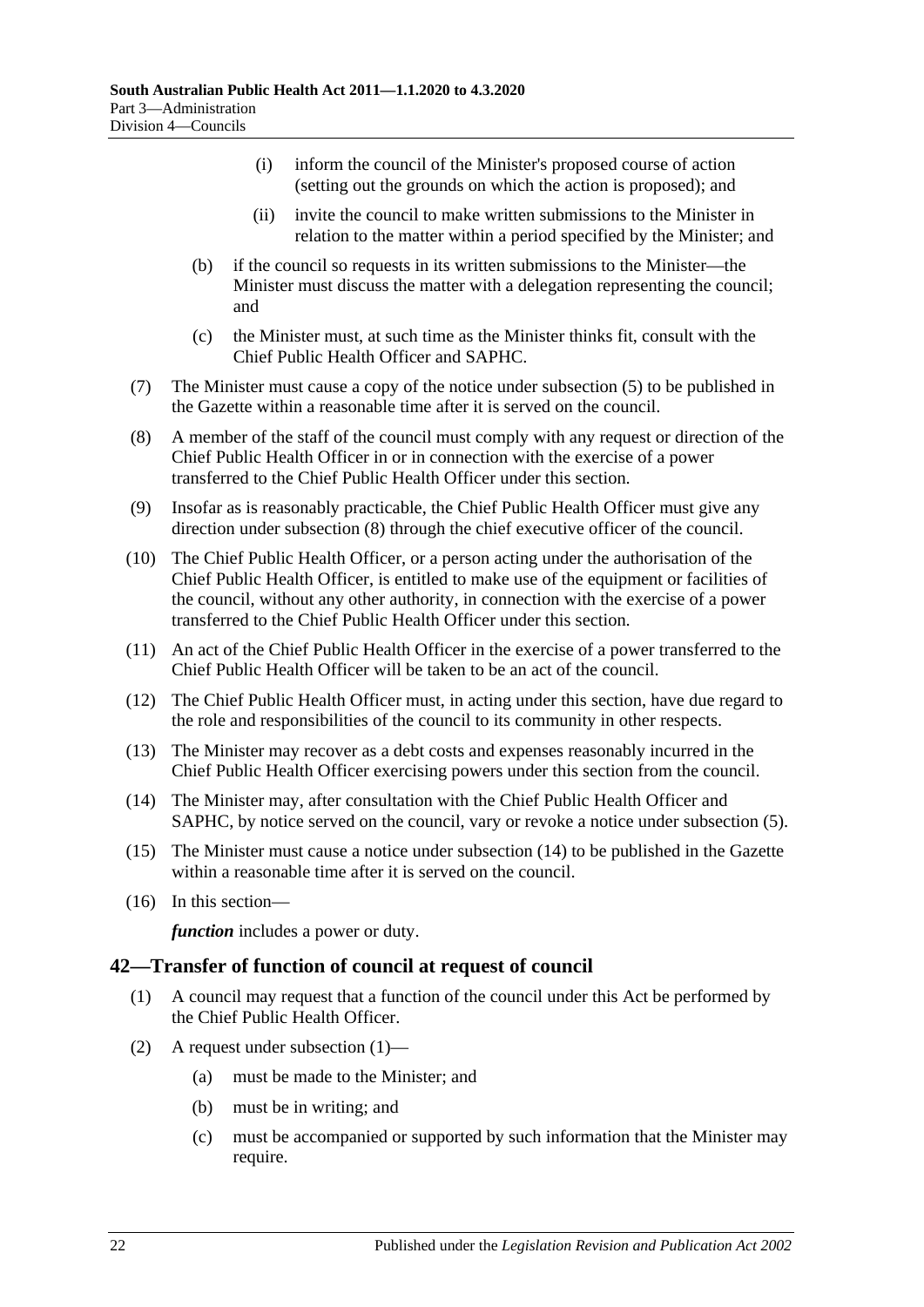(i) inform the council of the Minister's proposed course of action (setting out the grounds on which the action is proposed); and

(ii) invite the council to make written submissions to the Minister in relation to the matter within a period specified by the Minister; and

(b) if the council so requests in its written submissions to the Minister—the Minister must discuss the matter with a delegation representing the council; and

(c) the Minister must, at such time as the Minister thinks fit, consult with the Chief Public Health Officer and SAPHC.

(7) The Minister must cause a copy of the notice under subsection (5) to be published in the Gazette within a reasonable time after it is served on the council.

(8) A member of the staff of the council must comply with any request or direction of the Chief Public Health Officer in or in connection with the exercise of a power transferred to the Chief Public Health Officer under this section.

(9) Insofar as is reasonably practicable, the Chief Public Health Officer must give any direction under subsection (8) through the chief executive officer of the council.

(10) The Chief Public Health Officer, or a person acting under the authorisation of the Chief Public Health Officer, is entitled to make use of the equipment or facilities of the council, without any other authority, in connection with the exercise of a power transferred to the Chief Public Health Officer under this section.

(11) An act of the Chief Public Health Officer in the exercise of a power transferred to the Chief Public Health Officer will be taken to be an act of the council.

(12) The Chief Public Health Officer must, in acting under this section, have due regard to the role and responsibilities of the council to its community in other respects.

(13) The Minister may recover as a debt costs and expenses reasonably incurred in the Chief Public Health Officer exercising powers under this section from the council.

(14) The Minister may, after consultation with the Chief Public Health Officer and SAPHC, by notice served on the council, vary or revoke a notice under subsection (5).

(15) The Minister must cause a notice under subsection (14) to be published in the Gazette within a reasonable time after it is served on the council.

(16) In this section—

***function*** includes a power or duty.

## 42—Transfer of function of council at request of council

(1) A council may request that a function of the council under this Act be performed by the Chief Public Health Officer.

(2) A request under subsection (1)—

(a) must be made to the Minister; and

(b) must be in writing; and

(c) must be accompanied or supported by such information that the Minister may require.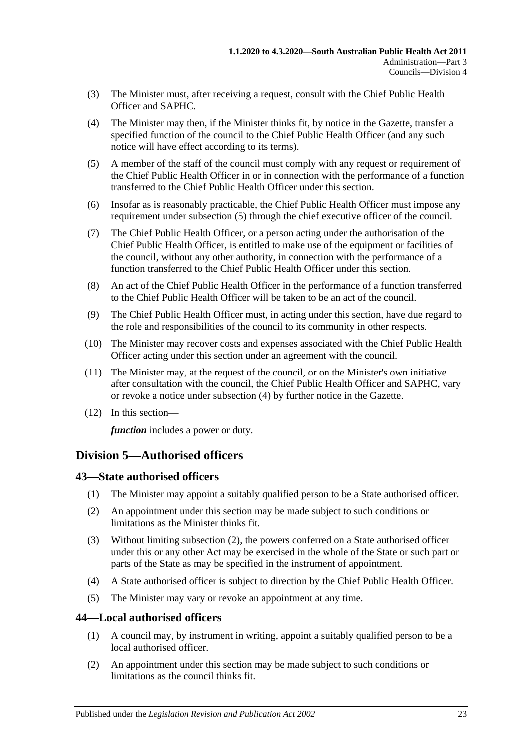(3) The Minister must, after receiving a request, consult with the Chief Public Health Officer and SAPHC.

(4) The Minister may then, if the Minister thinks fit, by notice in the Gazette, transfer a specified function of the council to the Chief Public Health Officer (and any such notice will have effect according to its terms).

(5) A member of the staff of the council must comply with any request or requirement of the Chief Public Health Officer in or in connection with the performance of a function transferred to the Chief Public Health Officer under this section.

(6) Insofar as is reasonably practicable, the Chief Public Health Officer must impose any requirement under subsection (5) through the chief executive officer of the council.

(7) The Chief Public Health Officer, or a person acting under the authorisation of the Chief Public Health Officer, is entitled to make use of the equipment or facilities of the council, without any other authority, in connection with the performance of a function transferred to the Chief Public Health Officer under this section.

(8) An act of the Chief Public Health Officer in the performance of a function transferred to the Chief Public Health Officer will be taken to be an act of the council.

(9) The Chief Public Health Officer must, in acting under this section, have due regard to the role and responsibilities of the council to its community in other respects.

(10) The Minister may recover costs and expenses associated with the Chief Public Health Officer acting under this section under an agreement with the council.

(11) The Minister may, at the request of the council, or on the Minister's own initiative after consultation with the council, the Chief Public Health Officer and SAPHC, vary or revoke a notice under subsection (4) by further notice in the Gazette.

(12) In this section—

***function*** includes a power or duty.

## Division 5—Authorised officers

### 43—State authorised officers

(1) The Minister may appoint a suitably qualified person to be a State authorised officer.

(2) An appointment under this section may be made subject to such conditions or limitations as the Minister thinks fit.

(3) Without limiting subsection (2), the powers conferred on a State authorised officer under this or any other Act may be exercised in the whole of the State or such part or parts of the State as may be specified in the instrument of appointment.

(4) A State authorised officer is subject to direction by the Chief Public Health Officer.

(5) The Minister may vary or revoke an appointment at any time.

### 44—Local authorised officers

(1) A council may, by instrument in writing, appoint a suitably qualified person to be a local authorised officer.

(2) An appointment under this section may be made subject to such conditions or limitations as the council thinks fit.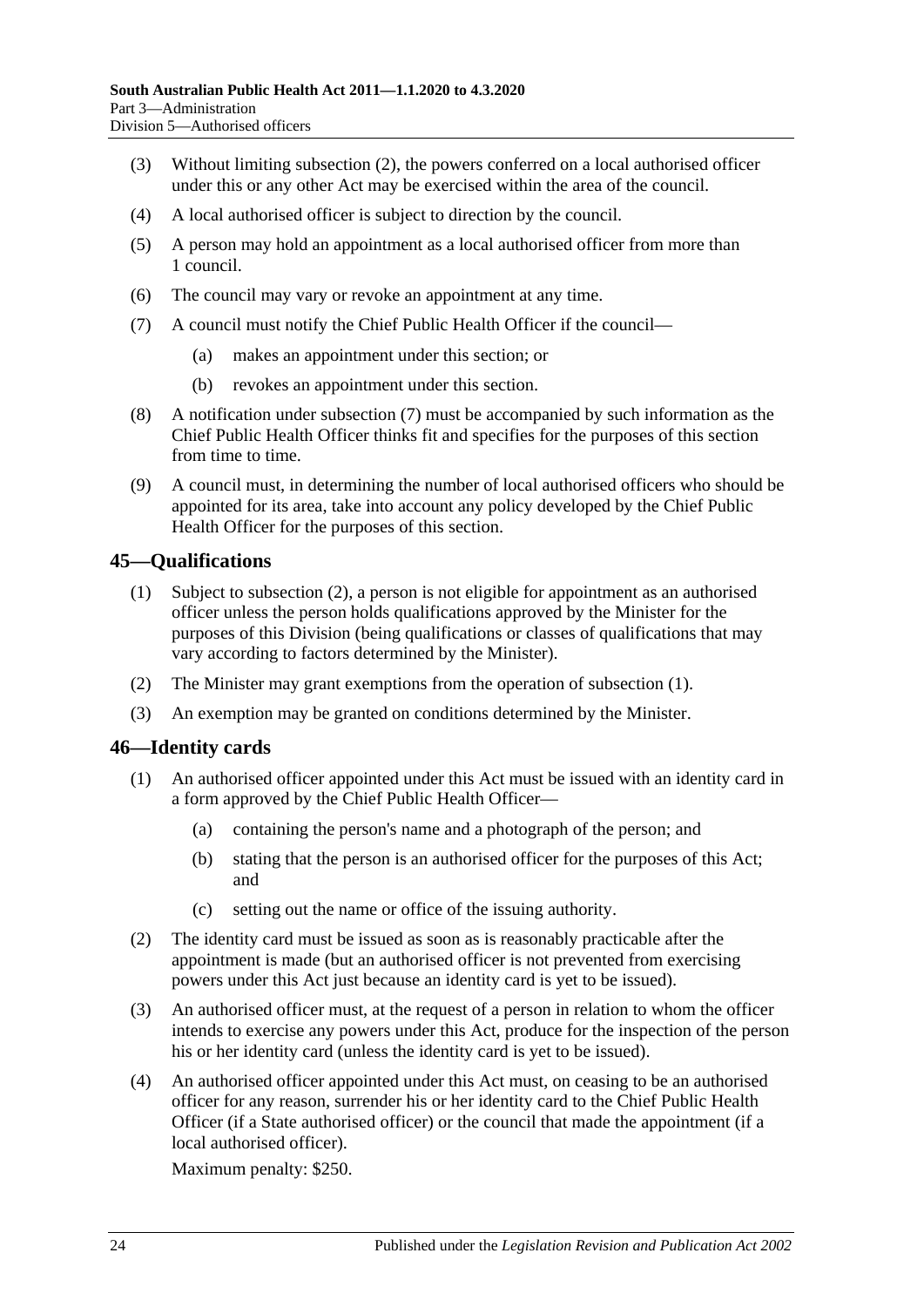(3) Without limiting subsection (2), the powers conferred on a local authorised officer under this or any other Act may be exercised within the area of the council.

(4) A local authorised officer is subject to direction by the council.

(5) A person may hold an appointment as a local authorised officer from more than 1 council.

(6) The council may vary or revoke an appointment at any time.

(7) A council must notify the Chief Public Health Officer if the council—

(a) makes an appointment under this section; or

(b) revokes an appointment under this section.

(8) A notification under subsection (7) must be accompanied by such information as the Chief Public Health Officer thinks fit and specifies for the purposes of this section from time to time.

(9) A council must, in determining the number of local authorised officers who should be appointed for its area, take into account any policy developed by the Chief Public Health Officer for the purposes of this section.

## 45—Qualifications

(1) Subject to subsection (2), a person is not eligible for appointment as an authorised officer unless the person holds qualifications approved by the Minister for the purposes of this Division (being qualifications or classes of qualifications that may vary according to factors determined by the Minister).

(2) The Minister may grant exemptions from the operation of subsection (1).

(3) An exemption may be granted on conditions determined by the Minister.

## 46—Identity cards

(1) An authorised officer appointed under this Act must be issued with an identity card in a form approved by the Chief Public Health Officer—

(a) containing the person's name and a photograph of the person; and

(b) stating that the person is an authorised officer for the purposes of this Act; and

(c) setting out the name or office of the issuing authority.

(2) The identity card must be issued as soon as is reasonably practicable after the appointment is made (but an authorised officer is not prevented from exercising powers under this Act just because an identity card is yet to be issued).

(3) An authorised officer must, at the request of a person in relation to whom the officer intends to exercise any powers under this Act, produce for the inspection of the person his or her identity card (unless the identity card is yet to be issued).

(4) An authorised officer appointed under this Act must, on ceasing to be an authorised officer for any reason, surrender his or her identity card to the Chief Public Health Officer (if a State authorised officer) or the council that made the appointment (if a local authorised officer).

Maximum penalty: $250.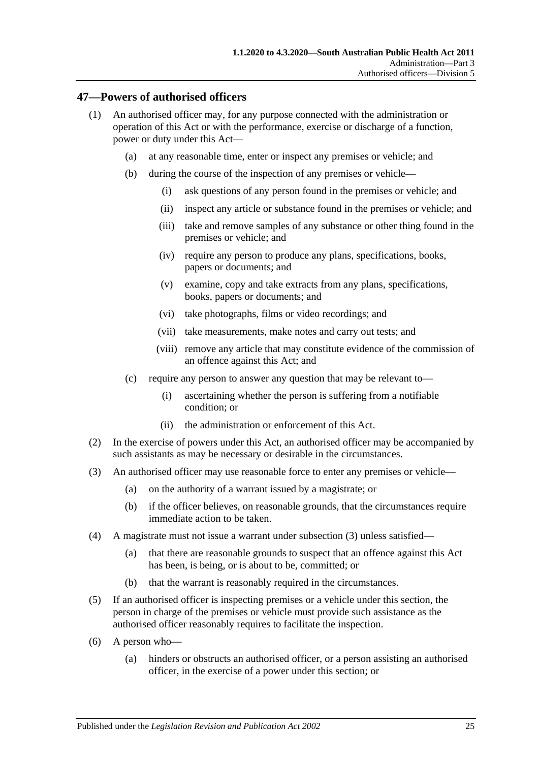## 47—Powers of authorised officers

(1) An authorised officer may, for any purpose connected with the administration or operation of this Act or with the performance, exercise or discharge of a function, power or duty under this Act—

(a) at any reasonable time, enter or inspect any premises or vehicle; and

(b) during the course of the inspection of any premises or vehicle—

(i) ask questions of any person found in the premises or vehicle; and

(ii) inspect any article or substance found in the premises or vehicle; and

(iii) take and remove samples of any substance or other thing found in the premises or vehicle; and

(iv) require any person to produce any plans, specifications, books, papers or documents; and

(v) examine, copy and take extracts from any plans, specifications, books, papers or documents; and

(vi) take photographs, films or video recordings; and

(vii) take measurements, make notes and carry out tests; and

(viii) remove any article that may constitute evidence of the commission of an offence against this Act; and

(c) require any person to answer any question that may be relevant to—

(i) ascertaining whether the person is suffering from a notifiable condition; or

(ii) the administration or enforcement of this Act.

(2) In the exercise of powers under this Act, an authorised officer may be accompanied by such assistants as may be necessary or desirable in the circumstances.

(3) An authorised officer may use reasonable force to enter any premises or vehicle—

(a) on the authority of a warrant issued by a magistrate; or

(b) if the officer believes, on reasonable grounds, that the circumstances require immediate action to be taken.

(4) A magistrate must not issue a warrant under subsection (3) unless satisfied—

(a) that there are reasonable grounds to suspect that an offence against this Act has been, is being, or is about to be, committed; or

(b) that the warrant is reasonably required in the circumstances.

(5) If an authorised officer is inspecting premises or a vehicle under this section, the person in charge of the premises or vehicle must provide such assistance as the authorised officer reasonably requires to facilitate the inspection.

(6) A person who—

(a) hinders or obstructs an authorised officer, or a person assisting an authorised officer, in the exercise of a power under this section; or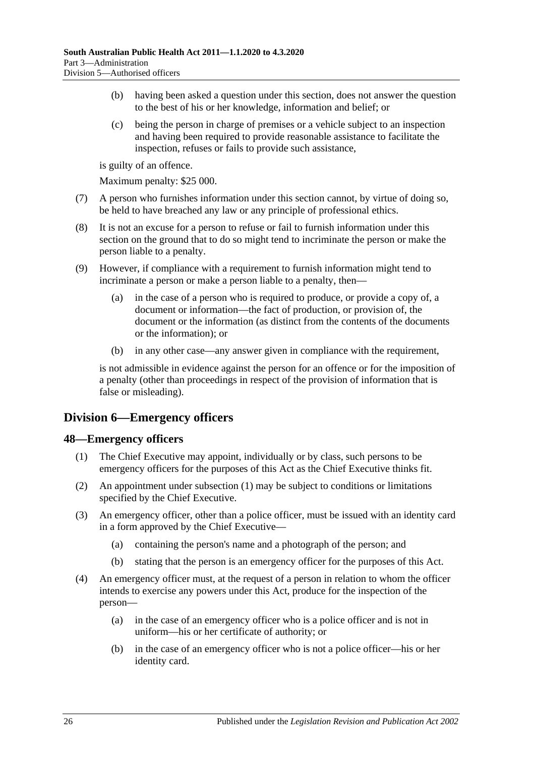(b) having been asked a question under this section, does not answer the question to the best of his or her knowledge, information and belief; or

(c) being the person in charge of premises or a vehicle subject to an inspection and having been required to provide reasonable assistance to facilitate the inspection, refuses or fails to provide such assistance,

is guilty of an offence.

Maximum penalty: $25 000.

(7) A person who furnishes information under this section cannot, by virtue of doing so, be held to have breached any law or any principle of professional ethics.

(8) It is not an excuse for a person to refuse or fail to furnish information under this section on the ground that to do so might tend to incriminate the person or make the person liable to a penalty.

(9) However, if compliance with a requirement to furnish information might tend to incriminate a person or make a person liable to a penalty, then—

(a) in the case of a person who is required to produce, or provide a copy of, a document or information—the fact of production, or provision of, the document or the information (as distinct from the contents of the documents or the information); or

(b) in any other case—any answer given in compliance with the requirement,

is not admissible in evidence against the person for an offence or for the imposition of a penalty (other than proceedings in respect of the provision of information that is false or misleading).

## Division 6—Emergency officers

### 48—Emergency officers

(1) The Chief Executive may appoint, individually or by class, such persons to be emergency officers for the purposes of this Act as the Chief Executive thinks fit.

(2) An appointment under subsection (1) may be subject to conditions or limitations specified by the Chief Executive.

(3) An emergency officer, other than a police officer, must be issued with an identity card in a form approved by the Chief Executive—

(a) containing the person's name and a photograph of the person; and

(b) stating that the person is an emergency officer for the purposes of this Act.

(4) An emergency officer must, at the request of a person in relation to whom the officer intends to exercise any powers under this Act, produce for the inspection of the person—

(a) in the case of an emergency officer who is a police officer and is not in uniform—his or her certificate of authority; or

(b) in the case of an emergency officer who is not a police officer—his or her identity card.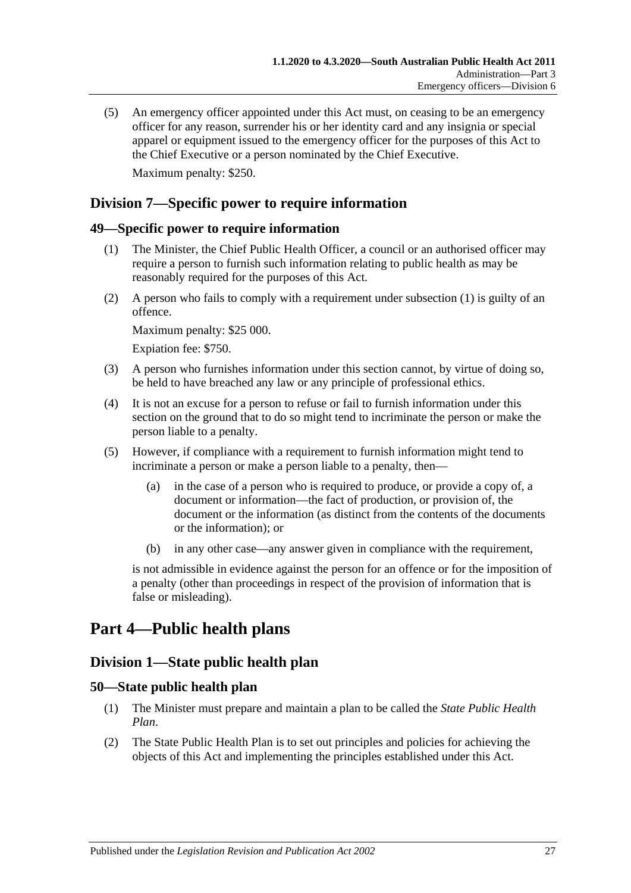(5) An emergency officer appointed under this Act must, on ceasing to be an emergency officer for any reason, surrender his or her identity card and any insignia or special apparel or equipment issued to the emergency officer for the purposes of this Act to the Chief Executive or a person nominated by the Chief Executive.

Maximum penalty: $250.

## Division 7—Specific power to require information

### 49—Specific power to require information

(1) The Minister, the Chief Public Health Officer, a council or an authorised officer may require a person to furnish such information relating to public health as may be reasonably required for the purposes of this Act.

(2) A person who fails to comply with a requirement under subsection (1) is guilty of an offence.

Maximum penalty: $25 000.

Expiation fee: $750.

(3) A person who furnishes information under this section cannot, by virtue of doing so, be held to have breached any law or any principle of professional ethics.

(4) It is not an excuse for a person to refuse or fail to furnish information under this section on the ground that to do so might tend to incriminate the person or make the person liable to a penalty.

(5) However, if compliance with a requirement to furnish information might tend to incriminate a person or make a person liable to a penalty, then—

(a) in the case of a person who is required to produce, or provide a copy of, a document or information—the fact of production, or provision of, the document or the information (as distinct from the contents of the documents or the information); or

(b) in any other case—any answer given in compliance with the requirement,

is not admissible in evidence against the person for an offence or for the imposition of a penalty (other than proceedings in respect of the provision of information that is false or misleading).

# Part 4—Public health plans

## Division 1—State public health plan

### 50—State public health plan

(1) The Minister must prepare and maintain a plan to be called the *State Public Health Plan*.

(2) The State Public Health Plan is to set out principles and policies for achieving the objects of this Act and implementing the principles established under this Act.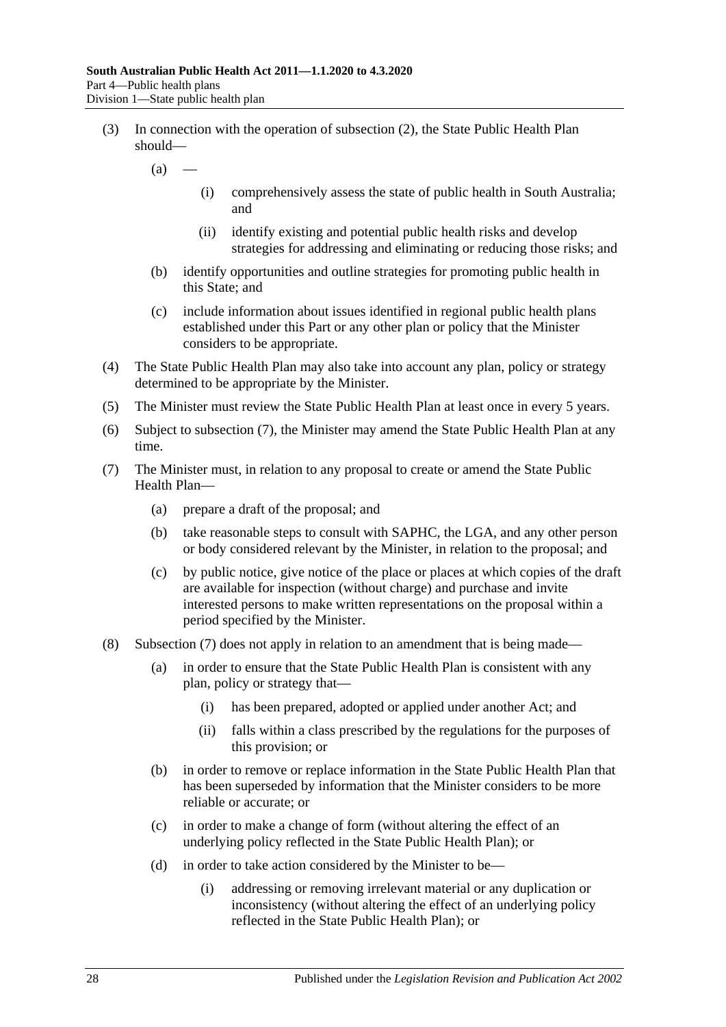(3) In connection with the operation of subsection (2), the State Public Health Plan should—

(a) —

(i) comprehensively assess the state of public health in South Australia; and

(ii) identify existing and potential public health risks and develop strategies for addressing and eliminating or reducing those risks; and

(b) identify opportunities and outline strategies for promoting public health in this State; and

(c) include information about issues identified in regional public health plans established under this Part or any other plan or policy that the Minister considers to be appropriate.

(4) The State Public Health Plan may also take into account any plan, policy or strategy determined to be appropriate by the Minister.

(5) The Minister must review the State Public Health Plan at least once in every 5 years.

(6) Subject to subsection (7), the Minister may amend the State Public Health Plan at any time.

(7) The Minister must, in relation to any proposal to create or amend the State Public Health Plan—

(a) prepare a draft of the proposal; and

(b) take reasonable steps to consult with SAPHC, the LGA, and any other person or body considered relevant by the Minister, in relation to the proposal; and

(c) by public notice, give notice of the place or places at which copies of the draft are available for inspection (without charge) and purchase and invite interested persons to make written representations on the proposal within a period specified by the Minister.

(8) Subsection (7) does not apply in relation to an amendment that is being made—

(a) in order to ensure that the State Public Health Plan is consistent with any plan, policy or strategy that—

(i) has been prepared, adopted or applied under another Act; and

(ii) falls within a class prescribed by the regulations for the purposes of this provision; or

(b) in order to remove or replace information in the State Public Health Plan that has been superseded by information that the Minister considers to be more reliable or accurate; or

(c) in order to make a change of form (without altering the effect of an underlying policy reflected in the State Public Health Plan); or

(d) in order to take action considered by the Minister to be—

(i) addressing or removing irrelevant material or any duplication or inconsistency (without altering the effect of an underlying policy reflected in the State Public Health Plan); or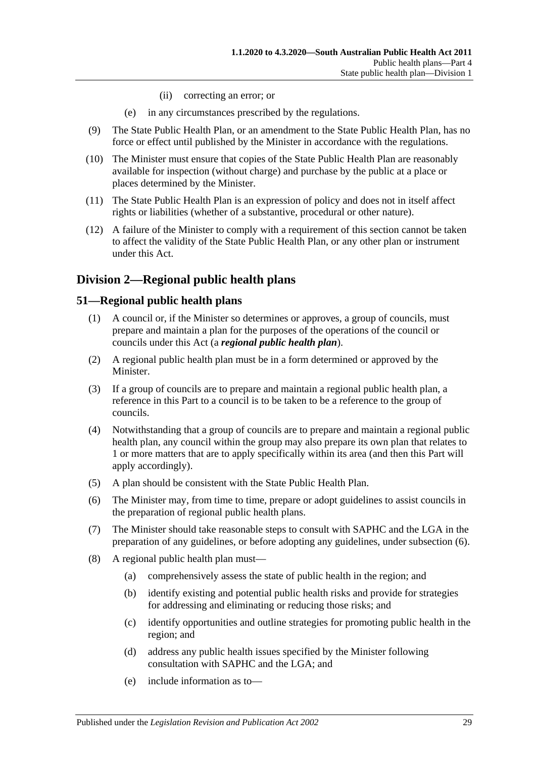(ii) correcting an error; or

(e) in any circumstances prescribed by the regulations.

(9) The State Public Health Plan, or an amendment to the State Public Health Plan, has no force or effect until published by the Minister in accordance with the regulations.

(10) The Minister must ensure that copies of the State Public Health Plan are reasonably available for inspection (without charge) and purchase by the public at a place or places determined by the Minister.

(11) The State Public Health Plan is an expression of policy and does not in itself affect rights or liabilities (whether of a substantive, procedural or other nature).

(12) A failure of the Minister to comply with a requirement of this section cannot be taken to affect the validity of the State Public Health Plan, or any other plan or instrument under this Act.

## Division 2—Regional public health plans

### 51—Regional public health plans

(1) A council or, if the Minister so determines or approves, a group of councils, must prepare and maintain a plan for the purposes of the operations of the council or councils under this Act (a ***regional public health plan***).

(2) A regional public health plan must be in a form determined or approved by the Minister.

(3) If a group of councils are to prepare and maintain a regional public health plan, a reference in this Part to a council is to be taken to be a reference to the group of councils.

(4) Notwithstanding that a group of councils are to prepare and maintain a regional public health plan, any council within the group may also prepare its own plan that relates to 1 or more matters that are to apply specifically within its area (and then this Part will apply accordingly).

(5) A plan should be consistent with the State Public Health Plan.

(6) The Minister may, from time to time, prepare or adopt guidelines to assist councils in the preparation of regional public health plans.

(7) The Minister should take reasonable steps to consult with SAPHC and the LGA in the preparation of any guidelines, or before adopting any guidelines, under subsection (6).

(8) A regional public health plan must—

(a) comprehensively assess the state of public health in the region; and

(b) identify existing and potential public health risks and provide for strategies for addressing and eliminating or reducing those risks; and

(c) identify opportunities and outline strategies for promoting public health in the region; and

(d) address any public health issues specified by the Minister following consultation with SAPHC and the LGA; and

(e) include information as to—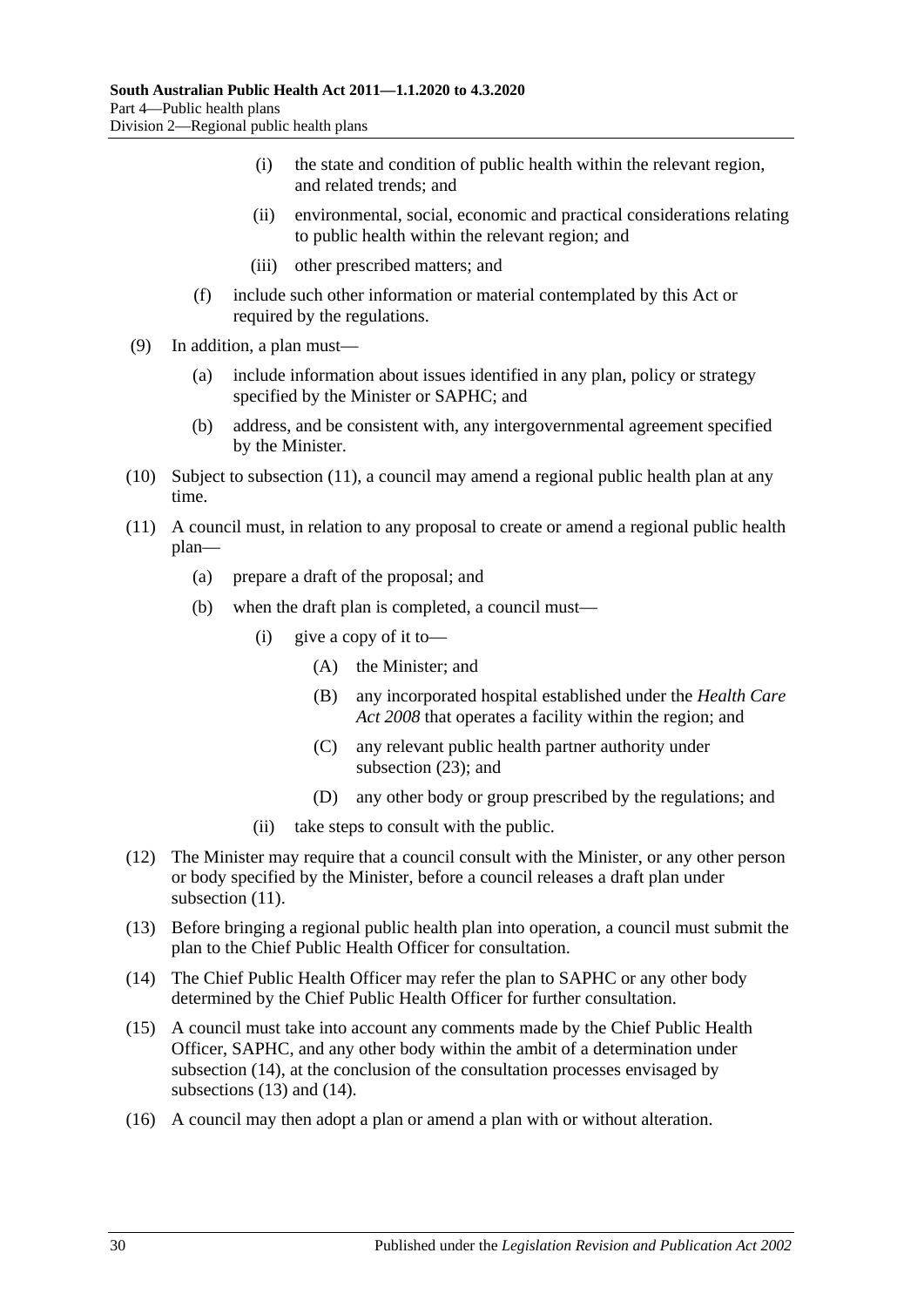(i) the state and condition of public health within the relevant region, and related trends; and

(ii) environmental, social, economic and practical considerations relating to public health within the relevant region; and

(iii) other prescribed matters; and

(f) include such other information or material contemplated by this Act or required by the regulations.

(9) In addition, a plan must—

(a) include information about issues identified in any plan, policy or strategy specified by the Minister or SAPHC; and

(b) address, and be consistent with, any intergovernmental agreement specified by the Minister.

(10) Subject to subsection (11), a council may amend a regional public health plan at any time.

(11) A council must, in relation to any proposal to create or amend a regional public health plan—

(a) prepare a draft of the proposal; and

(b) when the draft plan is completed, a council must—

(i) give a copy of it to—

(A) the Minister; and

(B) any incorporated hospital established under the *Health Care Act 2008* that operates a facility within the region; and

(C) any relevant public health partner authority under subsection (23); and

(D) any other body or group prescribed by the regulations; and

(ii) take steps to consult with the public.

(12) The Minister may require that a council consult with the Minister, or any other person or body specified by the Minister, before a council releases a draft plan under subsection (11).

(13) Before bringing a regional public health plan into operation, a council must submit the plan to the Chief Public Health Officer for consultation.

(14) The Chief Public Health Officer may refer the plan to SAPHC or any other body determined by the Chief Public Health Officer for further consultation.

(15) A council must take into account any comments made by the Chief Public Health Officer, SAPHC, and any other body within the ambit of a determination under subsection (14), at the conclusion of the consultation processes envisaged by subsections (13) and (14).

(16) A council may then adopt a plan or amend a plan with or without alteration.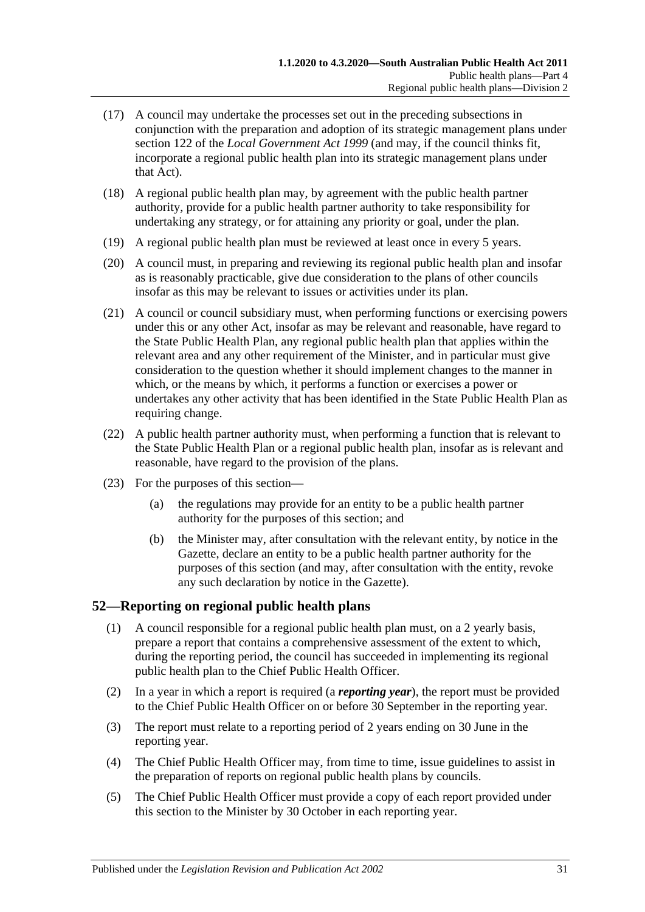(17) A council may undertake the processes set out in the preceding subsections in conjunction with the preparation and adoption of its strategic management plans under section 122 of the *Local Government Act 1999* (and may, if the council thinks fit, incorporate a regional public health plan into its strategic management plans under that Act).

(18) A regional public health plan may, by agreement with the public health partner authority, provide for a public health partner authority to take responsibility for undertaking any strategy, or for attaining any priority or goal, under the plan.

(19) A regional public health plan must be reviewed at least once in every 5 years.

(20) A council must, in preparing and reviewing its regional public health plan and insofar as is reasonably practicable, give due consideration to the plans of other councils insofar as this may be relevant to issues or activities under its plan.

(21) A council or council subsidiary must, when performing functions or exercising powers under this or any other Act, insofar as may be relevant and reasonable, have regard to the State Public Health Plan, any regional public health plan that applies within the relevant area and any other requirement of the Minister, and in particular must give consideration to the question whether it should implement changes to the manner in which, or the means by which, it performs a function or exercises a power or undertakes any other activity that has been identified in the State Public Health Plan as requiring change.

(22) A public health partner authority must, when performing a function that is relevant to the State Public Health Plan or a regional public health plan, insofar as is relevant and reasonable, have regard to the provision of the plans.

(23) For the purposes of this section—

(a) the regulations may provide for an entity to be a public health partner authority for the purposes of this section; and

(b) the Minister may, after consultation with the relevant entity, by notice in the Gazette, declare an entity to be a public health partner authority for the purposes of this section (and may, after consultation with the entity, revoke any such declaration by notice in the Gazette).

## 52—Reporting on regional public health plans

(1) A council responsible for a regional public health plan must, on a 2 yearly basis, prepare a report that contains a comprehensive assessment of the extent to which, during the reporting period, the council has succeeded in implementing its regional public health plan to the Chief Public Health Officer.

(2) In a year in which a report is required (a ***reporting year***), the report must be provided to the Chief Public Health Officer on or before 30 September in the reporting year.

(3) The report must relate to a reporting period of 2 years ending on 30 June in the reporting year.

(4) The Chief Public Health Officer may, from time to time, issue guidelines to assist in the preparation of reports on regional public health plans by councils.

(5) The Chief Public Health Officer must provide a copy of each report provided under this section to the Minister by 30 October in each reporting year.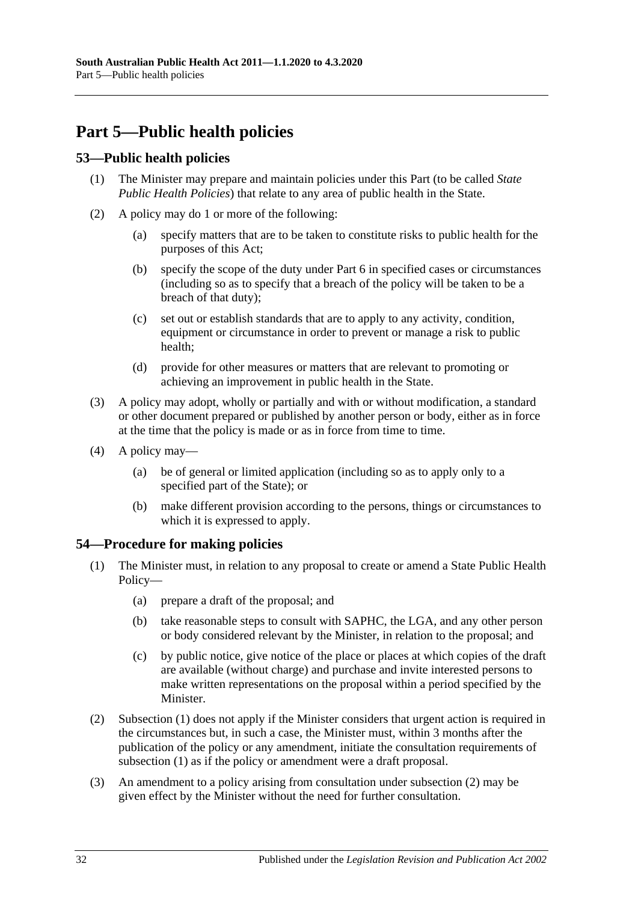# Part 5—Public health policies

## 53—Public health policies

(1) The Minister may prepare and maintain policies under this Part (to be called *State Public Health Policies*) that relate to any area of public health in the State.

(2) A policy may do 1 or more of the following:

- (a) specify matters that are to be taken to constitute risks to public health for the purposes of this Act;
- (b) specify the scope of the duty under Part 6 in specified cases or circumstances (including so as to specify that a breach of the policy will be taken to be a breach of that duty);
- (c) set out or establish standards that are to apply to any activity, condition, equipment or circumstance in order to prevent or manage a risk to public health;
- (d) provide for other measures or matters that are relevant to promoting or achieving an improvement in public health in the State.

(3) A policy may adopt, wholly or partially and with or without modification, a standard or other document prepared or published by another person or body, either as in force at the time that the policy is made or as in force from time to time.

(4) A policy may—

- (a) be of general or limited application (including so as to apply only to a specified part of the State); or
- (b) make different provision according to the persons, things or circumstances to which it is expressed to apply.

## 54—Procedure for making policies

(1) The Minister must, in relation to any proposal to create or amend a State Public Health Policy—

- (a) prepare a draft of the proposal; and
- (b) take reasonable steps to consult with SAPHC, the LGA, and any other person or body considered relevant by the Minister, in relation to the proposal; and
- (c) by public notice, give notice of the place or places at which copies of the draft are available (without charge) and purchase and invite interested persons to make written representations on the proposal within a period specified by the Minister.

(2) Subsection (1) does not apply if the Minister considers that urgent action is required in the circumstances but, in such a case, the Minister must, within 3 months after the publication of the policy or any amendment, initiate the consultation requirements of subsection (1) as if the policy or amendment were a draft proposal.

(3) An amendment to a policy arising from consultation under subsection (2) may be given effect by the Minister without the need for further consultation.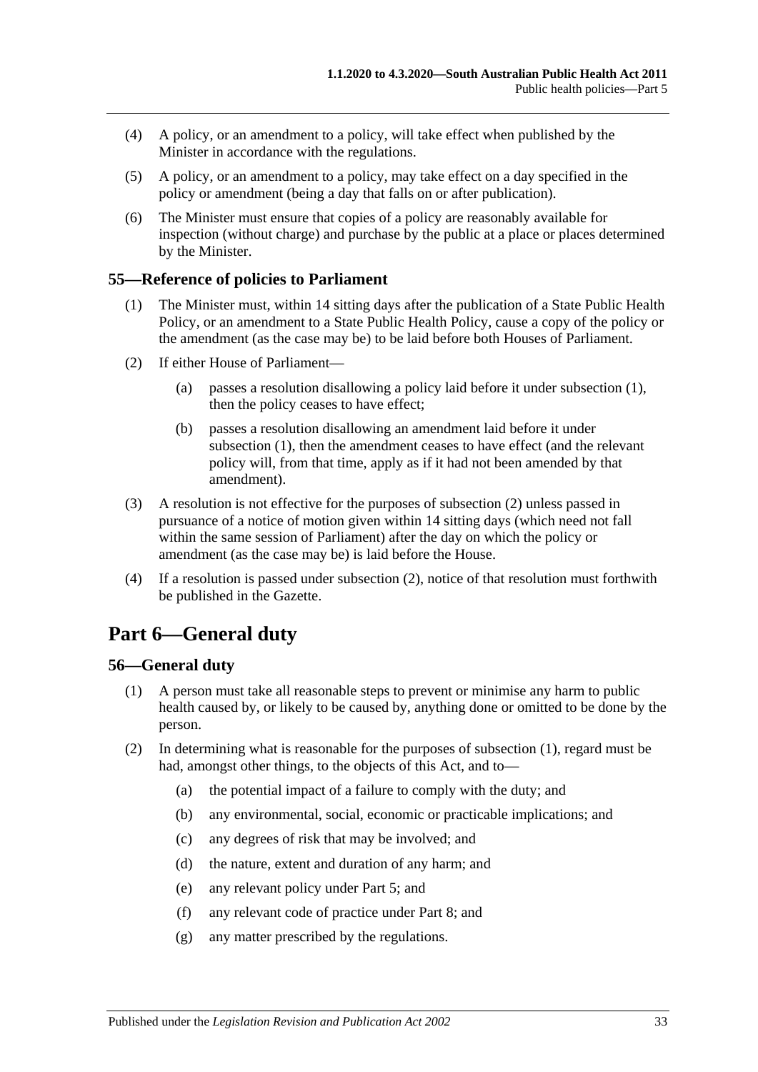(4) A policy, or an amendment to a policy, will take effect when published by the Minister in accordance with the regulations.

(5) A policy, or an amendment to a policy, may take effect on a day specified in the policy or amendment (being a day that falls on or after publication).

(6) The Minister must ensure that copies of a policy are reasonably available for inspection (without charge) and purchase by the public at a place or places determined by the Minister.

### 55—Reference of policies to Parliament

(1) The Minister must, within 14 sitting days after the publication of a State Public Health Policy, or an amendment to a State Public Health Policy, cause a copy of the policy or the amendment (as the case may be) to be laid before both Houses of Parliament.

(2) If either House of Parliament—

(a) passes a resolution disallowing a policy laid before it under subsection (1), then the policy ceases to have effect;

(b) passes a resolution disallowing an amendment laid before it under subsection (1), then the amendment ceases to have effect (and the relevant policy will, from that time, apply as if it had not been amended by that amendment).

(3) A resolution is not effective for the purposes of subsection (2) unless passed in pursuance of a notice of motion given within 14 sitting days (which need not fall within the same session of Parliament) after the day on which the policy or amendment (as the case may be) is laid before the House.

(4) If a resolution is passed under subsection (2), notice of that resolution must forthwith be published in the Gazette.

## Part 6—General duty

### 56—General duty

(1) A person must take all reasonable steps to prevent or minimise any harm to public health caused by, or likely to be caused by, anything done or omitted to be done by the person.

(2) In determining what is reasonable for the purposes of subsection (1), regard must be had, amongst other things, to the objects of this Act, and to—

(a) the potential impact of a failure to comply with the duty; and

(b) any environmental, social, economic or practicable implications; and

(c) any degrees of risk that may be involved; and

(d) the nature, extent and duration of any harm; and

(e) any relevant policy under Part 5; and

(f) any relevant code of practice under Part 8; and

(g) any matter prescribed by the regulations.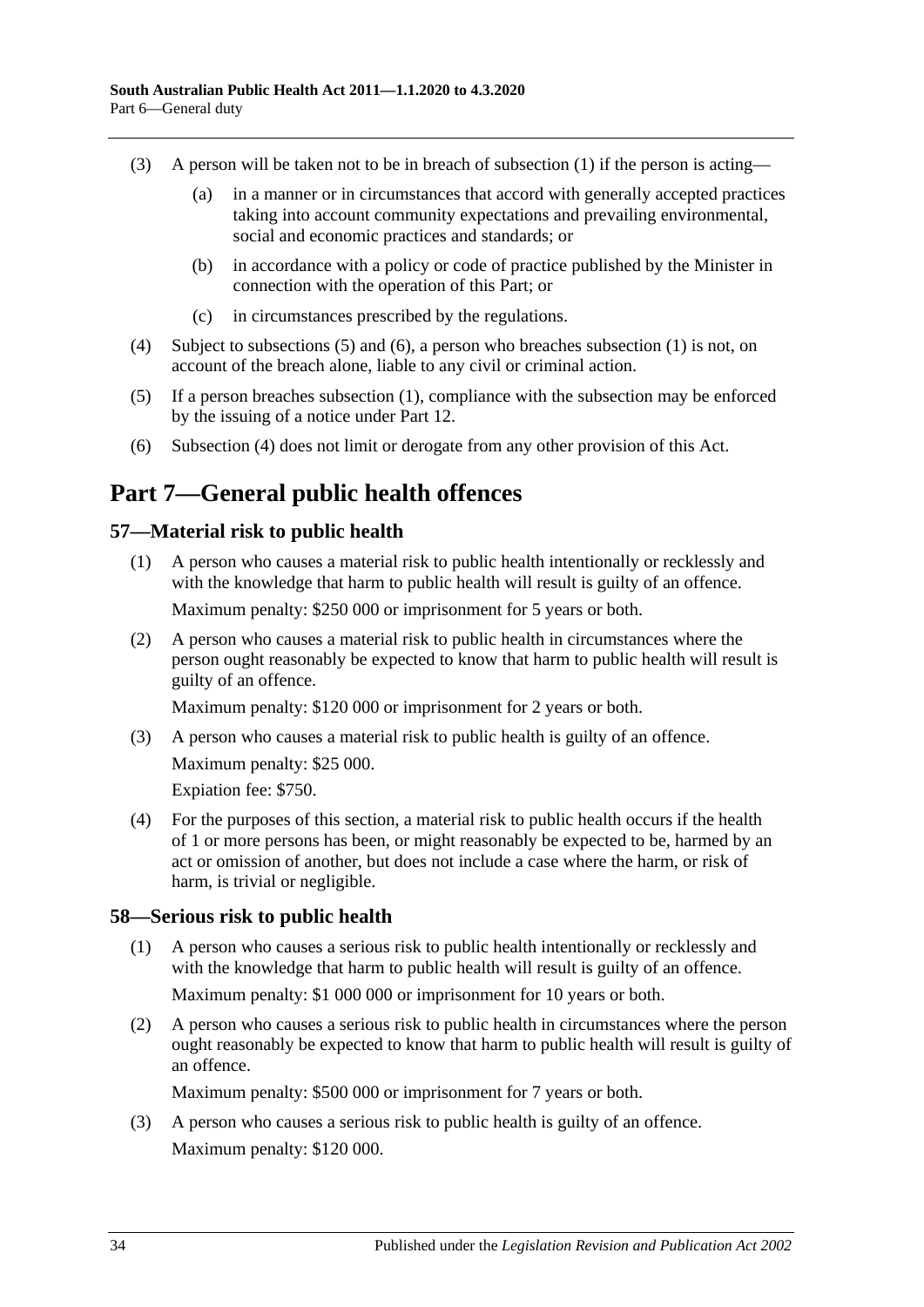(3) A person will be taken not to be in breach of subsection (1) if the person is acting—

(a) in a manner or in circumstances that accord with generally accepted practices taking into account community expectations and prevailing environmental, social and economic practices and standards; or

(b) in accordance with a policy or code of practice published by the Minister in connection with the operation of this Part; or

(c) in circumstances prescribed by the regulations.

(4) Subject to subsections (5) and (6), a person who breaches subsection (1) is not, on account of the breach alone, liable to any civil or criminal action.

(5) If a person breaches subsection (1), compliance with the subsection may be enforced by the issuing of a notice under Part 12.

(6) Subsection (4) does not limit or derogate from any other provision of this Act.

# Part 7—General public health offences

## 57—Material risk to public health

(1) A person who causes a material risk to public health intentionally or recklessly and with the knowledge that harm to public health will result is guilty of an offence.

Maximum penalty: $250 000 or imprisonment for 5 years or both.

(2) A person who causes a material risk to public health in circumstances where the person ought reasonably be expected to know that harm to public health will result is guilty of an offence.

Maximum penalty: $120 000 or imprisonment for 2 years or both.

(3) A person who causes a material risk to public health is guilty of an offence.

Maximum penalty: $25 000.

Expiation fee: $750.

(4) For the purposes of this section, a material risk to public health occurs if the health of 1 or more persons has been, or might reasonably be expected to be, harmed by an act or omission of another, but does not include a case where the harm, or risk of harm, is trivial or negligible.

## 58—Serious risk to public health

(1) A person who causes a serious risk to public health intentionally or recklessly and with the knowledge that harm to public health will result is guilty of an offence.

Maximum penalty: $1 000 000 or imprisonment for 10 years or both.

(2) A person who causes a serious risk to public health in circumstances where the person ought reasonably be expected to know that harm to public health will result is guilty of an offence.

Maximum penalty: $500 000 or imprisonment for 7 years or both.

(3) A person who causes a serious risk to public health is guilty of an offence.

Maximum penalty: $120 000.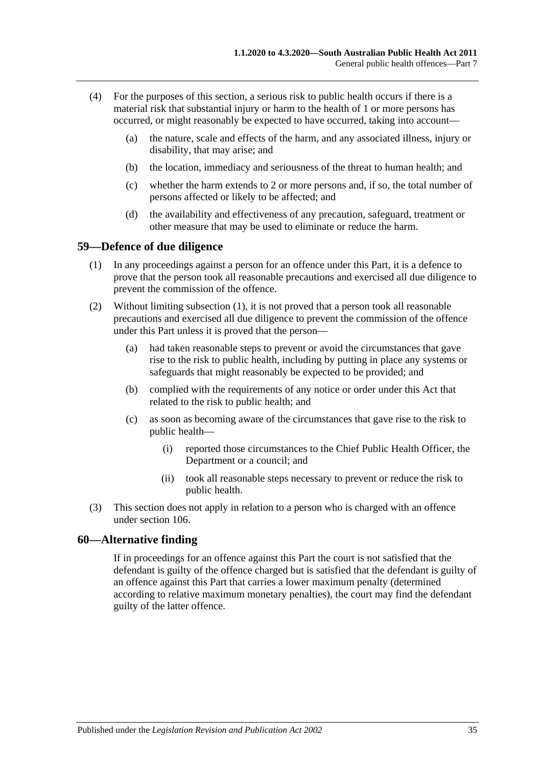(4) For the purposes of this section, a serious risk to public health occurs if there is a material risk that substantial injury or harm to the health of 1 or more persons has occurred, or might reasonably be expected to have occurred, taking into account—

(a) the nature, scale and effects of the harm, and any associated illness, injury or disability, that may arise; and

(b) the location, immediacy and seriousness of the threat to human health; and

(c) whether the harm extends to 2 or more persons and, if so, the total number of persons affected or likely to be affected; and

(d) the availability and effectiveness of any precaution, safeguard, treatment or other measure that may be used to eliminate or reduce the harm.

## 59—Defence of due diligence

(1) In any proceedings against a person for an offence under this Part, it is a defence to prove that the person took all reasonable precautions and exercised all due diligence to prevent the commission of the offence.

(2) Without limiting subsection (1), it is not proved that a person took all reasonable precautions and exercised all due diligence to prevent the commission of the offence under this Part unless it is proved that the person—

(a) had taken reasonable steps to prevent or avoid the circumstances that gave rise to the risk to public health, including by putting in place any systems or safeguards that might reasonably be expected to be provided; and

(b) complied with the requirements of any notice or order under this Act that related to the risk to public health; and

(c) as soon as becoming aware of the circumstances that gave rise to the risk to public health—

(i) reported those circumstances to the Chief Public Health Officer, the Department or a council; and

(ii) took all reasonable steps necessary to prevent or reduce the risk to public health.

(3) This section does not apply in relation to a person who is charged with an offence under section 106.

## 60—Alternative finding

If in proceedings for an offence against this Part the court is not satisfied that the defendant is guilty of the offence charged but is satisfied that the defendant is guilty of an offence against this Part that carries a lower maximum penalty (determined according to relative maximum monetary penalties), the court may find the defendant guilty of the latter offence.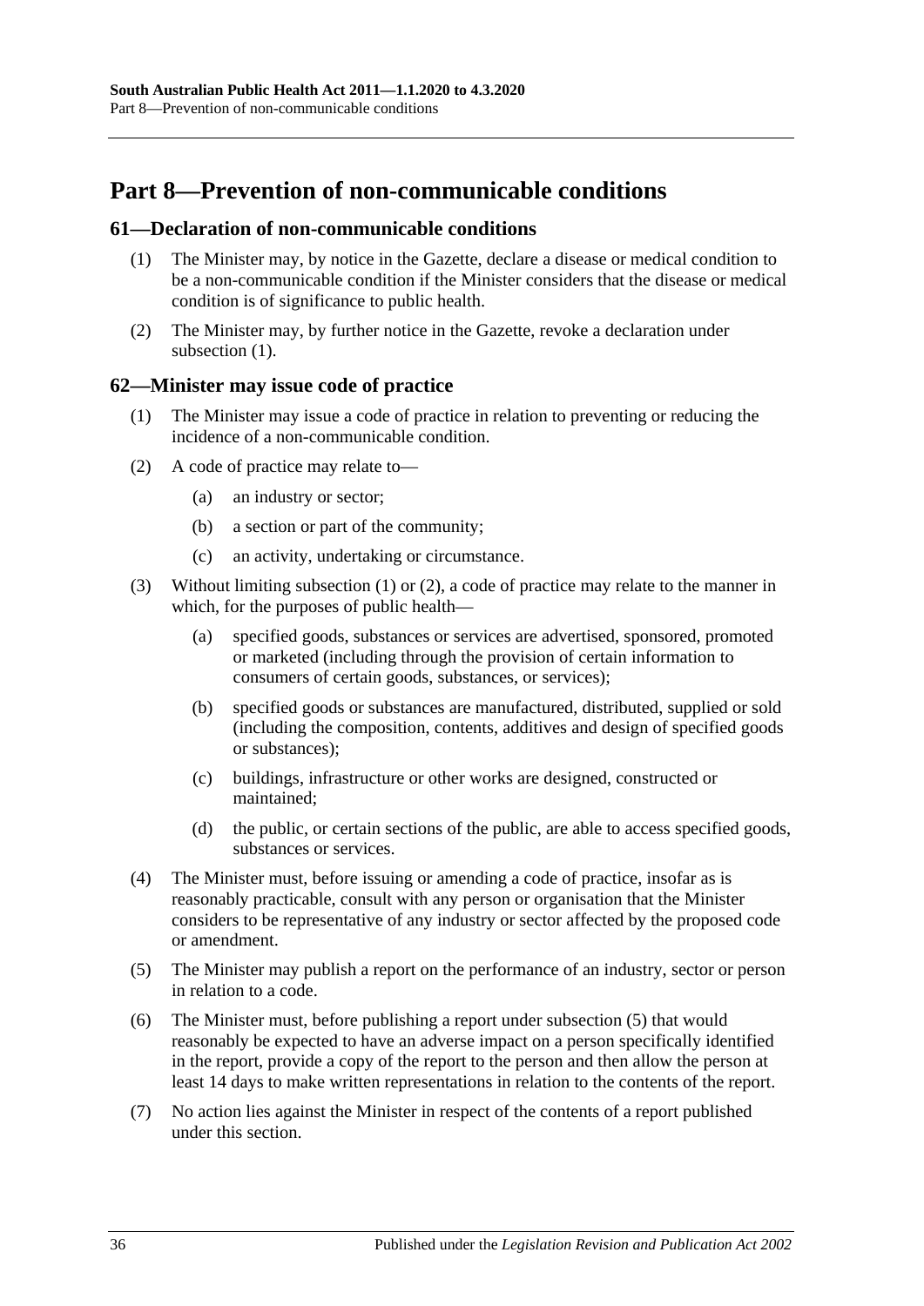# Part 8—Prevention of non-communicable conditions

## 61—Declaration of non-communicable conditions

(1) The Minister may, by notice in the Gazette, declare a disease or medical condition to be a non-communicable condition if the Minister considers that the disease or medical condition is of significance to public health.

(2) The Minister may, by further notice in the Gazette, revoke a declaration under subsection (1).

## 62—Minister may issue code of practice

(1) The Minister may issue a code of practice in relation to preventing or reducing the incidence of a non-communicable condition.

(2) A code of practice may relate to—

- (a) an industry or sector;
- (b) a section or part of the community;
- (c) an activity, undertaking or circumstance.

(3) Without limiting subsection (1) or (2), a code of practice may relate to the manner in which, for the purposes of public health—

- (a) specified goods, substances or services are advertised, sponsored, promoted or marketed (including through the provision of certain information to consumers of certain goods, substances, or services);
- (b) specified goods or substances are manufactured, distributed, supplied or sold (including the composition, contents, additives and design of specified goods or substances);
- (c) buildings, infrastructure or other works are designed, constructed or maintained;
- (d) the public, or certain sections of the public, are able to access specified goods, substances or services.

(4) The Minister must, before issuing or amending a code of practice, insofar as is reasonably practicable, consult with any person or organisation that the Minister considers to be representative of any industry or sector affected by the proposed code or amendment.

(5) The Minister may publish a report on the performance of an industry, sector or person in relation to a code.

(6) The Minister must, before publishing a report under subsection (5) that would reasonably be expected to have an adverse impact on a person specifically identified in the report, provide a copy of the report to the person and then allow the person at least 14 days to make written representations in relation to the contents of the report.

(7) No action lies against the Minister in respect of the contents of a report published under this section.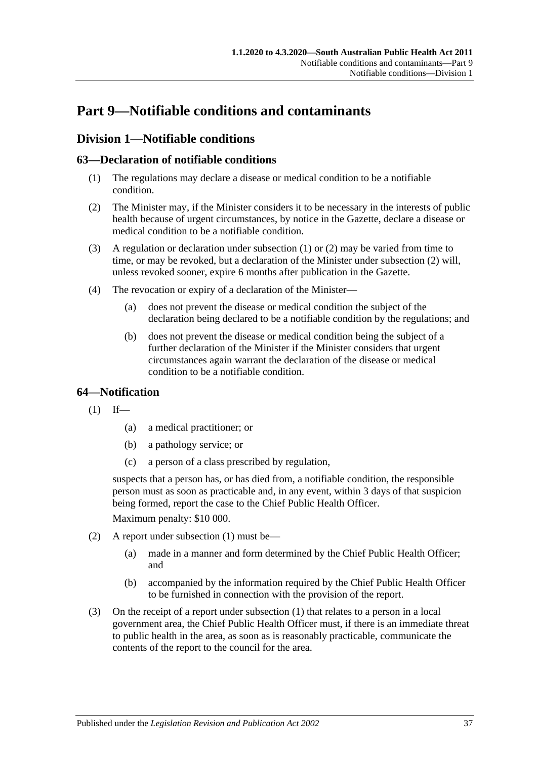# Part 9—Notifiable conditions and contaminants

## Division 1—Notifiable conditions

### 63—Declaration of notifiable conditions

(1) The regulations may declare a disease or medical condition to be a notifiable condition.

(2) The Minister may, if the Minister considers it to be necessary in the interests of public health because of urgent circumstances, by notice in the Gazette, declare a disease or medical condition to be a notifiable condition.

(3) A regulation or declaration under subsection (1) or (2) may be varied from time to time, or may be revoked, but a declaration of the Minister under subsection (2) will, unless revoked sooner, expire 6 months after publication in the Gazette.

(4) The revocation or expiry of a declaration of the Minister—

(a) does not prevent the disease or medical condition the subject of the declaration being declared to be a notifiable condition by the regulations; and

(b) does not prevent the disease or medical condition being the subject of a further declaration of the Minister if the Minister considers that urgent circumstances again warrant the declaration of the disease or medical condition to be a notifiable condition.

### 64—Notification

(1) If—

(a) a medical practitioner; or

(b) a pathology service; or

(c) a person of a class prescribed by regulation,

suspects that a person has, or has died from, a notifiable condition, the responsible person must as soon as practicable and, in any event, within 3 days of that suspicion being formed, report the case to the Chief Public Health Officer.

Maximum penalty: $10 000.

(2) A report under subsection (1) must be—

(a) made in a manner and form determined by the Chief Public Health Officer; and

(b) accompanied by the information required by the Chief Public Health Officer to be furnished in connection with the provision of the report.

(3) On the receipt of a report under subsection (1) that relates to a person in a local government area, the Chief Public Health Officer must, if there is an immediate threat to public health in the area, as soon as is reasonably practicable, communicate the contents of the report to the council for the area.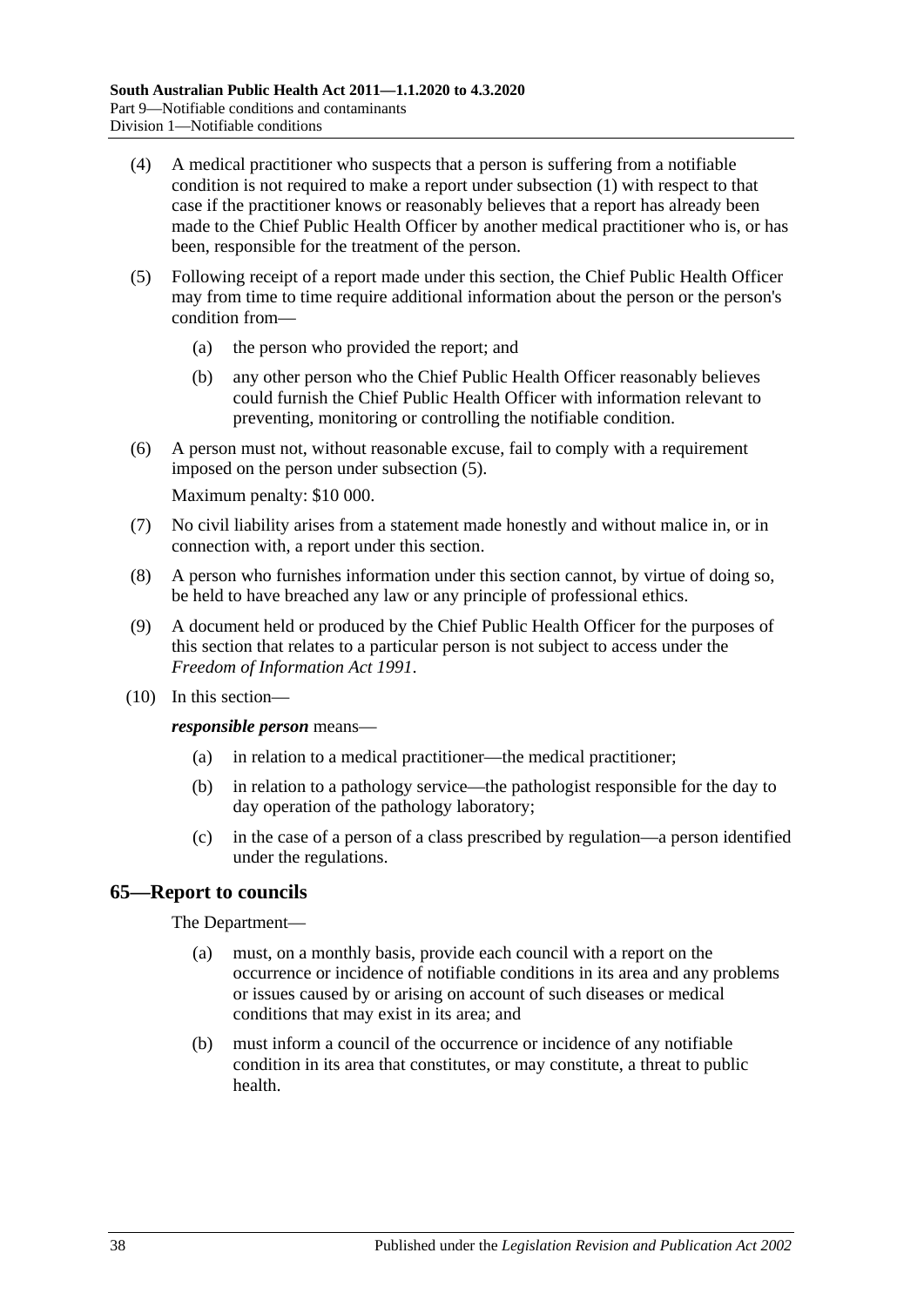(4) A medical practitioner who suspects that a person is suffering from a notifiable condition is not required to make a report under subsection (1) with respect to that case if the practitioner knows or reasonably believes that a report has already been made to the Chief Public Health Officer by another medical practitioner who is, or has been, responsible for the treatment of the person.

(5) Following receipt of a report made under this section, the Chief Public Health Officer may from time to time require additional information about the person or the person's condition from—

- (a) the person who provided the report; and
- (b) any other person who the Chief Public Health Officer reasonably believes could furnish the Chief Public Health Officer with information relevant to preventing, monitoring or controlling the notifiable condition.

(6) A person must not, without reasonable excuse, fail to comply with a requirement imposed on the person under subsection (5).

Maximum penalty: $10 000.

(7) No civil liability arises from a statement made honestly and without malice in, or in connection with, a report under this section.

(8) A person who furnishes information under this section cannot, by virtue of doing so, be held to have breached any law or any principle of professional ethics.

(9) A document held or produced by the Chief Public Health Officer for the purposes of this section that relates to a particular person is not subject to access under the *Freedom of Information Act 1991*.

(10) In this section—

***responsible person*** means—

- (a) in relation to a medical practitioner—the medical practitioner;
- (b) in relation to a pathology service—the pathologist responsible for the day to day operation of the pathology laboratory;
- (c) in the case of a person of a class prescribed by regulation—a person identified under the regulations.

## 65—Report to councils

The Department—

- (a) must, on a monthly basis, provide each council with a report on the occurrence or incidence of notifiable conditions in its area and any problems or issues caused by or arising on account of such diseases or medical conditions that may exist in its area; and
- (b) must inform a council of the occurrence or incidence of any notifiable condition in its area that constitutes, or may constitute, a threat to public health.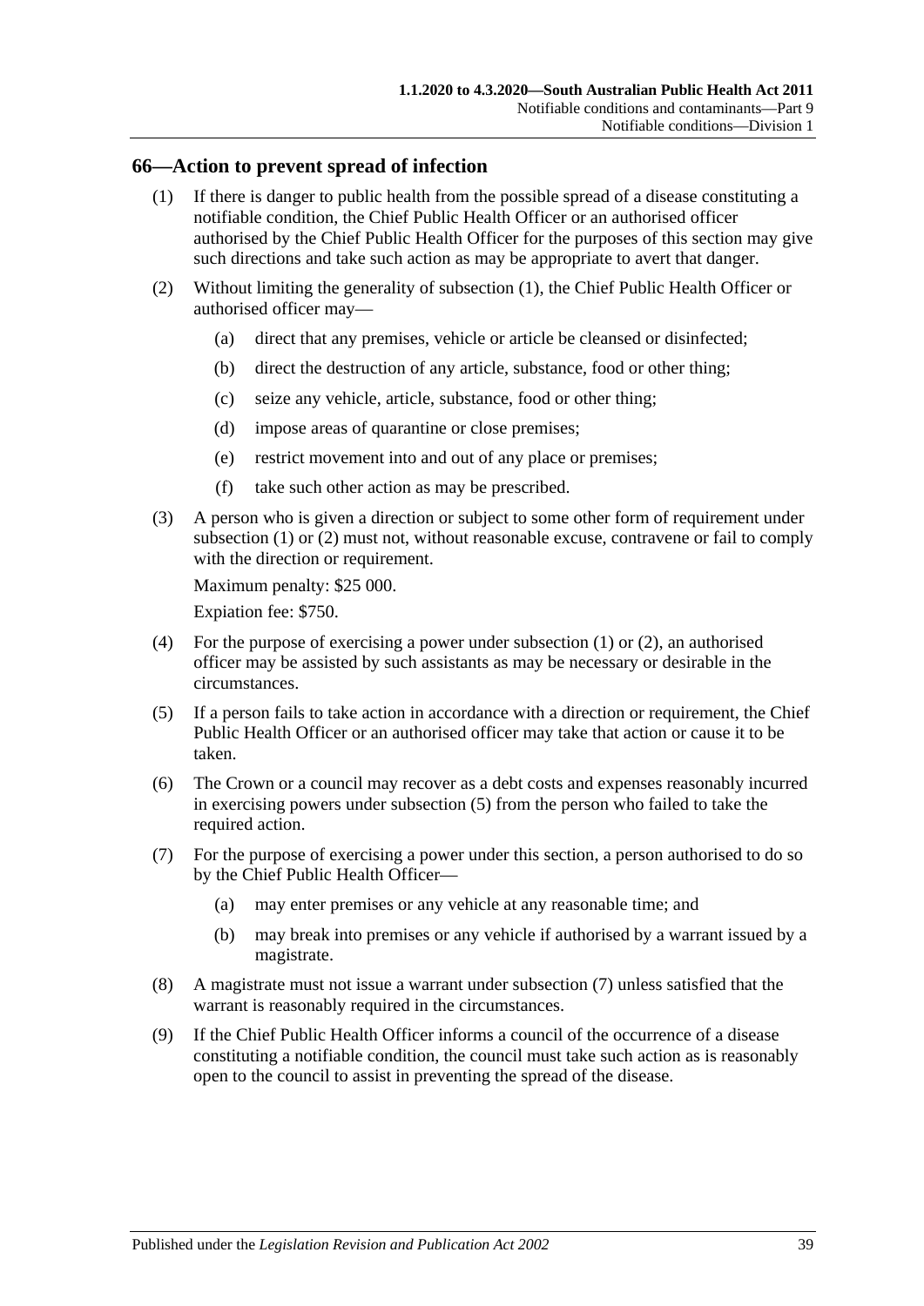## 66—Action to prevent spread of infection

(1) If there is danger to public health from the possible spread of a disease constituting a notifiable condition, the Chief Public Health Officer or an authorised officer authorised by the Chief Public Health Officer for the purposes of this section may give such directions and take such action as may be appropriate to avert that danger.

(2) Without limiting the generality of subsection (1), the Chief Public Health Officer or authorised officer may—

- (a) direct that any premises, vehicle or article be cleansed or disinfected;
- (b) direct the destruction of any article, substance, food or other thing;
- (c) seize any vehicle, article, substance, food or other thing;
- (d) impose areas of quarantine or close premises;
- (e) restrict movement into and out of any place or premises;
- (f) take such other action as may be prescribed.

(3) A person who is given a direction or subject to some other form of requirement under subsection (1) or (2) must not, without reasonable excuse, contravene or fail to comply with the direction or requirement.

Maximum penalty: $25 000.

Expiation fee: $750.

(4) For the purpose of exercising a power under subsection (1) or (2), an authorised officer may be assisted by such assistants as may be necessary or desirable in the circumstances.

(5) If a person fails to take action in accordance with a direction or requirement, the Chief Public Health Officer or an authorised officer may take that action or cause it to be taken.

(6) The Crown or a council may recover as a debt costs and expenses reasonably incurred in exercising powers under subsection (5) from the person who failed to take the required action.

(7) For the purpose of exercising a power under this section, a person authorised to do so by the Chief Public Health Officer—

- (a) may enter premises or any vehicle at any reasonable time; and
- (b) may break into premises or any vehicle if authorised by a warrant issued by a magistrate.

(8) A magistrate must not issue a warrant under subsection (7) unless satisfied that the warrant is reasonably required in the circumstances.

(9) If the Chief Public Health Officer informs a council of the occurrence of a disease constituting a notifiable condition, the council must take such action as is reasonably open to the council to assist in preventing the spread of the disease.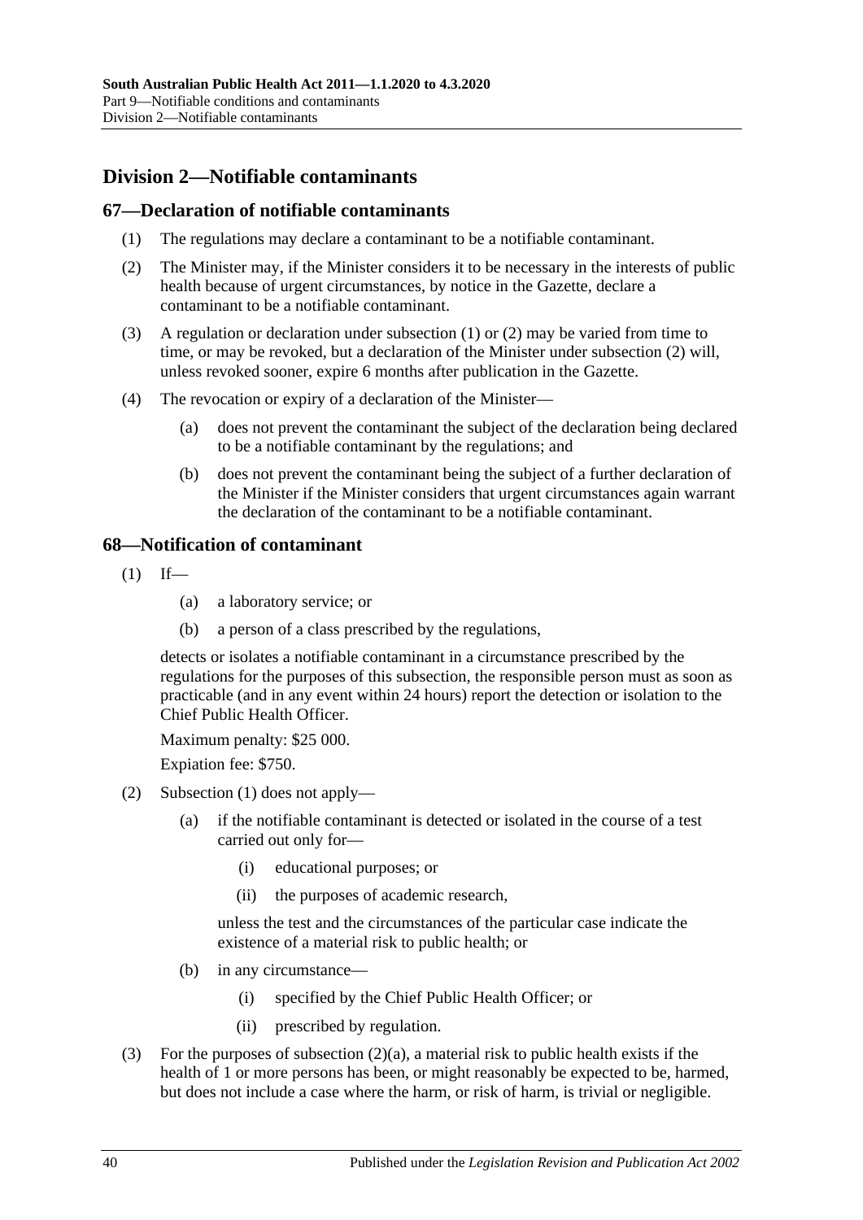## Division 2—Notifiable contaminants

### 67—Declaration of notifiable contaminants

(1) The regulations may declare a contaminant to be a notifiable contaminant.

(2) The Minister may, if the Minister considers it to be necessary in the interests of public health because of urgent circumstances, by notice in the Gazette, declare a contaminant to be a notifiable contaminant.

(3) A regulation or declaration under subsection (1) or (2) may be varied from time to time, or may be revoked, but a declaration of the Minister under subsection (2) will, unless revoked sooner, expire 6 months after publication in the Gazette.

(4) The revocation or expiry of a declaration of the Minister—

(a) does not prevent the contaminant the subject of the declaration being declared to be a notifiable contaminant by the regulations; and

(b) does not prevent the contaminant being the subject of a further declaration of the Minister if the Minister considers that urgent circumstances again warrant the declaration of the contaminant to be a notifiable contaminant.

### 68—Notification of contaminant

(1) If—

(a) a laboratory service; or

(b) a person of a class prescribed by the regulations,

detects or isolates a notifiable contaminant in a circumstance prescribed by the regulations for the purposes of this subsection, the responsible person must as soon as practicable (and in any event within 24 hours) report the detection or isolation to the Chief Public Health Officer.

Maximum penalty: $25 000.

Expiation fee: $750.

(2) Subsection (1) does not apply—

(a) if the notifiable contaminant is detected or isolated in the course of a test carried out only for—

(i) educational purposes; or

(ii) the purposes of academic research,

unless the test and the circumstances of the particular case indicate the existence of a material risk to public health; or

(b) in any circumstance—

(i) specified by the Chief Public Health Officer; or

(ii) prescribed by regulation.

(3) For the purposes of subsection (2)(a), a material risk to public health exists if the health of 1 or more persons has been, or might reasonably be expected to be, harmed, but does not include a case where the harm, or risk of harm, is trivial or negligible.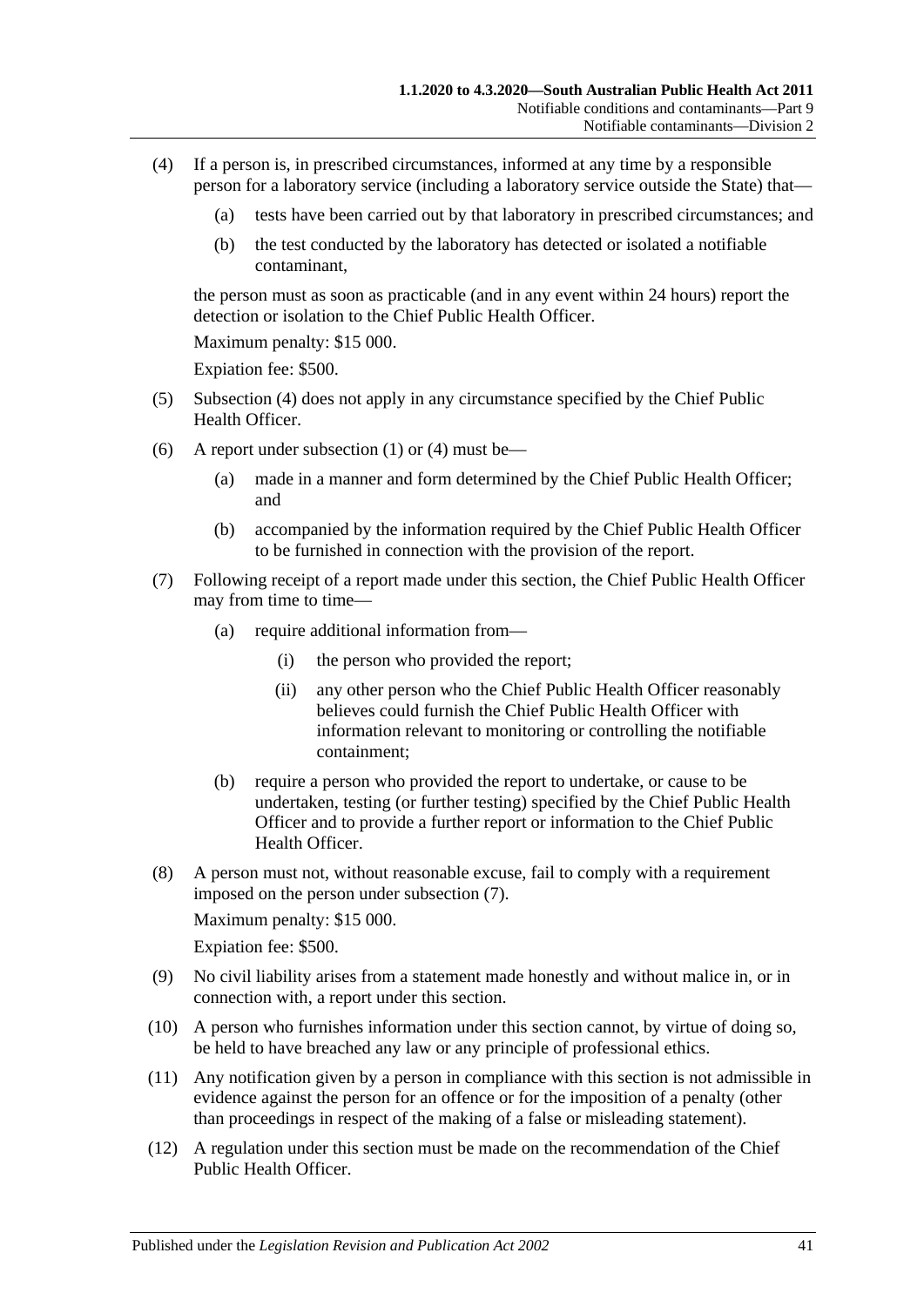(4) If a person is, in prescribed circumstances, informed at any time by a responsible person for a laboratory service (including a laboratory service outside the State) that—

  (a) tests have been carried out by that laboratory in prescribed circumstances; and

  (b) the test conducted by the laboratory has detected or isolated a notifiable contaminant,

the person must as soon as practicable (and in any event within 24 hours) report the detection or isolation to the Chief Public Health Officer.

Maximum penalty: $15 000.

Expiation fee: $500.

(5) Subsection (4) does not apply in any circumstance specified by the Chief Public Health Officer.

(6) A report under subsection (1) or (4) must be—

  (a) made in a manner and form determined by the Chief Public Health Officer; and

  (b) accompanied by the information required by the Chief Public Health Officer to be furnished in connection with the provision of the report.

(7) Following receipt of a report made under this section, the Chief Public Health Officer may from time to time—

  (a) require additional information from—

    (i) the person who provided the report;

    (ii) any other person who the Chief Public Health Officer reasonably believes could furnish the Chief Public Health Officer with information relevant to monitoring or controlling the notifiable containment;

  (b) require a person who provided the report to undertake, or cause to be undertaken, testing (or further testing) specified by the Chief Public Health Officer and to provide a further report or information to the Chief Public Health Officer.

(8) A person must not, without reasonable excuse, fail to comply with a requirement imposed on the person under subsection (7).

Maximum penalty: $15 000.

Expiation fee: $500.

(9) No civil liability arises from a statement made honestly and without malice in, or in connection with, a report under this section.

(10) A person who furnishes information under this section cannot, by virtue of doing so, be held to have breached any law or any principle of professional ethics.

(11) Any notification given by a person in compliance with this section is not admissible in evidence against the person for an offence or for the imposition of a penalty (other than proceedings in respect of the making of a false or misleading statement).

(12) A regulation under this section must be made on the recommendation of the Chief Public Health Officer.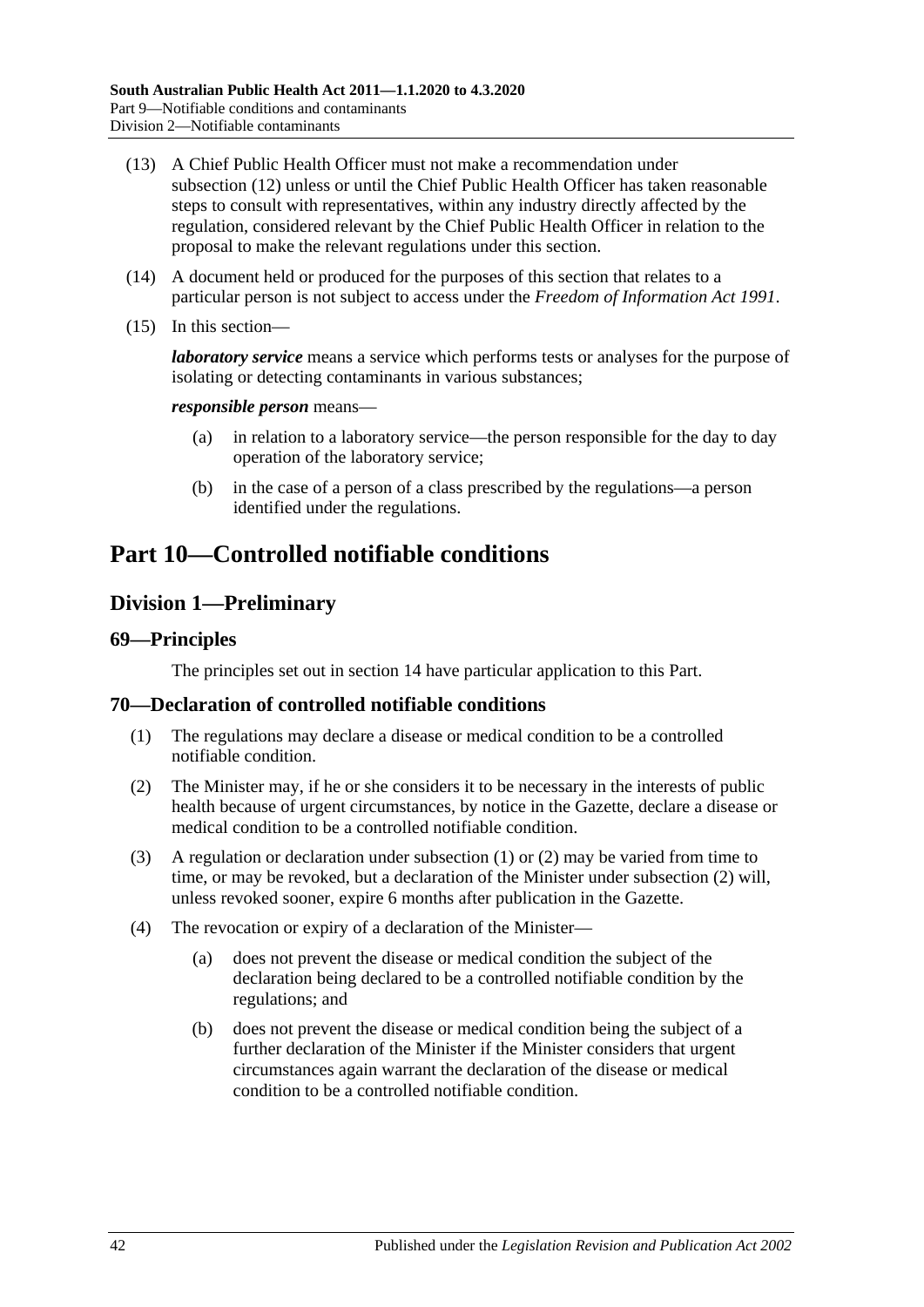(13) A Chief Public Health Officer must not make a recommendation under subsection (12) unless or until the Chief Public Health Officer has taken reasonable steps to consult with representatives, within any industry directly affected by the regulation, considered relevant by the Chief Public Health Officer in relation to the proposal to make the relevant regulations under this section.

(14) A document held or produced for the purposes of this section that relates to a particular person is not subject to access under the *Freedom of Information Act 1991*.

(15) In this section—

***laboratory service*** means a service which performs tests or analyses for the purpose of isolating or detecting contaminants in various substances;

***responsible person*** means—

- (a) in relation to a laboratory service—the person responsible for the day to day operation of the laboratory service;
- (b) in the case of a person of a class prescribed by the regulations—a person identified under the regulations.

# Part 10—Controlled notifiable conditions

## Division 1—Preliminary

### 69—Principles

The principles set out in section 14 have particular application to this Part.

### 70—Declaration of controlled notifiable conditions

(1) The regulations may declare a disease or medical condition to be a controlled notifiable condition.

(2) The Minister may, if he or she considers it to be necessary in the interests of public health because of urgent circumstances, by notice in the Gazette, declare a disease or medical condition to be a controlled notifiable condition.

(3) A regulation or declaration under subsection (1) or (2) may be varied from time to time, or may be revoked, but a declaration of the Minister under subsection (2) will, unless revoked sooner, expire 6 months after publication in the Gazette.

(4) The revocation or expiry of a declaration of the Minister—

- (a) does not prevent the disease or medical condition the subject of the declaration being declared to be a controlled notifiable condition by the regulations; and
- (b) does not prevent the disease or medical condition being the subject of a further declaration of the Minister if the Minister considers that urgent circumstances again warrant the declaration of the disease or medical condition to be a controlled notifiable condition.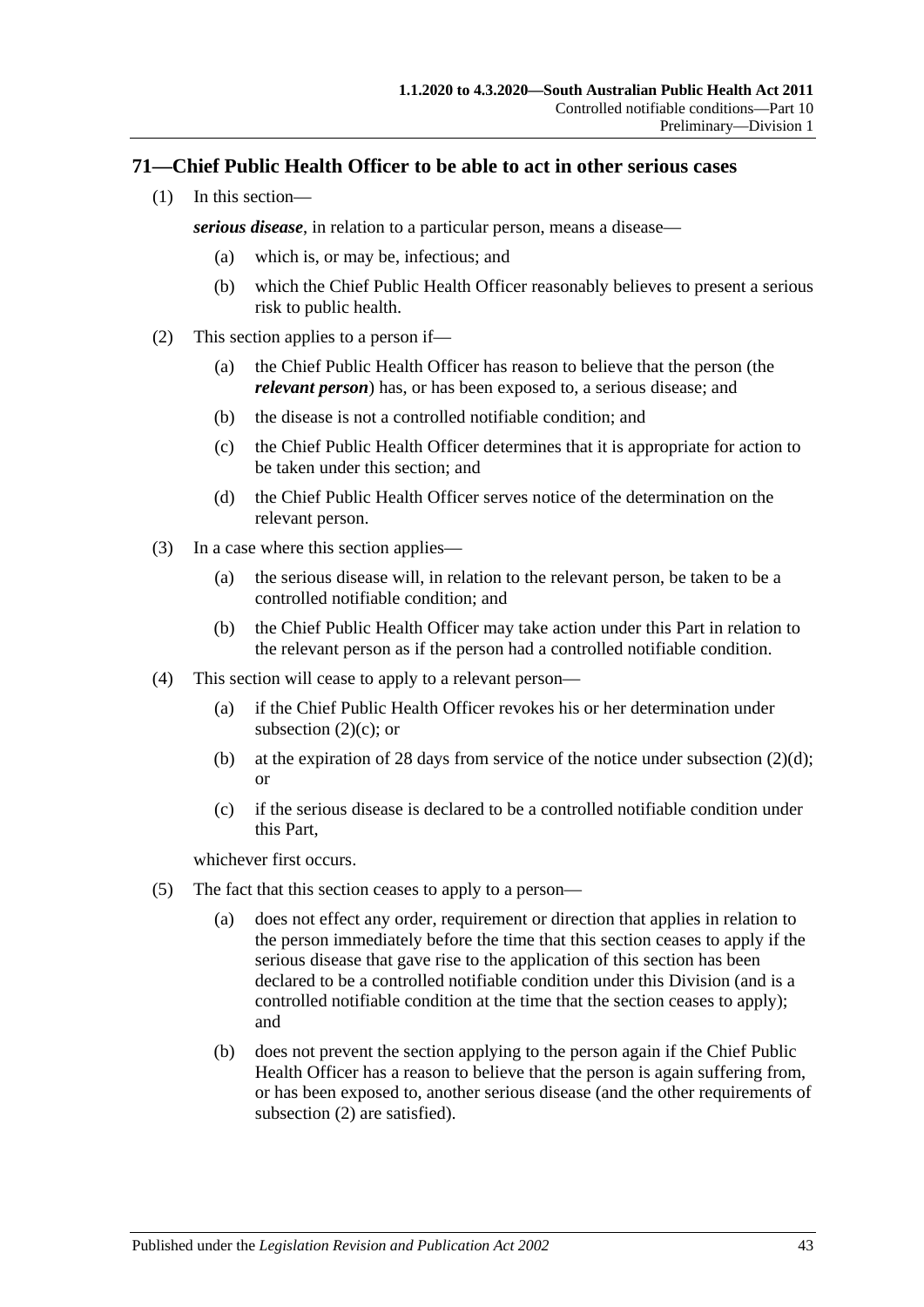## 71—Chief Public Health Officer to be able to act in other serious cases

(1) In this section—

***serious disease***, in relation to a particular person, means a disease—

(a) which is, or may be, infectious; and

(b) which the Chief Public Health Officer reasonably believes to present a serious risk to public health.

(2) This section applies to a person if—

(a) the Chief Public Health Officer has reason to believe that the person (the ***relevant person***) has, or has been exposed to, a serious disease; and

(b) the disease is not a controlled notifiable condition; and

(c) the Chief Public Health Officer determines that it is appropriate for action to be taken under this section; and

(d) the Chief Public Health Officer serves notice of the determination on the relevant person.

(3) In a case where this section applies—

(a) the serious disease will, in relation to the relevant person, be taken to be a controlled notifiable condition; and

(b) the Chief Public Health Officer may take action under this Part in relation to the relevant person as if the person had a controlled notifiable condition.

(4) This section will cease to apply to a relevant person—

(a) if the Chief Public Health Officer revokes his or her determination under subsection (2)(c); or

(b) at the expiration of 28 days from service of the notice under subsection (2)(d); or

(c) if the serious disease is declared to be a controlled notifiable condition under this Part,

whichever first occurs.

(5) The fact that this section ceases to apply to a person—

(a) does not effect any order, requirement or direction that applies in relation to the person immediately before the time that this section ceases to apply if the serious disease that gave rise to the application of this section has been declared to be a controlled notifiable condition under this Division (and is a controlled notifiable condition at the time that the section ceases to apply); and

(b) does not prevent the section applying to the person again if the Chief Public Health Officer has a reason to believe that the person is again suffering from, or has been exposed to, another serious disease (and the other requirements of subsection (2) are satisfied).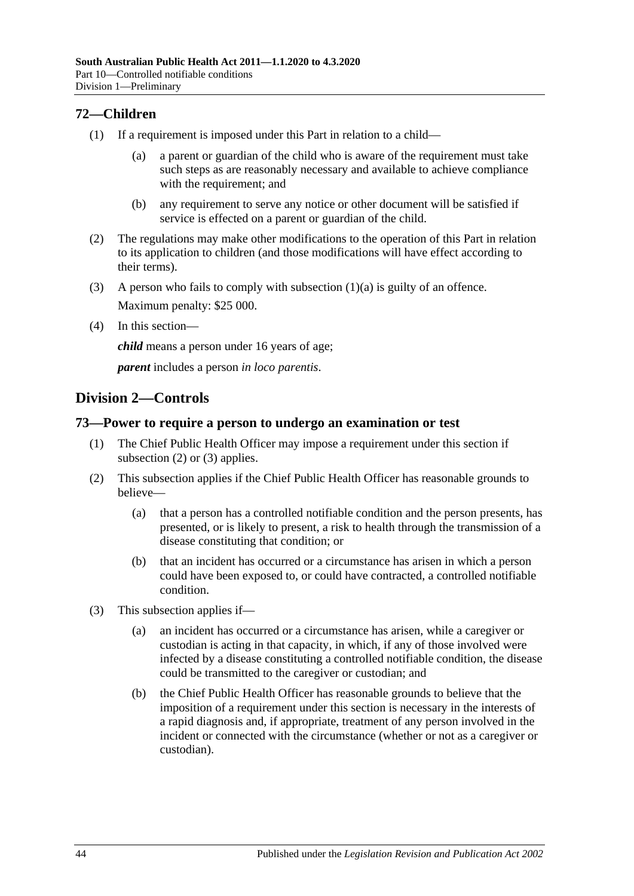## 72—Children

(1) If a requirement is imposed under this Part in relation to a child—

(a) a parent or guardian of the child who is aware of the requirement must take such steps as are reasonably necessary and available to achieve compliance with the requirement; and

(b) any requirement to serve any notice or other document will be satisfied if service is effected on a parent or guardian of the child.

(2) The regulations may make other modifications to the operation of this Part in relation to its application to children (and those modifications will have effect according to their terms).

(3) A person who fails to comply with subsection (1)(a) is guilty of an offence.

Maximum penalty: $25 000.

(4) In this section—

***child*** means a person under 16 years of age;

***parent*** includes a person *in loco parentis*.

# Division 2—Controls

## 73—Power to require a person to undergo an examination or test

(1) The Chief Public Health Officer may impose a requirement under this section if subsection (2) or (3) applies.

(2) This subsection applies if the Chief Public Health Officer has reasonable grounds to believe—

(a) that a person has a controlled notifiable condition and the person presents, has presented, or is likely to present, a risk to health through the transmission of a disease constituting that condition; or

(b) that an incident has occurred or a circumstance has arisen in which a person could have been exposed to, or could have contracted, a controlled notifiable condition.

(3) This subsection applies if—

(a) an incident has occurred or a circumstance has arisen, while a caregiver or custodian is acting in that capacity, in which, if any of those involved were infected by a disease constituting a controlled notifiable condition, the disease could be transmitted to the caregiver or custodian; and

(b) the Chief Public Health Officer has reasonable grounds to believe that the imposition of a requirement under this section is necessary in the interests of a rapid diagnosis and, if appropriate, treatment of any person involved in the incident or connected with the circumstance (whether or not as a caregiver or custodian).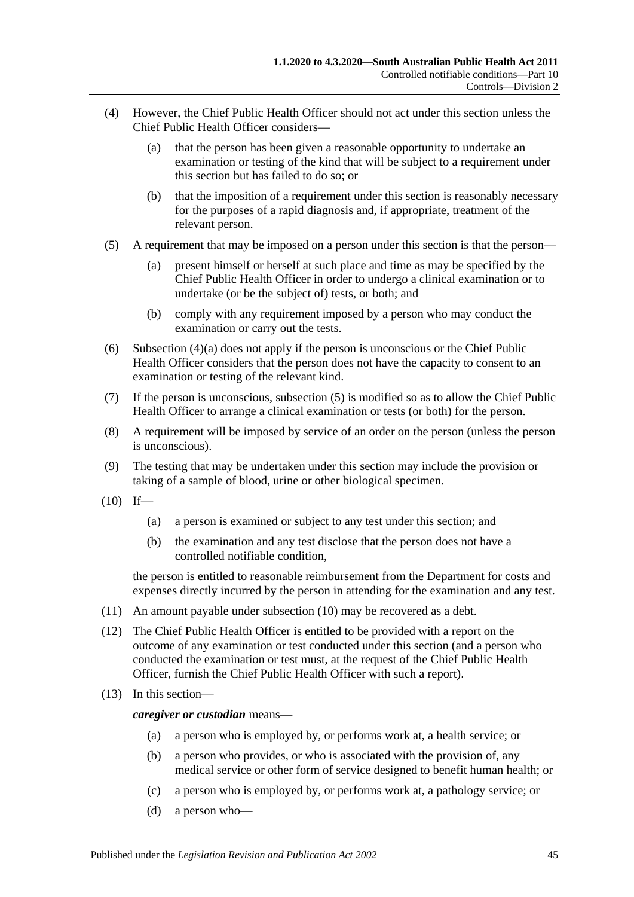(4) However, the Chief Public Health Officer should not act under this section unless the Chief Public Health Officer considers—

  (a) that the person has been given a reasonable opportunity to undertake an examination or testing of the kind that will be subject to a requirement under this section but has failed to do so; or

  (b) that the imposition of a requirement under this section is reasonably necessary for the purposes of a rapid diagnosis and, if appropriate, treatment of the relevant person.

(5) A requirement that may be imposed on a person under this section is that the person—

  (a) present himself or herself at such place and time as may be specified by the Chief Public Health Officer in order to undergo a clinical examination or to undertake (or be the subject of) tests, or both; and

  (b) comply with any requirement imposed by a person who may conduct the examination or carry out the tests.

(6) Subsection (4)(a) does not apply if the person is unconscious or the Chief Public Health Officer considers that the person does not have the capacity to consent to an examination or testing of the relevant kind.

(7) If the person is unconscious, subsection (5) is modified so as to allow the Chief Public Health Officer to arrange a clinical examination or tests (or both) for the person.

(8) A requirement will be imposed by service of an order on the person (unless the person is unconscious).

(9) The testing that may be undertaken under this section may include the provision or taking of a sample of blood, urine or other biological specimen.

(10) If—

  (a) a person is examined or subject to any test under this section; and

  (b) the examination and any test disclose that the person does not have a controlled notifiable condition,

  the person is entitled to reasonable reimbursement from the Department for costs and expenses directly incurred by the person in attending for the examination and any test.

(11) An amount payable under subsection (10) may be recovered as a debt.

(12) The Chief Public Health Officer is entitled to be provided with a report on the outcome of any examination or test conducted under this section (and a person who conducted the examination or test must, at the request of the Chief Public Health Officer, furnish the Chief Public Health Officer with such a report).

(13) In this section—

  ***caregiver or custodian*** means—

  (a) a person who is employed by, or performs work at, a health service; or

  (b) a person who provides, or who is associated with the provision of, any medical service or other form of service designed to benefit human health; or

  (c) a person who is employed by, or performs work at, a pathology service; or

  (d) a person who—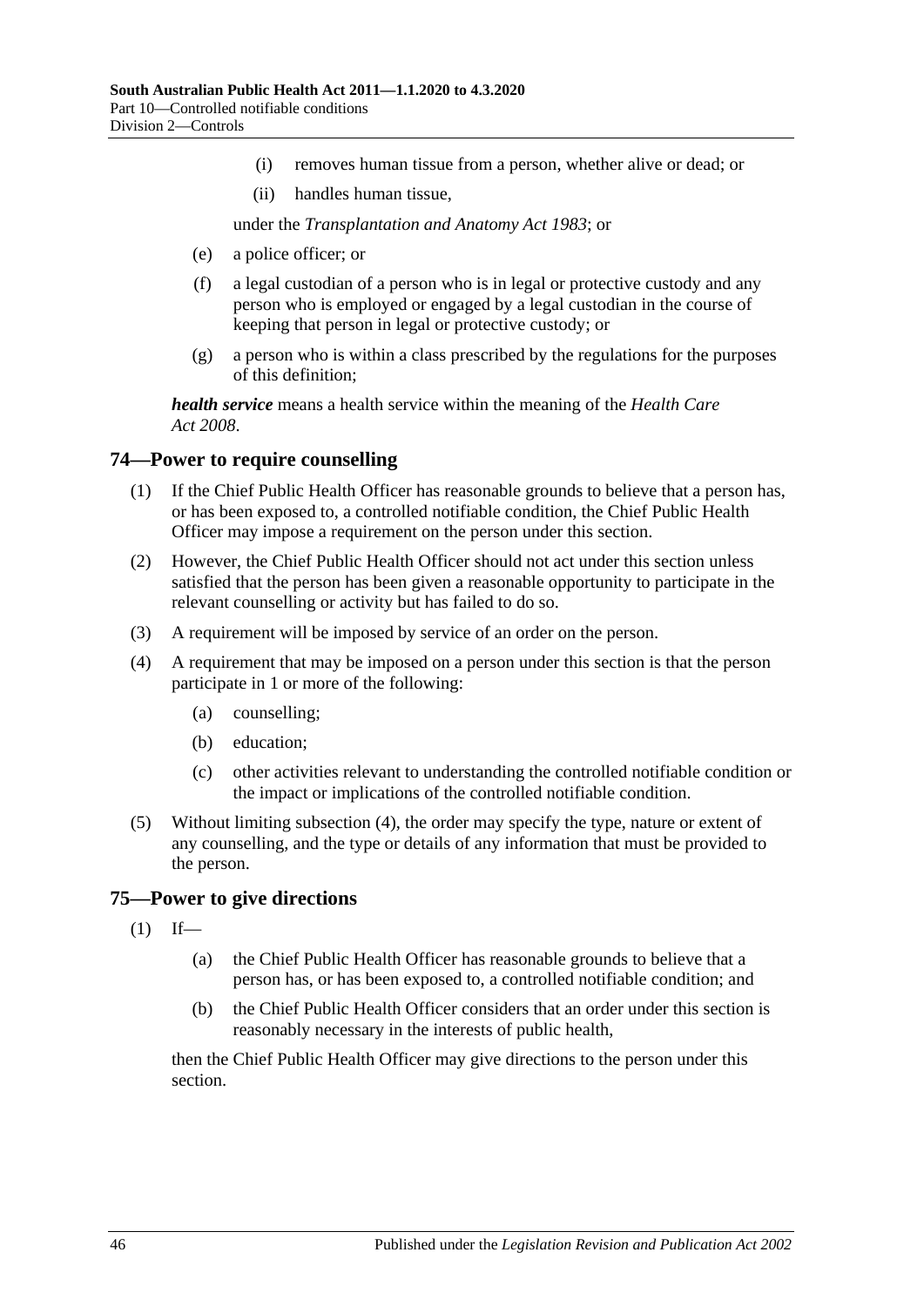(i) removes human tissue from a person, whether alive or dead; or

(ii) handles human tissue,

under the *Transplantation and Anatomy Act 1983*; or

(e) a police officer; or

(f) a legal custodian of a person who is in legal or protective custody and any person who is employed or engaged by a legal custodian in the course of keeping that person in legal or protective custody; or

(g) a person who is within a class prescribed by the regulations for the purposes of this definition;

***health service*** means a health service within the meaning of the *Health Care Act 2008*.

## 74—Power to require counselling

(1) If the Chief Public Health Officer has reasonable grounds to believe that a person has, or has been exposed to, a controlled notifiable condition, the Chief Public Health Officer may impose a requirement on the person under this section.

(2) However, the Chief Public Health Officer should not act under this section unless satisfied that the person has been given a reasonable opportunity to participate in the relevant counselling or activity but has failed to do so.

(3) A requirement will be imposed by service of an order on the person.

(4) A requirement that may be imposed on a person under this section is that the person participate in 1 or more of the following:

(a) counselling;

(b) education;

(c) other activities relevant to understanding the controlled notifiable condition or the impact or implications of the controlled notifiable condition.

(5) Without limiting subsection (4), the order may specify the type, nature or extent of any counselling, and the type or details of any information that must be provided to the person.

## 75—Power to give directions

(1) If—

(a) the Chief Public Health Officer has reasonable grounds to believe that a person has, or has been exposed to, a controlled notifiable condition; and

(b) the Chief Public Health Officer considers that an order under this section is reasonably necessary in the interests of public health,

then the Chief Public Health Officer may give directions to the person under this section.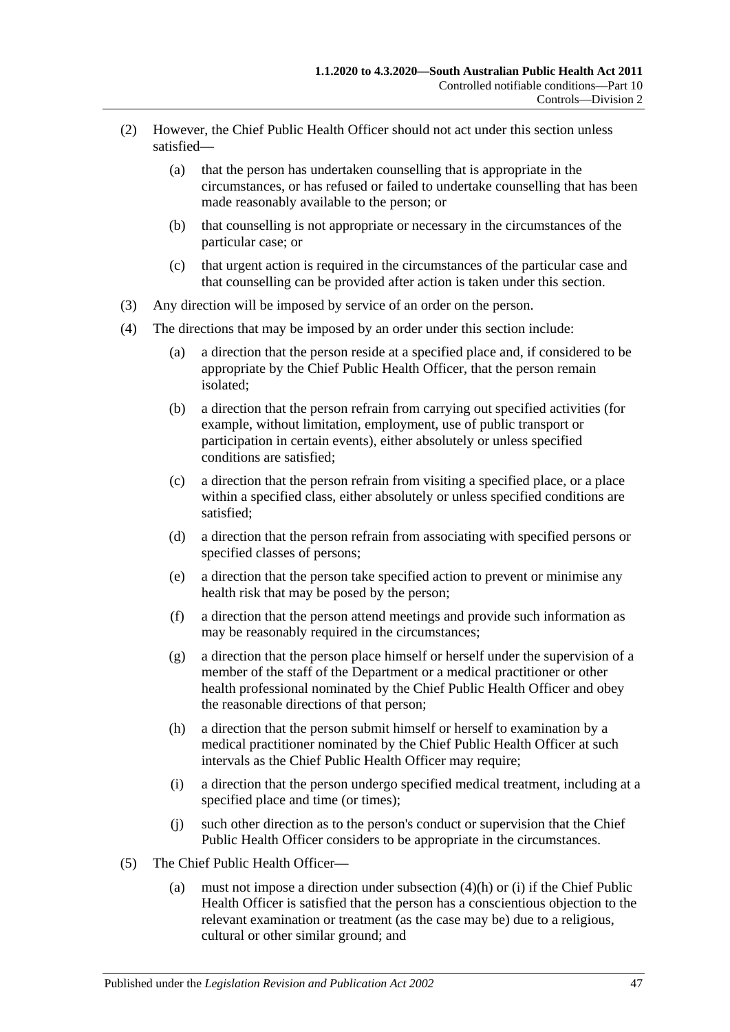(2) However, the Chief Public Health Officer should not act under this section unless satisfied—

(a) that the person has undertaken counselling that is appropriate in the circumstances, or has refused or failed to undertake counselling that has been made reasonably available to the person; or

(b) that counselling is not appropriate or necessary in the circumstances of the particular case; or

(c) that urgent action is required in the circumstances of the particular case and that counselling can be provided after action is taken under this section.

(3) Any direction will be imposed by service of an order on the person.

(4) The directions that may be imposed by an order under this section include:

(a) a direction that the person reside at a specified place and, if considered to be appropriate by the Chief Public Health Officer, that the person remain isolated;

(b) a direction that the person refrain from carrying out specified activities (for example, without limitation, employment, use of public transport or participation in certain events), either absolutely or unless specified conditions are satisfied;

(c) a direction that the person refrain from visiting a specified place, or a place within a specified class, either absolutely or unless specified conditions are satisfied;

(d) a direction that the person refrain from associating with specified persons or specified classes of persons;

(e) a direction that the person take specified action to prevent or minimise any health risk that may be posed by the person;

(f) a direction that the person attend meetings and provide such information as may be reasonably required in the circumstances;

(g) a direction that the person place himself or herself under the supervision of a member of the staff of the Department or a medical practitioner or other health professional nominated by the Chief Public Health Officer and obey the reasonable directions of that person;

(h) a direction that the person submit himself or herself to examination by a medical practitioner nominated by the Chief Public Health Officer at such intervals as the Chief Public Health Officer may require;

(i) a direction that the person undergo specified medical treatment, including at a specified place and time (or times);

(j) such other direction as to the person's conduct or supervision that the Chief Public Health Officer considers to be appropriate in the circumstances.

(5) The Chief Public Health Officer—

(a) must not impose a direction under subsection (4)(h) or (i) if the Chief Public Health Officer is satisfied that the person has a conscientious objection to the relevant examination or treatment (as the case may be) due to a religious, cultural or other similar ground; and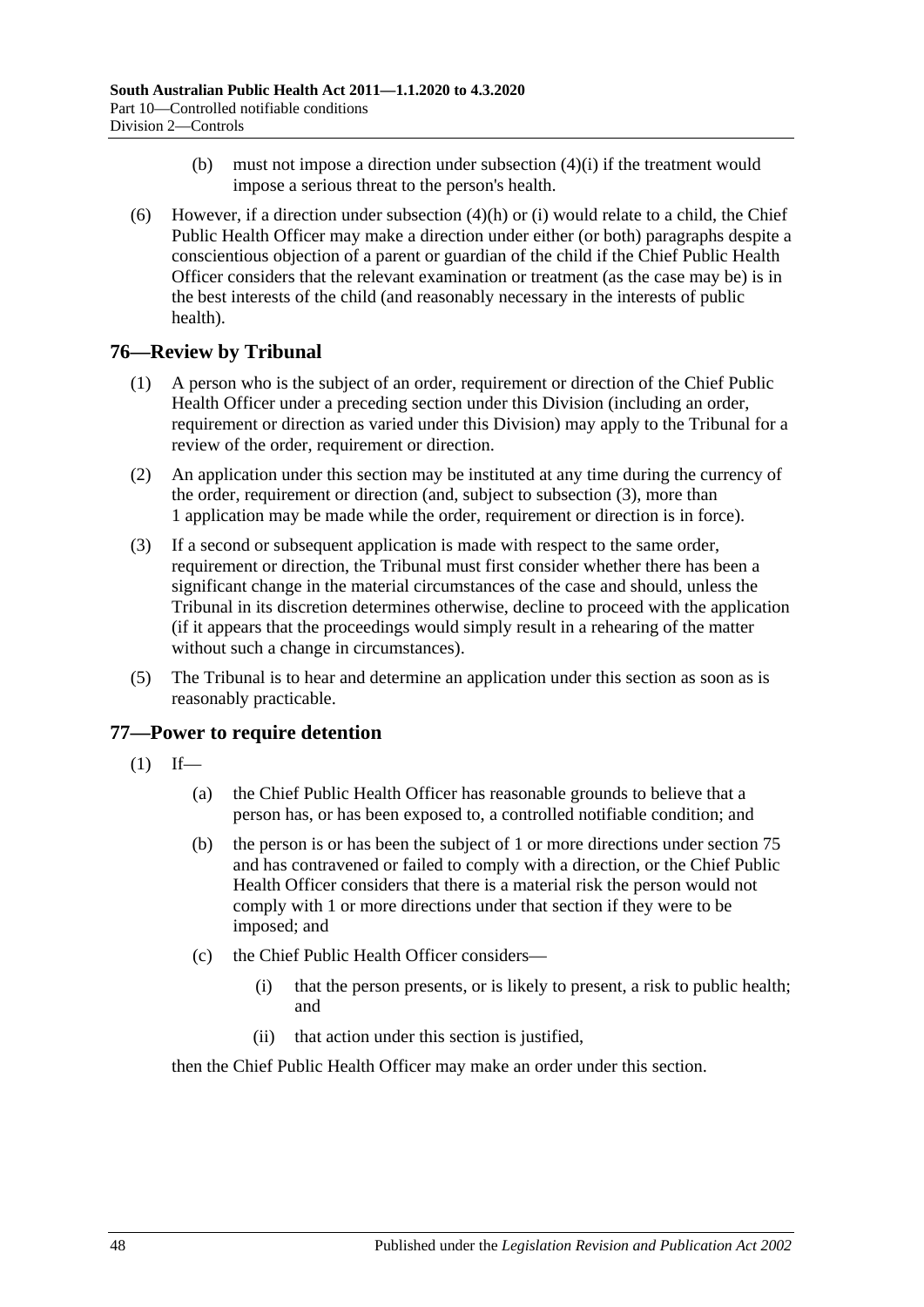(b) must not impose a direction under subsection (4)(i) if the treatment would impose a serious threat to the person's health.

(6) However, if a direction under subsection (4)(h) or (i) would relate to a child, the Chief Public Health Officer may make a direction under either (or both) paragraphs despite a conscientious objection of a parent or guardian of the child if the Chief Public Health Officer considers that the relevant examination or treatment (as the case may be) is in the best interests of the child (and reasonably necessary in the interests of public health).

## 76—Review by Tribunal

(1) A person who is the subject of an order, requirement or direction of the Chief Public Health Officer under a preceding section under this Division (including an order, requirement or direction as varied under this Division) may apply to the Tribunal for a review of the order, requirement or direction.

(2) An application under this section may be instituted at any time during the currency of the order, requirement or direction (and, subject to subsection (3), more than 1 application may be made while the order, requirement or direction is in force).

(3) If a second or subsequent application is made with respect to the same order, requirement or direction, the Tribunal must first consider whether there has been a significant change in the material circumstances of the case and should, unless the Tribunal in its discretion determines otherwise, decline to proceed with the application (if it appears that the proceedings would simply result in a rehearing of the matter without such a change in circumstances).

(5) The Tribunal is to hear and determine an application under this section as soon as is reasonably practicable.

## 77—Power to require detention

(1) If—

(a) the Chief Public Health Officer has reasonable grounds to believe that a person has, or has been exposed to, a controlled notifiable condition; and

(b) the person is or has been the subject of 1 or more directions under section 75 and has contravened or failed to comply with a direction, or the Chief Public Health Officer considers that there is a material risk the person would not comply with 1 or more directions under that section if they were to be imposed; and

(c) the Chief Public Health Officer considers—

(i) that the person presents, or is likely to present, a risk to public health; and

(ii) that action under this section is justified,

then the Chief Public Health Officer may make an order under this section.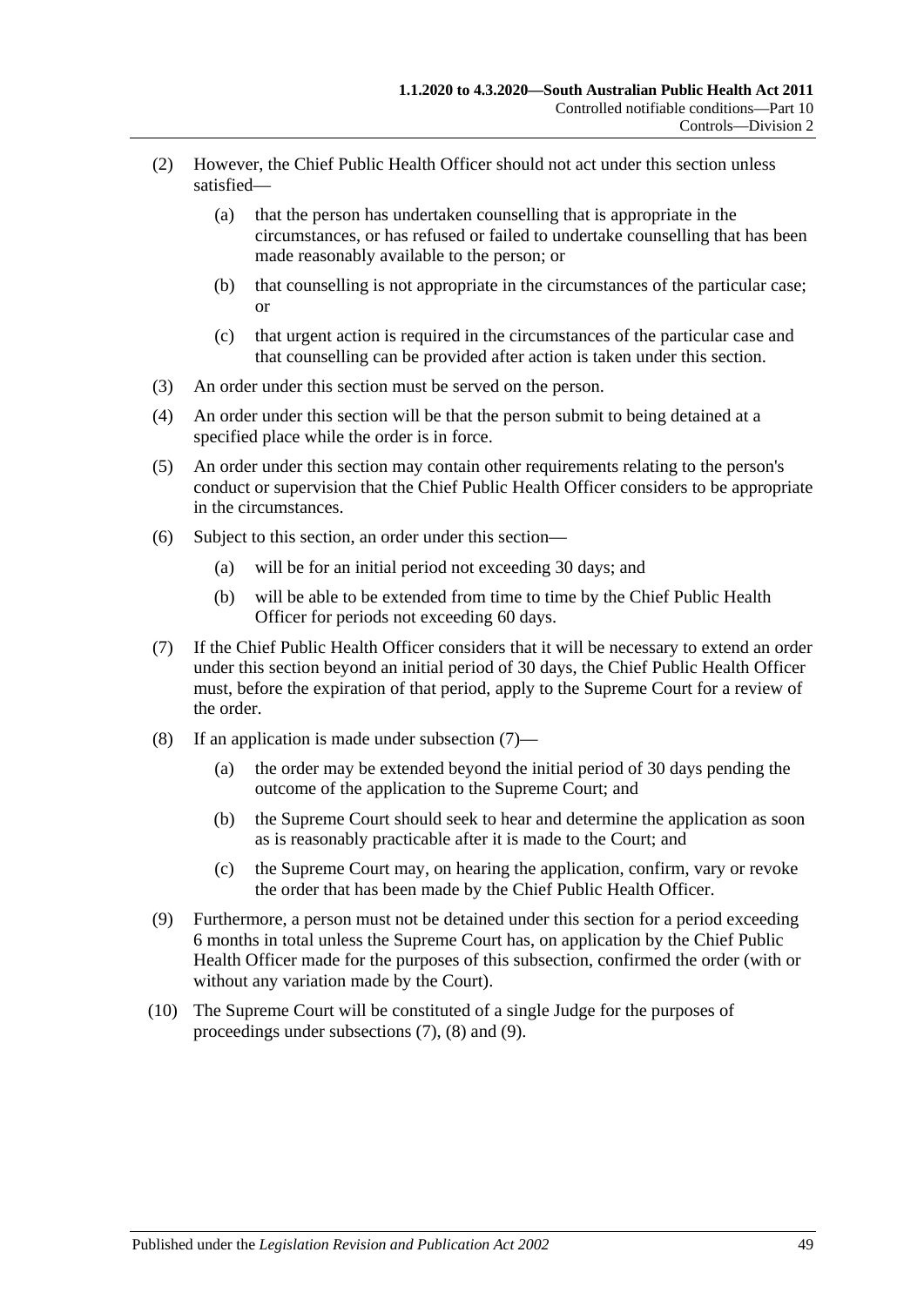(2) However, the Chief Public Health Officer should not act under this section unless satisfied—

(a) that the person has undertaken counselling that is appropriate in the circumstances, or has refused or failed to undertake counselling that has been made reasonably available to the person; or

(b) that counselling is not appropriate in the circumstances of the particular case; or

(c) that urgent action is required in the circumstances of the particular case and that counselling can be provided after action is taken under this section.

(3) An order under this section must be served on the person.

(4) An order under this section will be that the person submit to being detained at a specified place while the order is in force.

(5) An order under this section may contain other requirements relating to the person's conduct or supervision that the Chief Public Health Officer considers to be appropriate in the circumstances.

(6) Subject to this section, an order under this section—

(a) will be for an initial period not exceeding 30 days; and

(b) will be able to be extended from time to time by the Chief Public Health Officer for periods not exceeding 60 days.

(7) If the Chief Public Health Officer considers that it will be necessary to extend an order under this section beyond an initial period of 30 days, the Chief Public Health Officer must, before the expiration of that period, apply to the Supreme Court for a review of the order.

(8) If an application is made under subsection (7)—

(a) the order may be extended beyond the initial period of 30 days pending the outcome of the application to the Supreme Court; and

(b) the Supreme Court should seek to hear and determine the application as soon as is reasonably practicable after it is made to the Court; and

(c) the Supreme Court may, on hearing the application, confirm, vary or revoke the order that has been made by the Chief Public Health Officer.

(9) Furthermore, a person must not be detained under this section for a period exceeding 6 months in total unless the Supreme Court has, on application by the Chief Public Health Officer made for the purposes of this subsection, confirmed the order (with or without any variation made by the Court).

(10) The Supreme Court will be constituted of a single Judge for the purposes of proceedings under subsections (7), (8) and (9).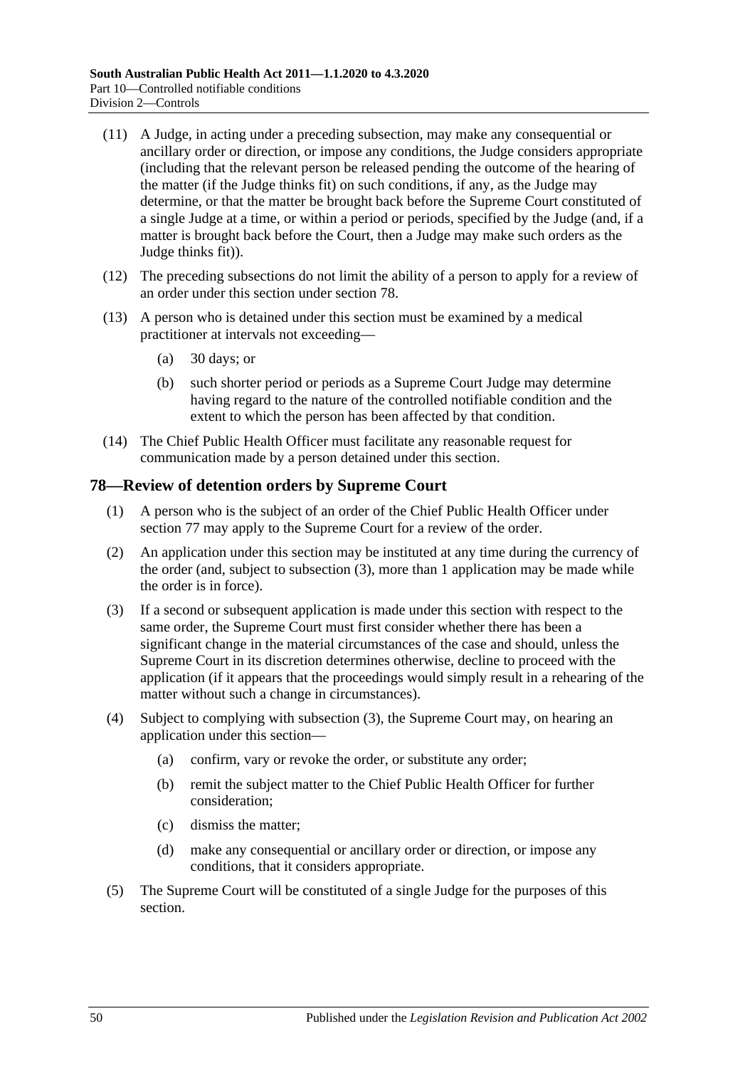(11) A Judge, in acting under a preceding subsection, may make any consequential or ancillary order or direction, or impose any conditions, the Judge considers appropriate (including that the relevant person be released pending the outcome of the hearing of the matter (if the Judge thinks fit) on such conditions, if any, as the Judge may determine, or that the matter be brought back before the Supreme Court constituted of a single Judge at a time, or within a period or periods, specified by the Judge (and, if a matter is brought back before the Court, then a Judge may make such orders as the Judge thinks fit)).

(12) The preceding subsections do not limit the ability of a person to apply for a review of an order under this section under section 78.

(13) A person who is detained under this section must be examined by a medical practitioner at intervals not exceeding—

- (a) 30 days; or
- (b) such shorter period or periods as a Supreme Court Judge may determine having regard to the nature of the controlled notifiable condition and the extent to which the person has been affected by that condition.

(14) The Chief Public Health Officer must facilitate any reasonable request for communication made by a person detained under this section.

## 78—Review of detention orders by Supreme Court

(1) A person who is the subject of an order of the Chief Public Health Officer under section 77 may apply to the Supreme Court for a review of the order.

(2) An application under this section may be instituted at any time during the currency of the order (and, subject to subsection (3), more than 1 application may be made while the order is in force).

(3) If a second or subsequent application is made under this section with respect to the same order, the Supreme Court must first consider whether there has been a significant change in the material circumstances of the case and should, unless the Supreme Court in its discretion determines otherwise, decline to proceed with the application (if it appears that the proceedings would simply result in a rehearing of the matter without such a change in circumstances).

(4) Subject to complying with subsection (3), the Supreme Court may, on hearing an application under this section—

- (a) confirm, vary or revoke the order, or substitute any order;
- (b) remit the subject matter to the Chief Public Health Officer for further consideration;
- (c) dismiss the matter;
- (d) make any consequential or ancillary order or direction, or impose any conditions, that it considers appropriate.

(5) The Supreme Court will be constituted of a single Judge for the purposes of this section.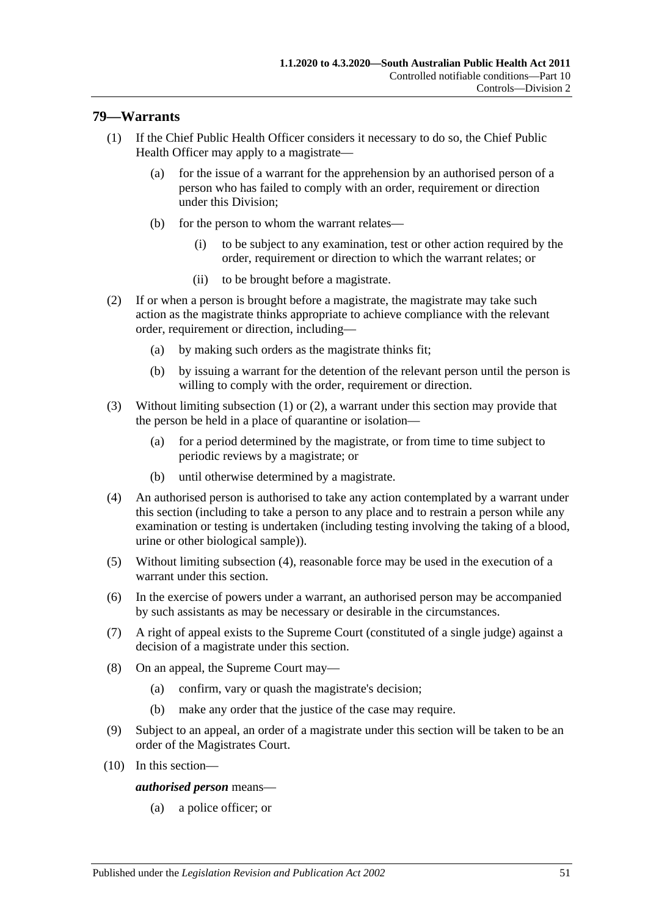## 79—Warrants

(1) If the Chief Public Health Officer considers it necessary to do so, the Chief Public Health Officer may apply to a magistrate—

(a) for the issue of a warrant for the apprehension by an authorised person of a person who has failed to comply with an order, requirement or direction under this Division;

(b) for the person to whom the warrant relates—

(i) to be subject to any examination, test or other action required by the order, requirement or direction to which the warrant relates; or

(ii) to be brought before a magistrate.

(2) If or when a person is brought before a magistrate, the magistrate may take such action as the magistrate thinks appropriate to achieve compliance with the relevant order, requirement or direction, including—

(a) by making such orders as the magistrate thinks fit;

(b) by issuing a warrant for the detention of the relevant person until the person is willing to comply with the order, requirement or direction.

(3) Without limiting subsection (1) or (2), a warrant under this section may provide that the person be held in a place of quarantine or isolation—

(a) for a period determined by the magistrate, or from time to time subject to periodic reviews by a magistrate; or

(b) until otherwise determined by a magistrate.

(4) An authorised person is authorised to take any action contemplated by a warrant under this section (including to take a person to any place and to restrain a person while any examination or testing is undertaken (including testing involving the taking of a blood, urine or other biological sample)).

(5) Without limiting subsection (4), reasonable force may be used in the execution of a warrant under this section.

(6) In the exercise of powers under a warrant, an authorised person may be accompanied by such assistants as may be necessary or desirable in the circumstances.

(7) A right of appeal exists to the Supreme Court (constituted of a single judge) against a decision of a magistrate under this section.

(8) On an appeal, the Supreme Court may—

(a) confirm, vary or quash the magistrate's decision;

(b) make any order that the justice of the case may require.

(9) Subject to an appeal, an order of a magistrate under this section will be taken to be an order of the Magistrates Court.

(10) In this section—

***authorised person*** means—

(a) a police officer; or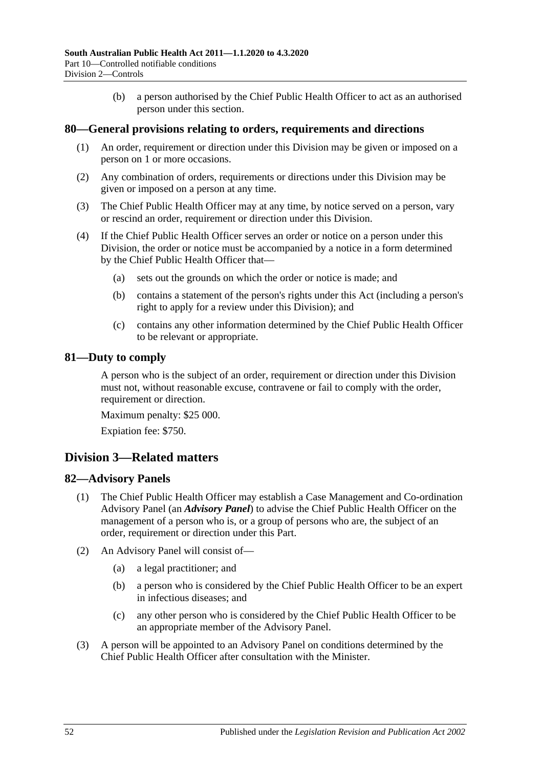(b) a person authorised by the Chief Public Health Officer to act as an authorised person under this section.

## 80—General provisions relating to orders, requirements and directions

(1) An order, requirement or direction under this Division may be given or imposed on a person on 1 or more occasions.

(2) Any combination of orders, requirements or directions under this Division may be given or imposed on a person at any time.

(3) The Chief Public Health Officer may at any time, by notice served on a person, vary or rescind an order, requirement or direction under this Division.

(4) If the Chief Public Health Officer serves an order or notice on a person under this Division, the order or notice must be accompanied by a notice in a form determined by the Chief Public Health Officer that—

(a) sets out the grounds on which the order or notice is made; and

(b) contains a statement of the person's rights under this Act (including a person's right to apply for a review under this Division); and

(c) contains any other information determined by the Chief Public Health Officer to be relevant or appropriate.

## 81—Duty to comply

A person who is the subject of an order, requirement or direction under this Division must not, without reasonable excuse, contravene or fail to comply with the order, requirement or direction.

Maximum penalty: $25 000.

Expiation fee: $750.

# Division 3—Related matters

## 82—Advisory Panels

(1) The Chief Public Health Officer may establish a Case Management and Co-ordination Advisory Panel (an ***Advisory Panel***) to advise the Chief Public Health Officer on the management of a person who is, or a group of persons who are, the subject of an order, requirement or direction under this Part.

(2) An Advisory Panel will consist of—

(a) a legal practitioner; and

(b) a person who is considered by the Chief Public Health Officer to be an expert in infectious diseases; and

(c) any other person who is considered by the Chief Public Health Officer to be an appropriate member of the Advisory Panel.

(3) A person will be appointed to an Advisory Panel on conditions determined by the Chief Public Health Officer after consultation with the Minister.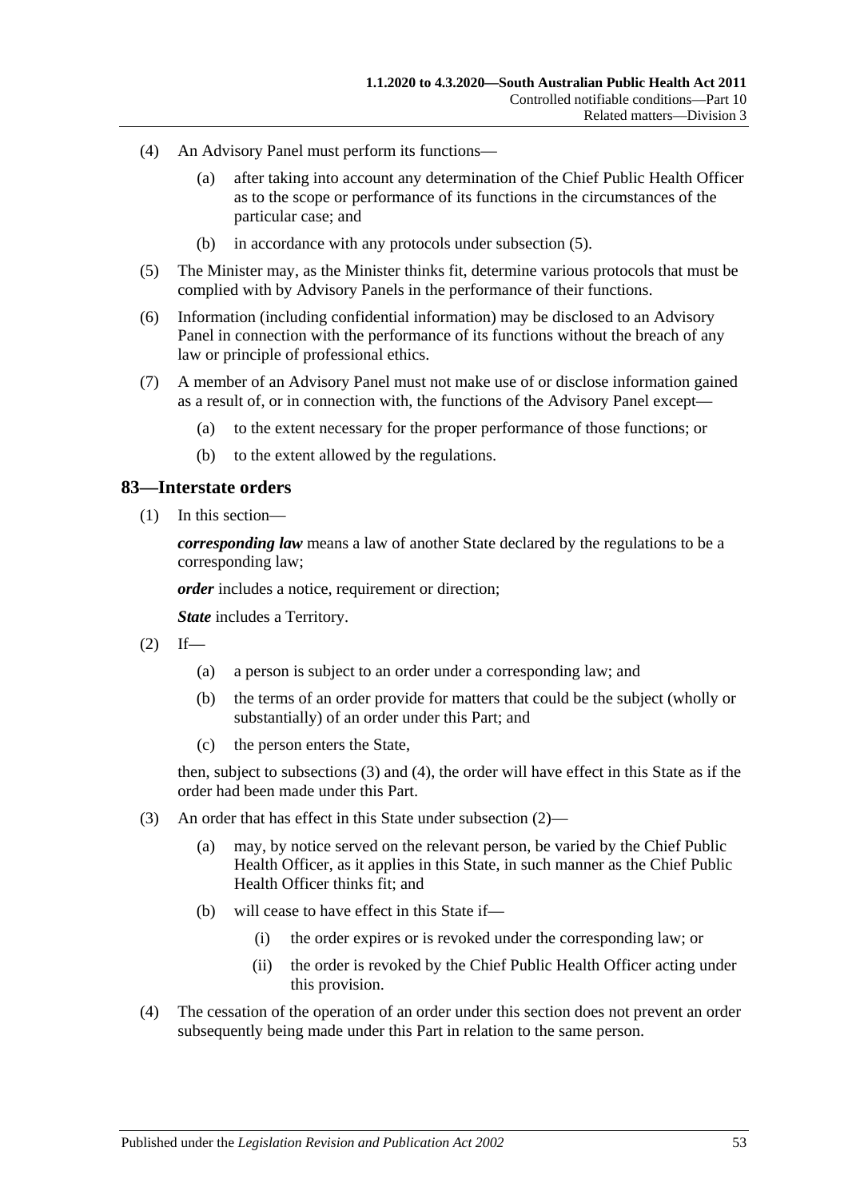(4) An Advisory Panel must perform its functions—

(a) after taking into account any determination of the Chief Public Health Officer as to the scope or performance of its functions in the circumstances of the particular case; and

(b) in accordance with any protocols under subsection (5).

(5) The Minister may, as the Minister thinks fit, determine various protocols that must be complied with by Advisory Panels in the performance of their functions.

(6) Information (including confidential information) may be disclosed to an Advisory Panel in connection with the performance of its functions without the breach of any law or principle of professional ethics.

(7) A member of an Advisory Panel must not make use of or disclose information gained as a result of, or in connection with, the functions of the Advisory Panel except—

(a) to the extent necessary for the proper performance of those functions; or

(b) to the extent allowed by the regulations.

## 83—Interstate orders

(1) In this section—

***corresponding law*** means a law of another State declared by the regulations to be a corresponding law;

***order*** includes a notice, requirement or direction;

***State*** includes a Territory.

(2) If—

(a) a person is subject to an order under a corresponding law; and

(b) the terms of an order provide for matters that could be the subject (wholly or substantially) of an order under this Part; and

(c) the person enters the State,

then, subject to subsections (3) and (4), the order will have effect in this State as if the order had been made under this Part.

(3) An order that has effect in this State under subsection (2)—

(a) may, by notice served on the relevant person, be varied by the Chief Public Health Officer, as it applies in this State, in such manner as the Chief Public Health Officer thinks fit; and

(b) will cease to have effect in this State if—

(i) the order expires or is revoked under the corresponding law; or

(ii) the order is revoked by the Chief Public Health Officer acting under this provision.

(4) The cessation of the operation of an order under this section does not prevent an order subsequently being made under this Part in relation to the same person.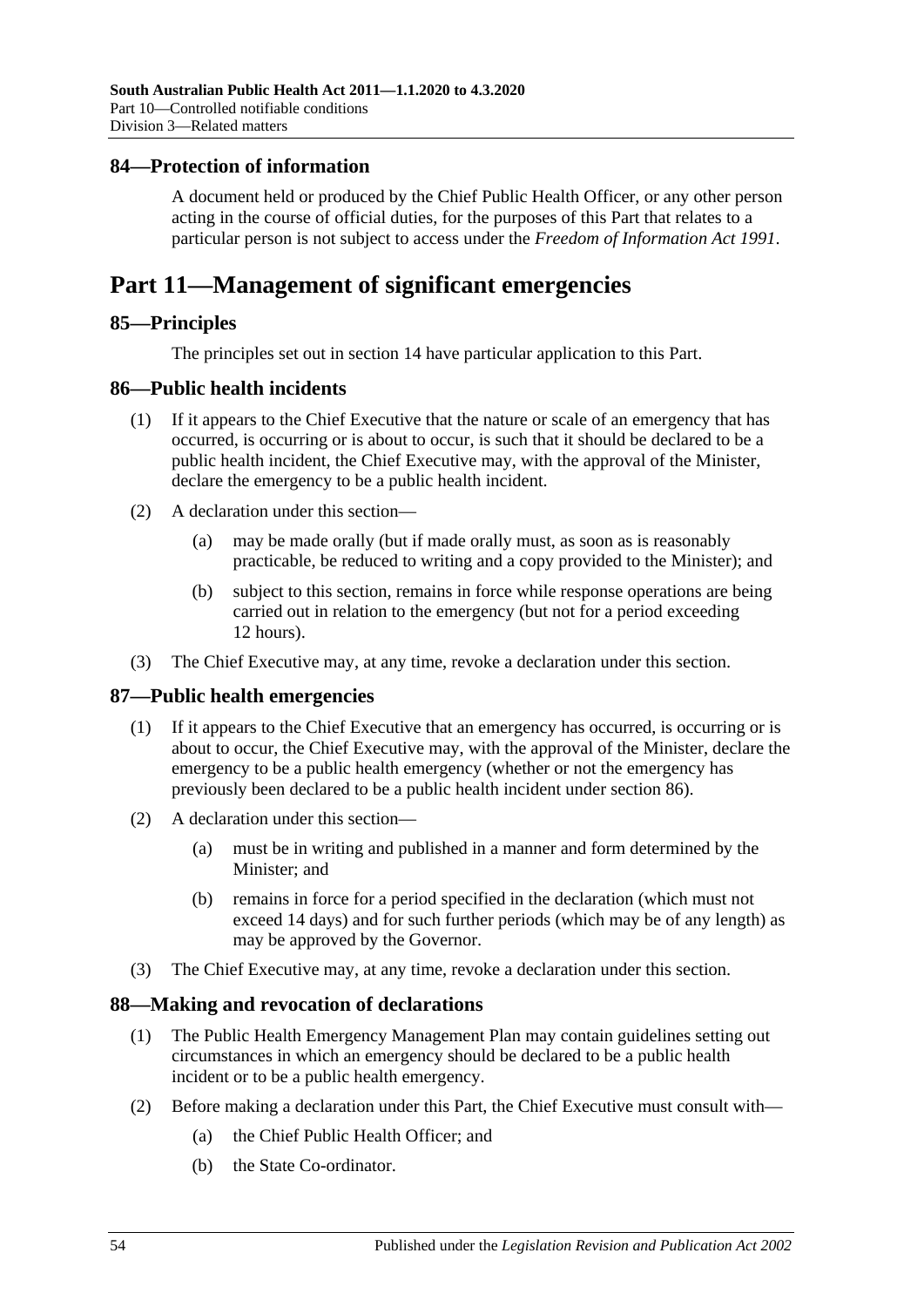## 84—Protection of information

A document held or produced by the Chief Public Health Officer, or any other person acting in the course of official duties, for the purposes of this Part that relates to a particular person is not subject to access under the *Freedom of Information Act 1991*.

# Part 11—Management of significant emergencies

## 85—Principles

The principles set out in section 14 have particular application to this Part.

## 86—Public health incidents

(1) If it appears to the Chief Executive that the nature or scale of an emergency that has occurred, is occurring or is about to occur, is such that it should be declared to be a public health incident, the Chief Executive may, with the approval of the Minister, declare the emergency to be a public health incident.

(2) A declaration under this section—

(a) may be made orally (but if made orally must, as soon as is reasonably practicable, be reduced to writing and a copy provided to the Minister); and

(b) subject to this section, remains in force while response operations are being carried out in relation to the emergency (but not for a period exceeding 12 hours).

(3) The Chief Executive may, at any time, revoke a declaration under this section.

## 87—Public health emergencies

(1) If it appears to the Chief Executive that an emergency has occurred, is occurring or is about to occur, the Chief Executive may, with the approval of the Minister, declare the emergency to be a public health emergency (whether or not the emergency has previously been declared to be a public health incident under section 86).

(2) A declaration under this section—

(a) must be in writing and published in a manner and form determined by the Minister; and

(b) remains in force for a period specified in the declaration (which must not exceed 14 days) and for such further periods (which may be of any length) as may be approved by the Governor.

(3) The Chief Executive may, at any time, revoke a declaration under this section.

## 88—Making and revocation of declarations

(1) The Public Health Emergency Management Plan may contain guidelines setting out circumstances in which an emergency should be declared to be a public health incident or to be a public health emergency.

(2) Before making a declaration under this Part, the Chief Executive must consult with—

(a) the Chief Public Health Officer; and

(b) the State Co-ordinator.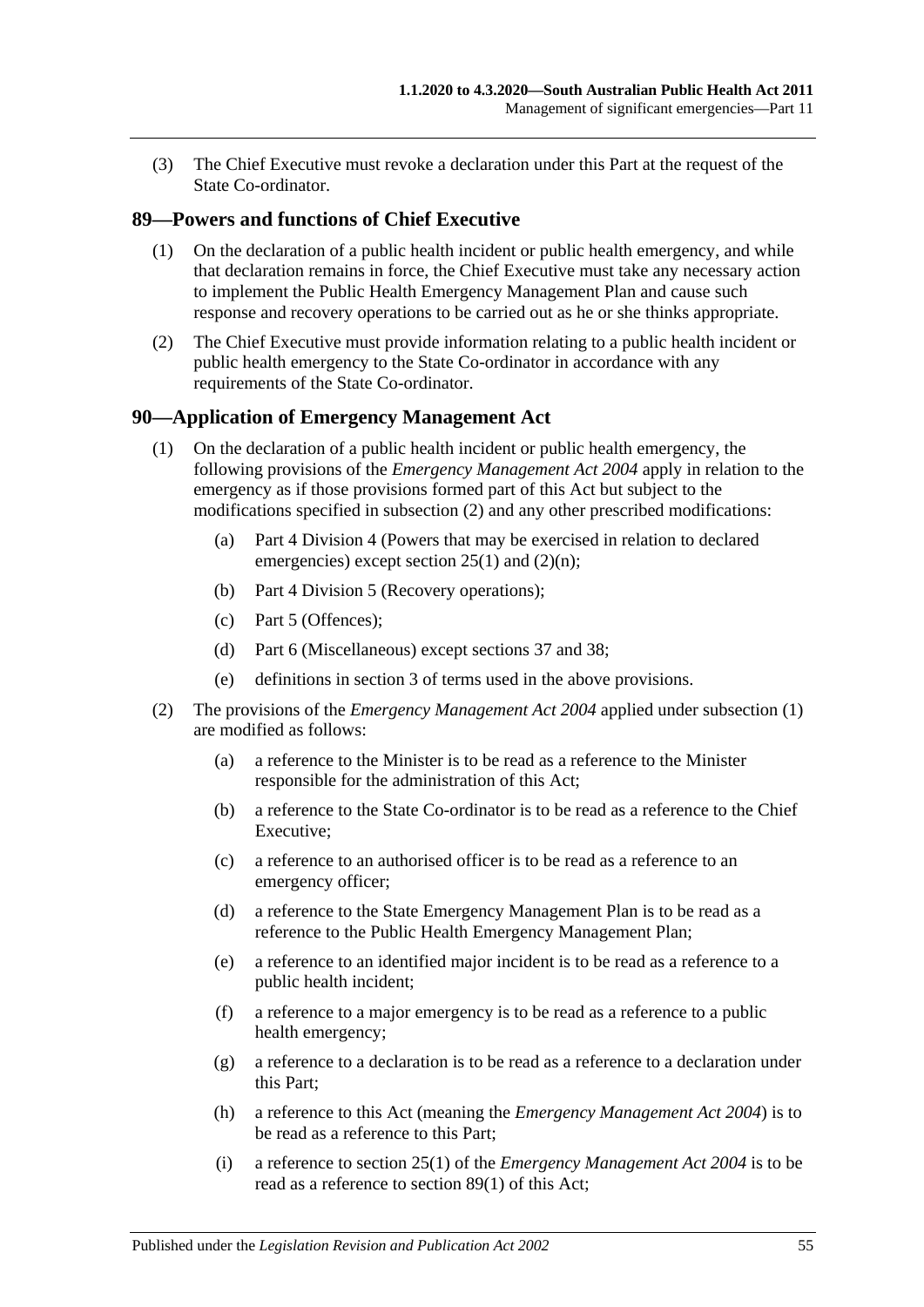(3) The Chief Executive must revoke a declaration under this Part at the request of the State Co-ordinator.

## 89—Powers and functions of Chief Executive

(1) On the declaration of a public health incident or public health emergency, and while that declaration remains in force, the Chief Executive must take any necessary action to implement the Public Health Emergency Management Plan and cause such response and recovery operations to be carried out as he or she thinks appropriate.

(2) The Chief Executive must provide information relating to a public health incident or public health emergency to the State Co-ordinator in accordance with any requirements of the State Co-ordinator.

## 90—Application of Emergency Management Act

(1) On the declaration of a public health incident or public health emergency, the following provisions of the *Emergency Management Act 2004* apply in relation to the emergency as if those provisions formed part of this Act but subject to the modifications specified in subsection (2) and any other prescribed modifications:

- (a) Part 4 Division 4 (Powers that may be exercised in relation to declared emergencies) except section 25(1) and (2)(n);
- (b) Part 4 Division 5 (Recovery operations);
- (c) Part 5 (Offences);
- (d) Part 6 (Miscellaneous) except sections 37 and 38;
- (e) definitions in section 3 of terms used in the above provisions.

(2) The provisions of the *Emergency Management Act 2004* applied under subsection (1) are modified as follows:

- (a) a reference to the Minister is to be read as a reference to the Minister responsible for the administration of this Act;
- (b) a reference to the State Co-ordinator is to be read as a reference to the Chief Executive;
- (c) a reference to an authorised officer is to be read as a reference to an emergency officer;
- (d) a reference to the State Emergency Management Plan is to be read as a reference to the Public Health Emergency Management Plan;
- (e) a reference to an identified major incident is to be read as a reference to a public health incident;
- (f) a reference to a major emergency is to be read as a reference to a public health emergency;
- (g) a reference to a declaration is to be read as a reference to a declaration under this Part;
- (h) a reference to this Act (meaning the *Emergency Management Act 2004*) is to be read as a reference to this Part;
- (i) a reference to section 25(1) of the *Emergency Management Act 2004* is to be read as a reference to section 89(1) of this Act;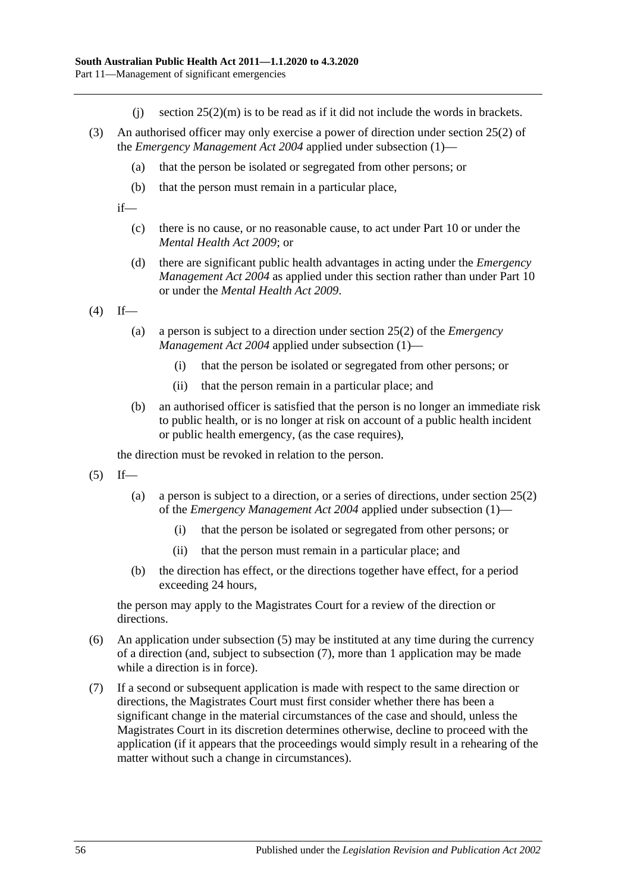(j) section 25(2)(m) is to be read as if it did not include the words in brackets.

(3) An authorised officer may only exercise a power of direction under section 25(2) of the *Emergency Management Act 2004* applied under subsection (1)—

(a) that the person be isolated or segregated from other persons; or

(b) that the person must remain in a particular place,

if—

(c) there is no cause, or no reasonable cause, to act under Part 10 or under the *Mental Health Act 2009*; or

(d) there are significant public health advantages in acting under the *Emergency Management Act 2004* as applied under this section rather than under Part 10 or under the *Mental Health Act 2009*.

(4) If—

(a) a person is subject to a direction under section 25(2) of the *Emergency Management Act 2004* applied under subsection (1)—

(i) that the person be isolated or segregated from other persons; or

(ii) that the person remain in a particular place; and

(b) an authorised officer is satisfied that the person is no longer an immediate risk to public health, or is no longer at risk on account of a public health incident or public health emergency, (as the case requires),

the direction must be revoked in relation to the person.

(5) If—

(a) a person is subject to a direction, or a series of directions, under section 25(2) of the *Emergency Management Act 2004* applied under subsection (1)—

(i) that the person be isolated or segregated from other persons; or

(ii) that the person must remain in a particular place; and

(b) the direction has effect, or the directions together have effect, for a period exceeding 24 hours,

the person may apply to the Magistrates Court for a review of the direction or directions.

(6) An application under subsection (5) may be instituted at any time during the currency of a direction (and, subject to subsection (7), more than 1 application may be made while a direction is in force).

(7) If a second or subsequent application is made with respect to the same direction or directions, the Magistrates Court must first consider whether there has been a significant change in the material circumstances of the case and should, unless the Magistrates Court in its discretion determines otherwise, decline to proceed with the application (if it appears that the proceedings would simply result in a rehearing of the matter without such a change in circumstances).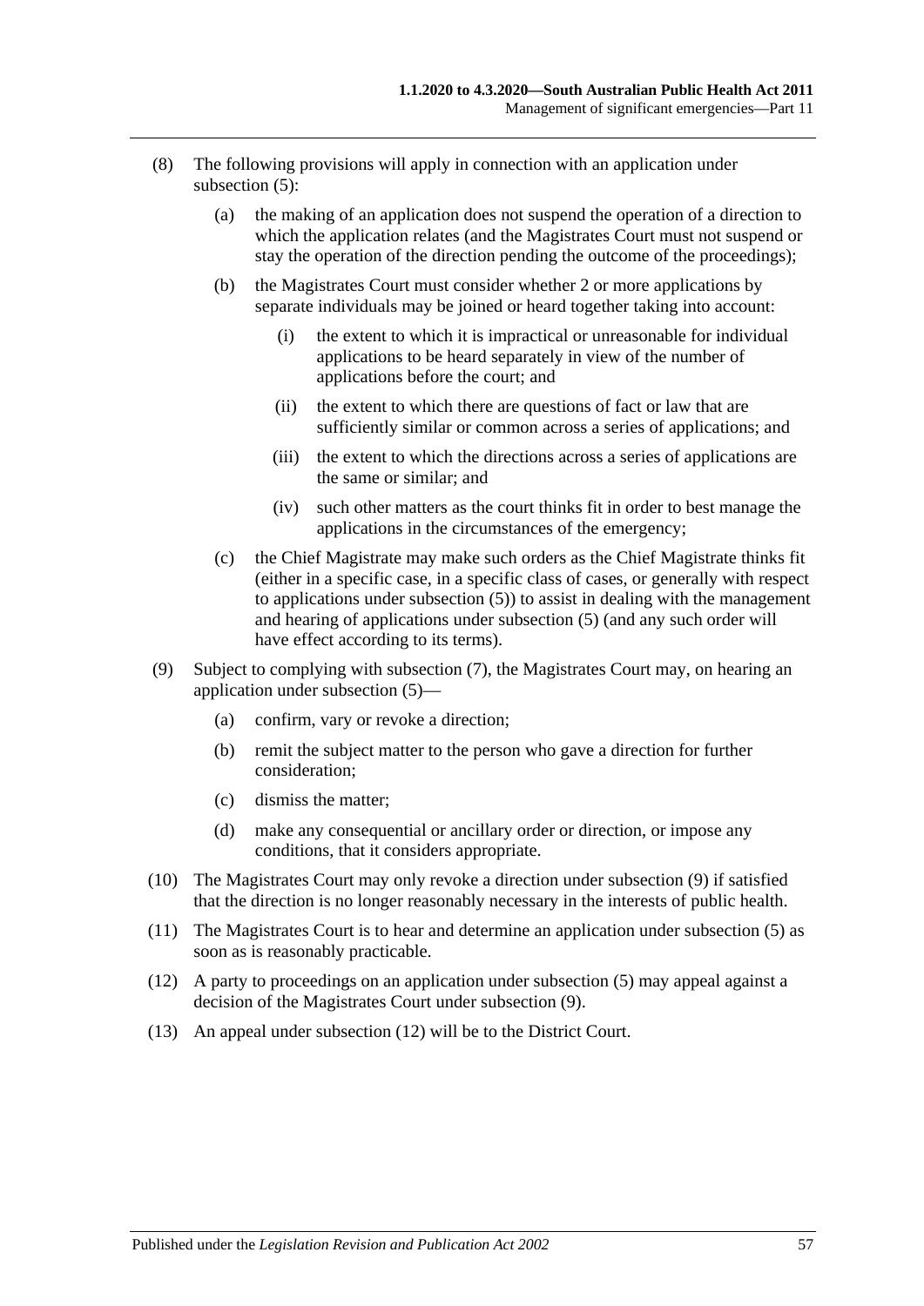(8) The following provisions will apply in connection with an application under subsection (5):

  (a) the making of an application does not suspend the operation of a direction to which the application relates (and the Magistrates Court must not suspend or stay the operation of the direction pending the outcome of the proceedings);

  (b) the Magistrates Court must consider whether 2 or more applications by separate individuals may be joined or heard together taking into account:

    (i) the extent to which it is impractical or unreasonable for individual applications to be heard separately in view of the number of applications before the court; and

    (ii) the extent to which there are questions of fact or law that are sufficiently similar or common across a series of applications; and

    (iii) the extent to which the directions across a series of applications are the same or similar; and

    (iv) such other matters as the court thinks fit in order to best manage the applications in the circumstances of the emergency;

  (c) the Chief Magistrate may make such orders as the Chief Magistrate thinks fit (either in a specific case, in a specific class of cases, or generally with respect to applications under subsection (5)) to assist in dealing with the management and hearing of applications under subsection (5) (and any such order will have effect according to its terms).

(9) Subject to complying with subsection (7), the Magistrates Court may, on hearing an application under subsection (5)—

  (a) confirm, vary or revoke a direction;

  (b) remit the subject matter to the person who gave a direction for further consideration;

  (c) dismiss the matter;

  (d) make any consequential or ancillary order or direction, or impose any conditions, that it considers appropriate.

(10) The Magistrates Court may only revoke a direction under subsection (9) if satisfied that the direction is no longer reasonably necessary in the interests of public health.

(11) The Magistrates Court is to hear and determine an application under subsection (5) as soon as is reasonably practicable.

(12) A party to proceedings on an application under subsection (5) may appeal against a decision of the Magistrates Court under subsection (9).

(13) An appeal under subsection (12) will be to the District Court.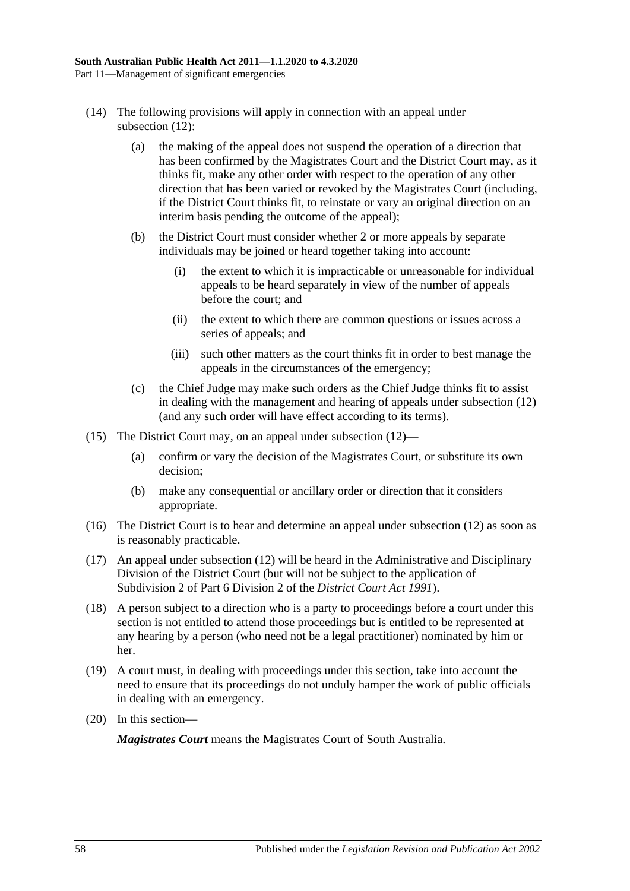(14) The following provisions will apply in connection with an appeal under subsection (12):

(a) the making of the appeal does not suspend the operation of a direction that has been confirmed by the Magistrates Court and the District Court may, as it thinks fit, make any other order with respect to the operation of any other direction that has been varied or revoked by the Magistrates Court (including, if the District Court thinks fit, to reinstate or vary an original direction on an interim basis pending the outcome of the appeal);

(b) the District Court must consider whether 2 or more appeals by separate individuals may be joined or heard together taking into account:

(i) the extent to which it is impracticable or unreasonable for individual appeals to be heard separately in view of the number of appeals before the court; and

(ii) the extent to which there are common questions or issues across a series of appeals; and

(iii) such other matters as the court thinks fit in order to best manage the appeals in the circumstances of the emergency;

(c) the Chief Judge may make such orders as the Chief Judge thinks fit to assist in dealing with the management and hearing of appeals under subsection (12) (and any such order will have effect according to its terms).

(15) The District Court may, on an appeal under subsection (12)—

(a) confirm or vary the decision of the Magistrates Court, or substitute its own decision;

(b) make any consequential or ancillary order or direction that it considers appropriate.

(16) The District Court is to hear and determine an appeal under subsection (12) as soon as is reasonably practicable.

(17) An appeal under subsection (12) will be heard in the Administrative and Disciplinary Division of the District Court (but will not be subject to the application of Subdivision 2 of Part 6 Division 2 of the *District Court Act 1991*).

(18) A person subject to a direction who is a party to proceedings before a court under this section is not entitled to attend those proceedings but is entitled to be represented at any hearing by a person (who need not be a legal practitioner) nominated by him or her.

(19) A court must, in dealing with proceedings under this section, take into account the need to ensure that its proceedings do not unduly hamper the work of public officials in dealing with an emergency.

(20) In this section—

***Magistrates Court*** means the Magistrates Court of South Australia.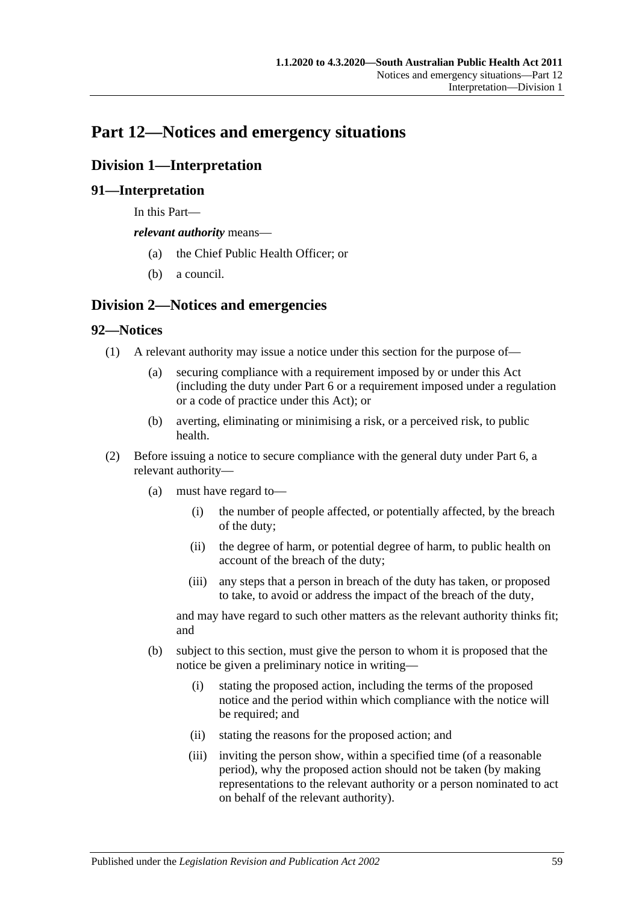# Part 12—Notices and emergency situations

## Division 1—Interpretation

### 91—Interpretation

In this Part—

***relevant authority*** means—

(a) the Chief Public Health Officer; or

(b) a council.

## Division 2—Notices and emergencies

### 92—Notices

(1) A relevant authority may issue a notice under this section for the purpose of—

(a) securing compliance with a requirement imposed by or under this Act (including the duty under Part 6 or a requirement imposed under a regulation or a code of practice under this Act); or

(b) averting, eliminating or minimising a risk, or a perceived risk, to public health.

(2) Before issuing a notice to secure compliance with the general duty under Part 6, a relevant authority—

(a) must have regard to—

(i) the number of people affected, or potentially affected, by the breach of the duty;

(ii) the degree of harm, or potential degree of harm, to public health on account of the breach of the duty;

(iii) any steps that a person in breach of the duty has taken, or proposed to take, to avoid or address the impact of the breach of the duty,

and may have regard to such other matters as the relevant authority thinks fit; and

(b) subject to this section, must give the person to whom it is proposed that the notice be given a preliminary notice in writing—

(i) stating the proposed action, including the terms of the proposed notice and the period within which compliance with the notice will be required; and

(ii) stating the reasons for the proposed action; and

(iii) inviting the person show, within a specified time (of a reasonable period), why the proposed action should not be taken (by making representations to the relevant authority or a person nominated to act on behalf of the relevant authority).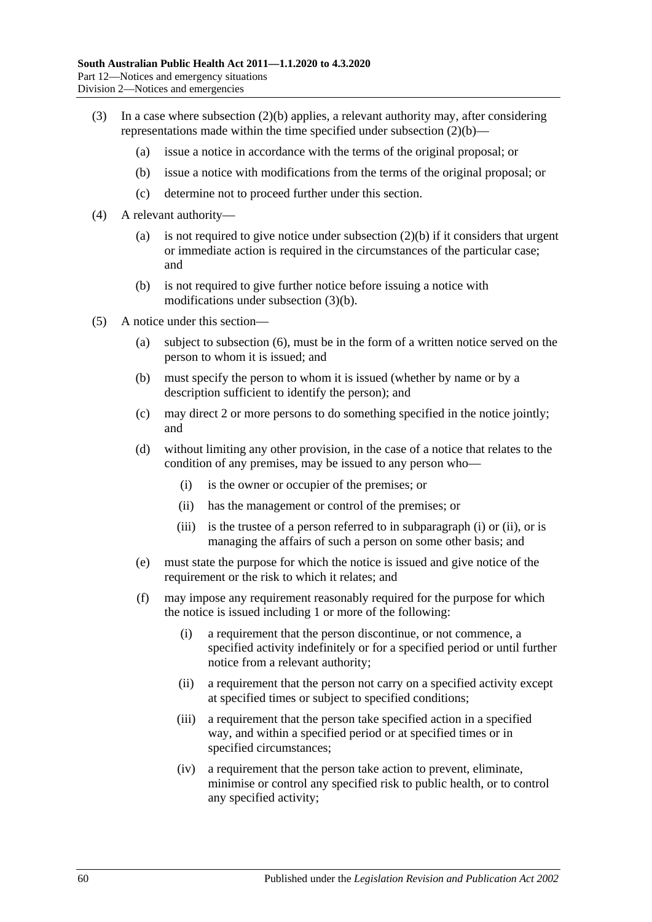(3) In a case where subsection (2)(b) applies, a relevant authority may, after considering representations made within the time specified under subsection (2)(b)—

  (a) issue a notice in accordance with the terms of the original proposal; or

  (b) issue a notice with modifications from the terms of the original proposal; or

  (c) determine not to proceed further under this section.

(4) A relevant authority—

  (a) is not required to give notice under subsection (2)(b) if it considers that urgent or immediate action is required in the circumstances of the particular case; and

  (b) is not required to give further notice before issuing a notice with modifications under subsection (3)(b).

(5) A notice under this section—

  (a) subject to subsection (6), must be in the form of a written notice served on the person to whom it is issued; and

  (b) must specify the person to whom it is issued (whether by name or by a description sufficient to identify the person); and

  (c) may direct 2 or more persons to do something specified in the notice jointly; and

  (d) without limiting any other provision, in the case of a notice that relates to the condition of any premises, may be issued to any person who—

    (i) is the owner or occupier of the premises; or

    (ii) has the management or control of the premises; or

    (iii) is the trustee of a person referred to in subparagraph (i) or (ii), or is managing the affairs of such a person on some other basis; and

  (e) must state the purpose for which the notice is issued and give notice of the requirement or the risk to which it relates; and

  (f) may impose any requirement reasonably required for the purpose for which the notice is issued including 1 or more of the following:

    (i) a requirement that the person discontinue, or not commence, a specified activity indefinitely or for a specified period or until further notice from a relevant authority;

    (ii) a requirement that the person not carry on a specified activity except at specified times or subject to specified conditions;

    (iii) a requirement that the person take specified action in a specified way, and within a specified period or at specified times or in specified circumstances;

    (iv) a requirement that the person take action to prevent, eliminate, minimise or control any specified risk to public health, or to control any specified activity;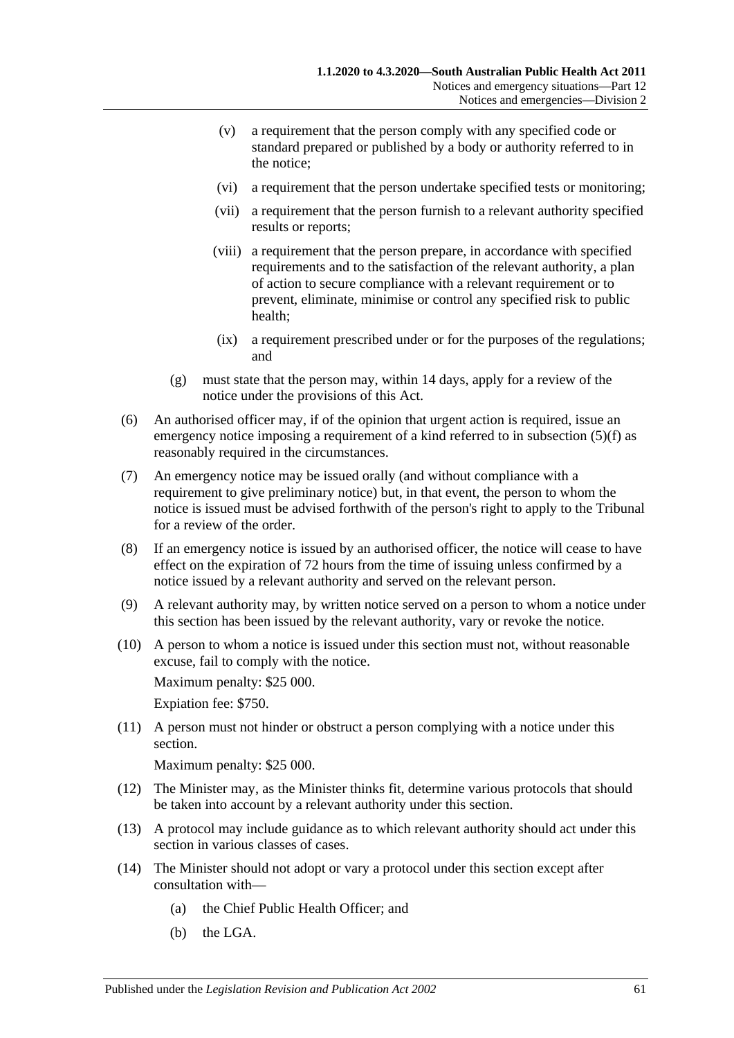(v) a requirement that the person comply with any specified code or standard prepared or published by a body or authority referred to in the notice;

(vi) a requirement that the person undertake specified tests or monitoring;

(vii) a requirement that the person furnish to a relevant authority specified results or reports;

(viii) a requirement that the person prepare, in accordance with specified requirements and to the satisfaction of the relevant authority, a plan of action to secure compliance with a relevant requirement or to prevent, eliminate, minimise or control any specified risk to public health;

(ix) a requirement prescribed under or for the purposes of the regulations; and

(g) must state that the person may, within 14 days, apply for a review of the notice under the provisions of this Act.

(6) An authorised officer may, if of the opinion that urgent action is required, issue an emergency notice imposing a requirement of a kind referred to in subsection (5)(f) as reasonably required in the circumstances.

(7) An emergency notice may be issued orally (and without compliance with a requirement to give preliminary notice) but, in that event, the person to whom the notice is issued must be advised forthwith of the person's right to apply to the Tribunal for a review of the order.

(8) If an emergency notice is issued by an authorised officer, the notice will cease to have effect on the expiration of 72 hours from the time of issuing unless confirmed by a notice issued by a relevant authority and served on the relevant person.

(9) A relevant authority may, by written notice served on a person to whom a notice under this section has been issued by the relevant authority, vary or revoke the notice.

(10) A person to whom a notice is issued under this section must not, without reasonable excuse, fail to comply with the notice.

Maximum penalty: $25 000.

Expiation fee: $750.

(11) A person must not hinder or obstruct a person complying with a notice under this section.

Maximum penalty: $25 000.

(12) The Minister may, as the Minister thinks fit, determine various protocols that should be taken into account by a relevant authority under this section.

(13) A protocol may include guidance as to which relevant authority should act under this section in various classes of cases.

(14) The Minister should not adopt or vary a protocol under this section except after consultation with—

(a) the Chief Public Health Officer; and

(b) the LGA.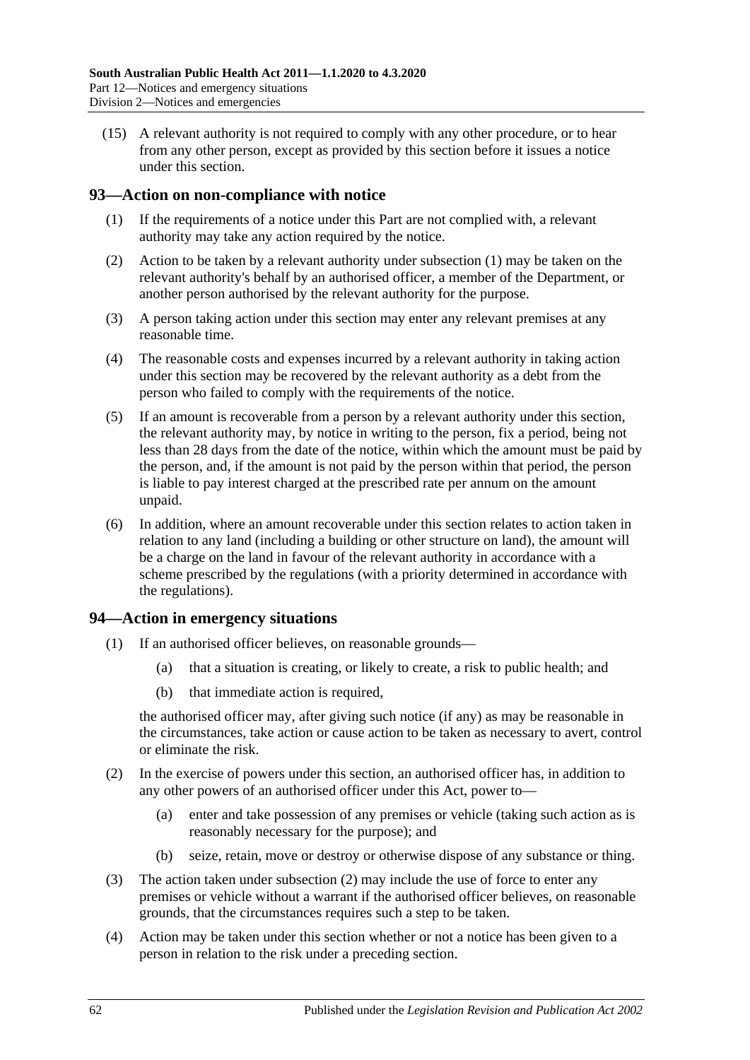(15) A relevant authority is not required to comply with any other procedure, or to hear from any other person, except as provided by this section before it issues a notice under this section.

## 93—Action on non-compliance with notice

(1) If the requirements of a notice under this Part are not complied with, a relevant authority may take any action required by the notice.

(2) Action to be taken by a relevant authority under subsection (1) may be taken on the relevant authority's behalf by an authorised officer, a member of the Department, or another person authorised by the relevant authority for the purpose.

(3) A person taking action under this section may enter any relevant premises at any reasonable time.

(4) The reasonable costs and expenses incurred by a relevant authority in taking action under this section may be recovered by the relevant authority as a debt from the person who failed to comply with the requirements of the notice.

(5) If an amount is recoverable from a person by a relevant authority under this section, the relevant authority may, by notice in writing to the person, fix a period, being not less than 28 days from the date of the notice, within which the amount must be paid by the person, and, if the amount is not paid by the person within that period, the person is liable to pay interest charged at the prescribed rate per annum on the amount unpaid.

(6) In addition, where an amount recoverable under this section relates to action taken in relation to any land (including a building or other structure on land), the amount will be a charge on the land in favour of the relevant authority in accordance with a scheme prescribed by the regulations (with a priority determined in accordance with the regulations).

## 94—Action in emergency situations

(1) If an authorised officer believes, on reasonable grounds—

(a) that a situation is creating, or likely to create, a risk to public health; and

(b) that immediate action is required,

the authorised officer may, after giving such notice (if any) as may be reasonable in the circumstances, take action or cause action to be taken as necessary to avert, control or eliminate the risk.

(2) In the exercise of powers under this section, an authorised officer has, in addition to any other powers of an authorised officer under this Act, power to—

(a) enter and take possession of any premises or vehicle (taking such action as is reasonably necessary for the purpose); and

(b) seize, retain, move or destroy or otherwise dispose of any substance or thing.

(3) The action taken under subsection (2) may include the use of force to enter any premises or vehicle without a warrant if the authorised officer believes, on reasonable grounds, that the circumstances requires such a step to be taken.

(4) Action may be taken under this section whether or not a notice has been given to a person in relation to the risk under a preceding section.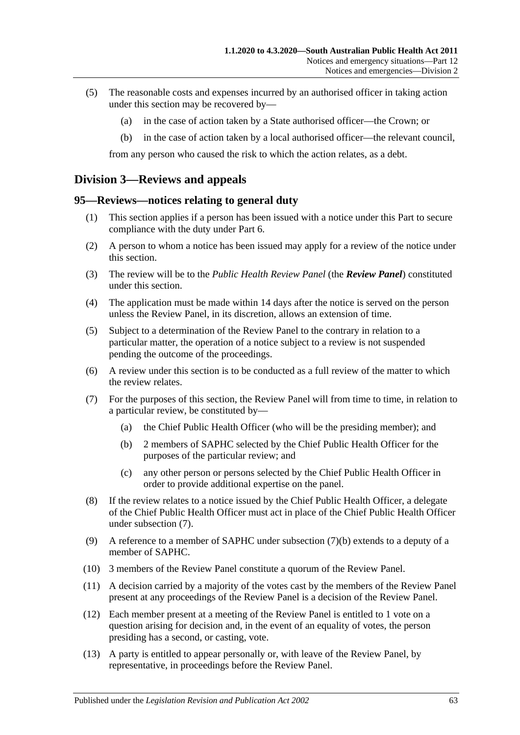(5) The reasonable costs and expenses incurred by an authorised officer in taking action under this section may be recovered by—

  (a) in the case of action taken by a State authorised officer—the Crown; or

  (b) in the case of action taken by a local authorised officer—the relevant council,

from any person who caused the risk to which the action relates, as a debt.

## Division 3—Reviews and appeals

### 95—Reviews—notices relating to general duty

(1) This section applies if a person has been issued with a notice under this Part to secure compliance with the duty under Part 6.

(2) A person to whom a notice has been issued may apply for a review of the notice under this section.

(3) The review will be to the *Public Health Review Panel* (the ***Review Panel***) constituted under this section.

(4) The application must be made within 14 days after the notice is served on the person unless the Review Panel, in its discretion, allows an extension of time.

(5) Subject to a determination of the Review Panel to the contrary in relation to a particular matter, the operation of a notice subject to a review is not suspended pending the outcome of the proceedings.

(6) A review under this section is to be conducted as a full review of the matter to which the review relates.

(7) For the purposes of this section, the Review Panel will from time to time, in relation to a particular review, be constituted by—

  (a) the Chief Public Health Officer (who will be the presiding member); and

  (b) 2 members of SAPHC selected by the Chief Public Health Officer for the purposes of the particular review; and

  (c) any other person or persons selected by the Chief Public Health Officer in order to provide additional expertise on the panel.

(8) If the review relates to a notice issued by the Chief Public Health Officer, a delegate of the Chief Public Health Officer must act in place of the Chief Public Health Officer under subsection (7).

(9) A reference to a member of SAPHC under subsection (7)(b) extends to a deputy of a member of SAPHC.

(10) 3 members of the Review Panel constitute a quorum of the Review Panel.

(11) A decision carried by a majority of the votes cast by the members of the Review Panel present at any proceedings of the Review Panel is a decision of the Review Panel.

(12) Each member present at a meeting of the Review Panel is entitled to 1 vote on a question arising for decision and, in the event of an equality of votes, the person presiding has a second, or casting, vote.

(13) A party is entitled to appear personally or, with leave of the Review Panel, by representative, in proceedings before the Review Panel.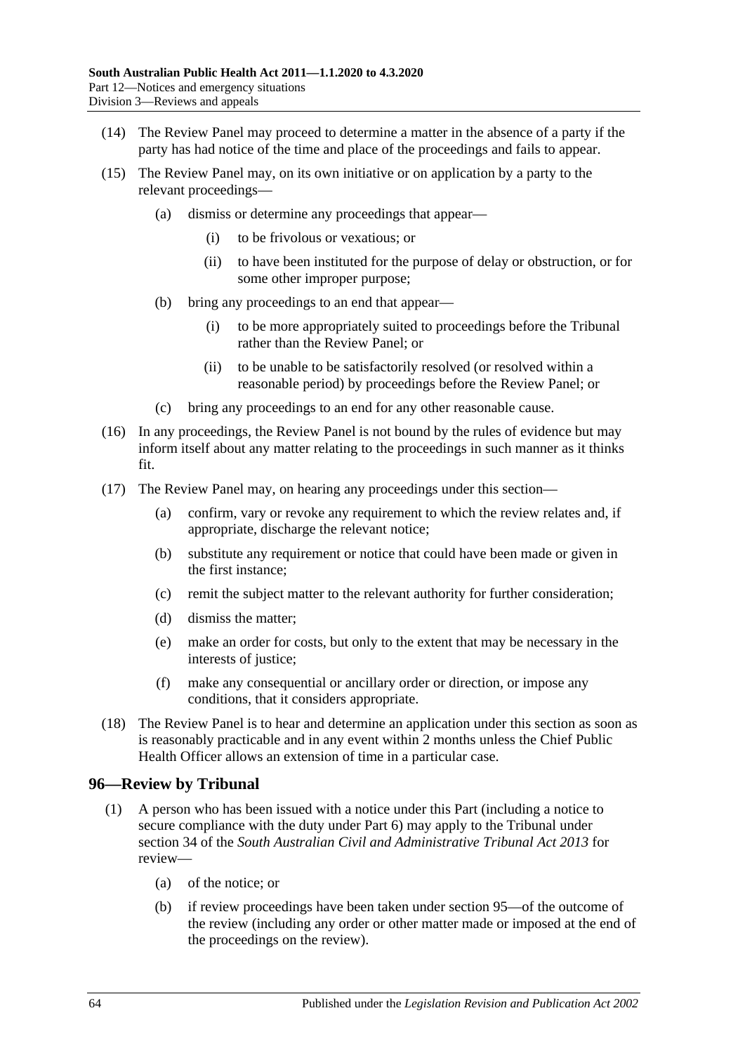(14) The Review Panel may proceed to determine a matter in the absence of a party if the party has had notice of the time and place of the proceedings and fails to appear.

(15) The Review Panel may, on its own initiative or on application by a party to the relevant proceedings—

  (a) dismiss or determine any proceedings that appear—

    (i) to be frivolous or vexatious; or

    (ii) to have been instituted for the purpose of delay or obstruction, or for some other improper purpose;

  (b) bring any proceedings to an end that appear—

    (i) to be more appropriately suited to proceedings before the Tribunal rather than the Review Panel; or

    (ii) to be unable to be satisfactorily resolved (or resolved within a reasonable period) by proceedings before the Review Panel; or

  (c) bring any proceedings to an end for any other reasonable cause.

(16) In any proceedings, the Review Panel is not bound by the rules of evidence but may inform itself about any matter relating to the proceedings in such manner as it thinks fit.

(17) The Review Panel may, on hearing any proceedings under this section—

  (a) confirm, vary or revoke any requirement to which the review relates and, if appropriate, discharge the relevant notice;

  (b) substitute any requirement or notice that could have been made or given in the first instance;

  (c) remit the subject matter to the relevant authority for further consideration;

  (d) dismiss the matter;

  (e) make an order for costs, but only to the extent that may be necessary in the interests of justice;

  (f) make any consequential or ancillary order or direction, or impose any conditions, that it considers appropriate.

(18) The Review Panel is to hear and determine an application under this section as soon as is reasonably practicable and in any event within 2 months unless the Chief Public Health Officer allows an extension of time in a particular case.

## 96—Review by Tribunal

(1) A person who has been issued with a notice under this Part (including a notice to secure compliance with the duty under Part 6) may apply to the Tribunal under section 34 of the *South Australian Civil and Administrative Tribunal Act 2013* for review—

  (a) of the notice; or

  (b) if review proceedings have been taken under section 95—of the outcome of the review (including any order or other matter made or imposed at the end of the proceedings on the review).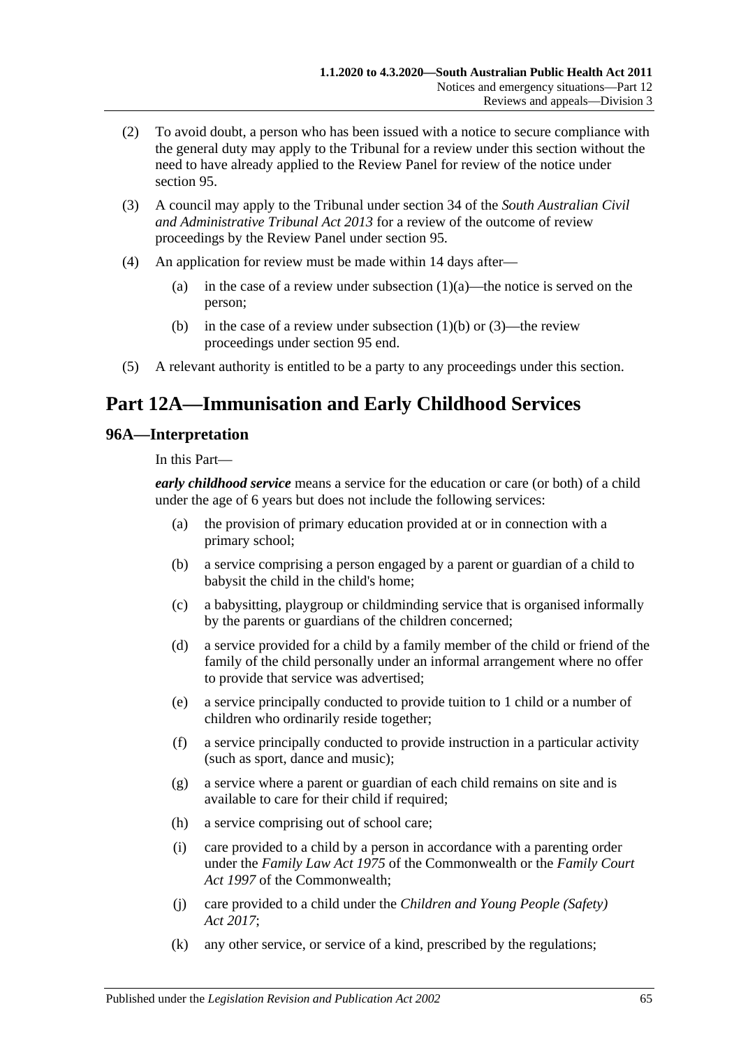(2) To avoid doubt, a person who has been issued with a notice to secure compliance with the general duty may apply to the Tribunal for a review under this section without the need to have already applied to the Review Panel for review of the notice under section 95.

(3) A council may apply to the Tribunal under section 34 of the *South Australian Civil and Administrative Tribunal Act 2013* for a review of the outcome of review proceedings by the Review Panel under section 95.

(4) An application for review must be made within 14 days after—

(a) in the case of a review under subsection (1)(a)—the notice is served on the person;

(b) in the case of a review under subsection (1)(b) or (3)—the review proceedings under section 95 end.

(5) A relevant authority is entitled to be a party to any proceedings under this section.

# Part 12A—Immunisation and Early Childhood Services

## 96A—Interpretation

In this Part—

***early childhood service*** means a service for the education or care (or both) of a child under the age of 6 years but does not include the following services:

(a) the provision of primary education provided at or in connection with a primary school;

(b) a service comprising a person engaged by a parent or guardian of a child to babysit the child in the child's home;

(c) a babysitting, playgroup or childminding service that is organised informally by the parents or guardians of the children concerned;

(d) a service provided for a child by a family member of the child or friend of the family of the child personally under an informal arrangement where no offer to provide that service was advertised;

(e) a service principally conducted to provide tuition to 1 child or a number of children who ordinarily reside together;

(f) a service principally conducted to provide instruction in a particular activity (such as sport, dance and music);

(g) a service where a parent or guardian of each child remains on site and is available to care for their child if required;

(h) a service comprising out of school care;

(i) care provided to a child by a person in accordance with a parenting order under the *Family Law Act 1975* of the Commonwealth or the *Family Court Act 1997* of the Commonwealth;

(j) care provided to a child under the *Children and Young People (Safety) Act 2017*;

(k) any other service, or service of a kind, prescribed by the regulations;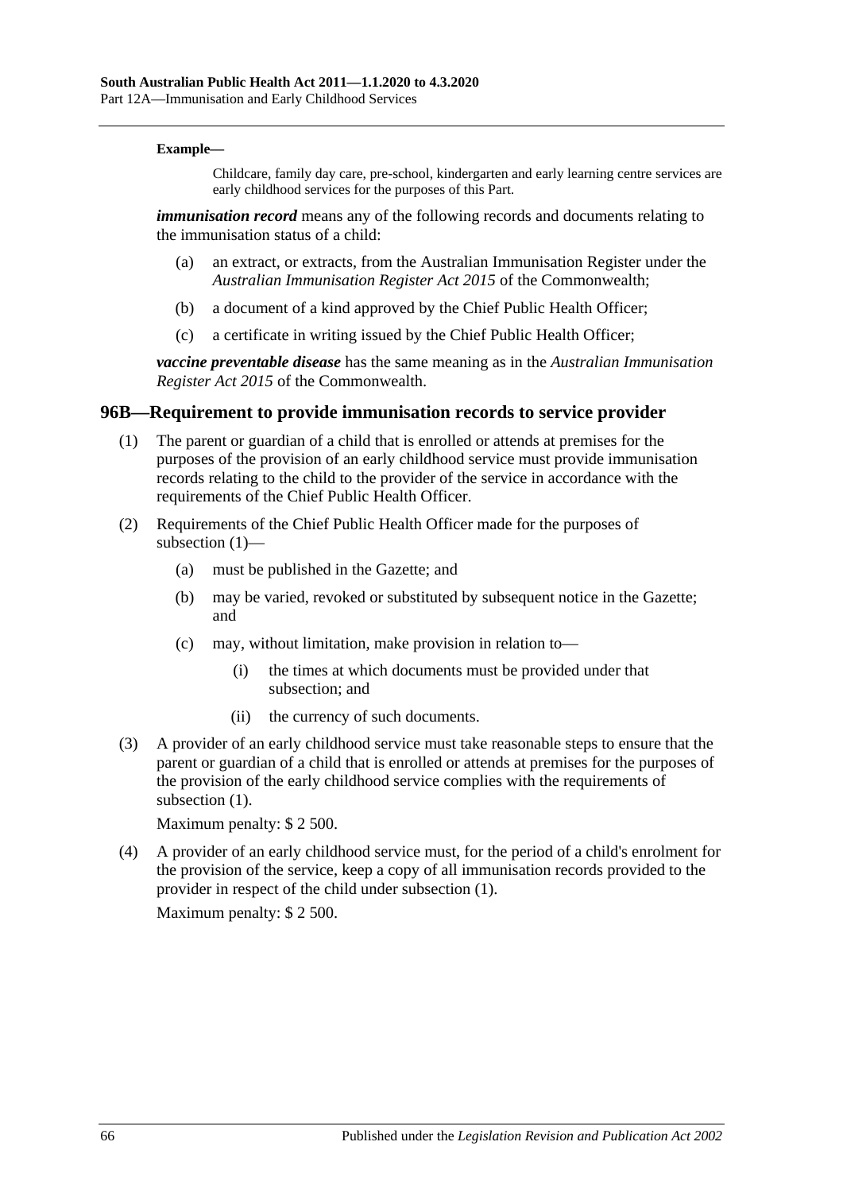**Example—**

Childcare, family day care, pre-school, kindergarten and early learning centre services are early childhood services for the purposes of this Part.

***immunisation record*** means any of the following records and documents relating to the immunisation status of a child:

- (a) an extract, or extracts, from the Australian Immunisation Register under the *Australian Immunisation Register Act 2015* of the Commonwealth;
- (b) a document of a kind approved by the Chief Public Health Officer;
- (c) a certificate in writing issued by the Chief Public Health Officer;

***vaccine preventable disease*** has the same meaning as in the *Australian Immunisation Register Act 2015* of the Commonwealth.

## 96B—Requirement to provide immunisation records to service provider

(1) The parent or guardian of a child that is enrolled or attends at premises for the purposes of the provision of an early childhood service must provide immunisation records relating to the child to the provider of the service in accordance with the requirements of the Chief Public Health Officer.

(2) Requirements of the Chief Public Health Officer made for the purposes of subsection (1)—

- (a) must be published in the Gazette; and
- (b) may be varied, revoked or substituted by subsequent notice in the Gazette; and
- (c) may, without limitation, make provision in relation to—
  - (i) the times at which documents must be provided under that subsection; and
  - (ii) the currency of such documents.

(3) A provider of an early childhood service must take reasonable steps to ensure that the parent or guardian of a child that is enrolled or attends at premises for the purposes of the provision of the early childhood service complies with the requirements of subsection (1).

Maximum penalty: $ 2 500.

(4) A provider of an early childhood service must, for the period of a child's enrolment for the provision of the service, keep a copy of all immunisation records provided to the provider in respect of the child under subsection (1).

Maximum penalty: $ 2 500.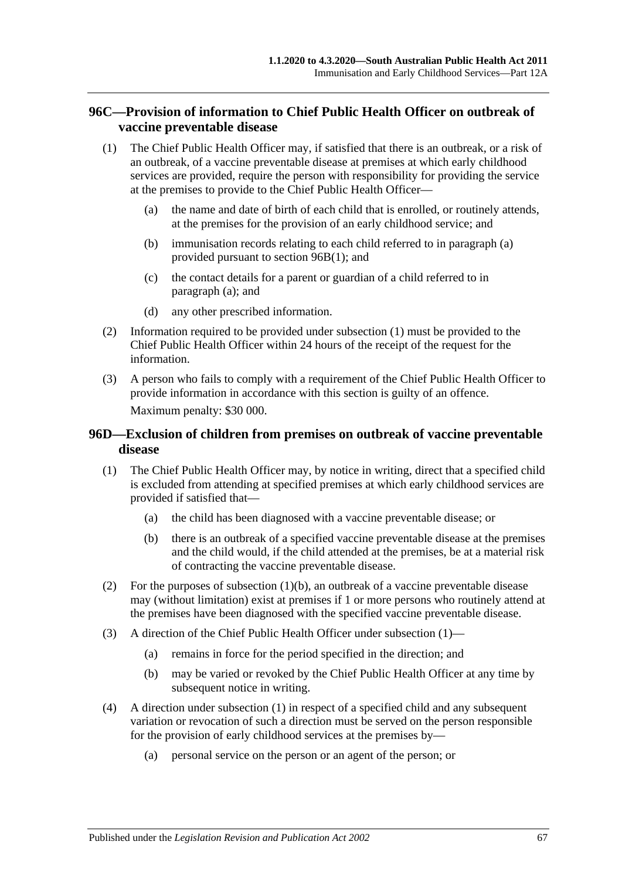## 96C—Provision of information to Chief Public Health Officer on outbreak of vaccine preventable disease

(1) The Chief Public Health Officer may, if satisfied that there is an outbreak, or a risk of an outbreak, of a vaccine preventable disease at premises at which early childhood services are provided, require the person with responsibility for providing the service at the premises to provide to the Chief Public Health Officer—

(a) the name and date of birth of each child that is enrolled, or routinely attends, at the premises for the provision of an early childhood service; and

(b) immunisation records relating to each child referred to in paragraph (a) provided pursuant to section 96B(1); and

(c) the contact details for a parent or guardian of a child referred to in paragraph (a); and

(d) any other prescribed information.

(2) Information required to be provided under subsection (1) must be provided to the Chief Public Health Officer within 24 hours of the receipt of the request for the information.

(3) A person who fails to comply with a requirement of the Chief Public Health Officer to provide information in accordance with this section is guilty of an offence.

Maximum penalty: $30 000.

## 96D—Exclusion of children from premises on outbreak of vaccine preventable disease

(1) The Chief Public Health Officer may, by notice in writing, direct that a specified child is excluded from attending at specified premises at which early childhood services are provided if satisfied that—

(a) the child has been diagnosed with a vaccine preventable disease; or

(b) there is an outbreak of a specified vaccine preventable disease at the premises and the child would, if the child attended at the premises, be at a material risk of contracting the vaccine preventable disease.

(2) For the purposes of subsection (1)(b), an outbreak of a vaccine preventable disease may (without limitation) exist at premises if 1 or more persons who routinely attend at the premises have been diagnosed with the specified vaccine preventable disease.

(3) A direction of the Chief Public Health Officer under subsection (1)—

(a) remains in force for the period specified in the direction; and

(b) may be varied or revoked by the Chief Public Health Officer at any time by subsequent notice in writing.

(4) A direction under subsection (1) in respect of a specified child and any subsequent variation or revocation of such a direction must be served on the person responsible for the provision of early childhood services at the premises by—

(a) personal service on the person or an agent of the person; or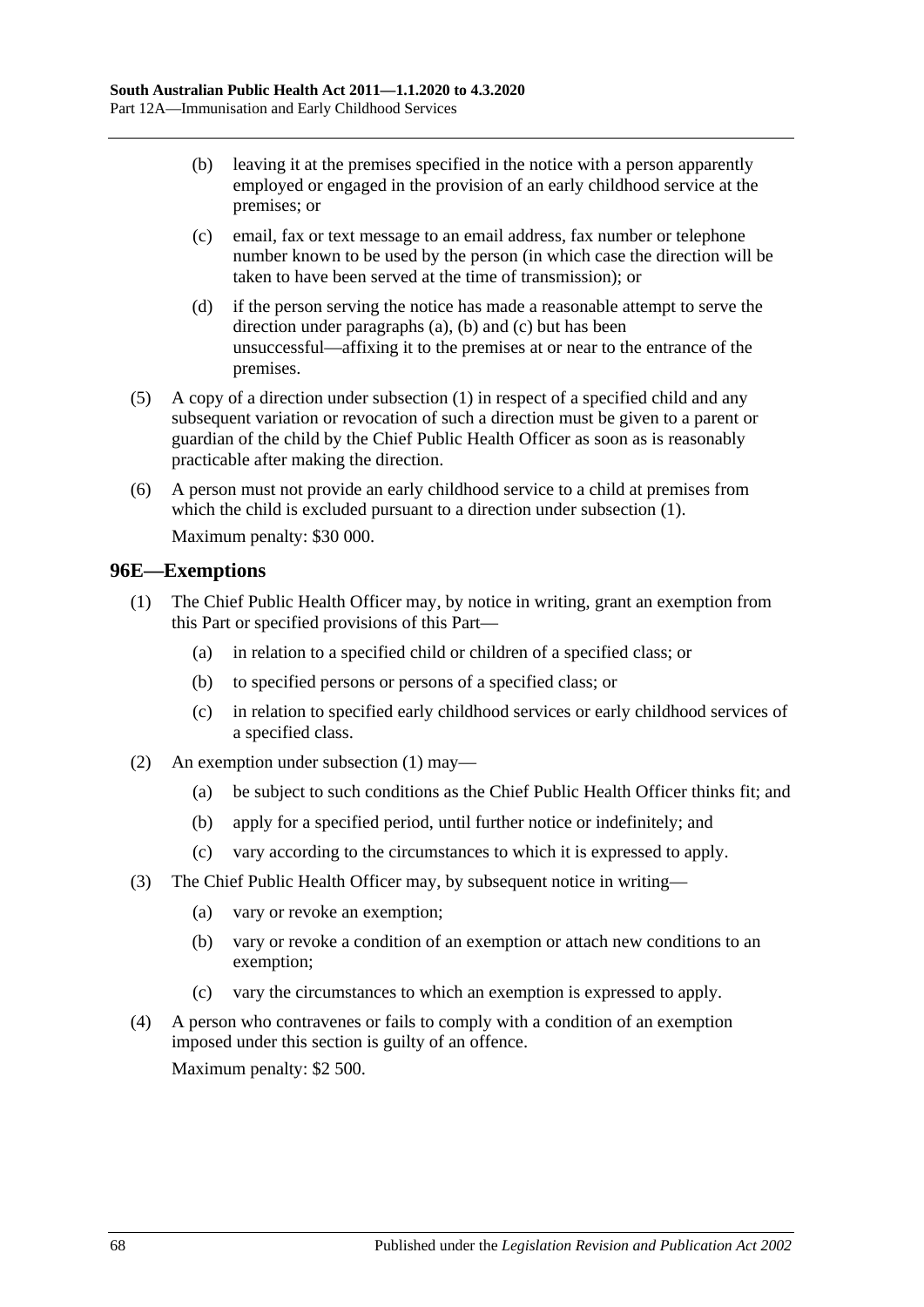(b) leaving it at the premises specified in the notice with a person apparently employed or engaged in the provision of an early childhood service at the premises; or

(c) email, fax or text message to an email address, fax number or telephone number known to be used by the person (in which case the direction will be taken to have been served at the time of transmission); or

(d) if the person serving the notice has made a reasonable attempt to serve the direction under paragraphs (a), (b) and (c) but has been unsuccessful—affixing it to the premises at or near to the entrance of the premises.

(5) A copy of a direction under subsection (1) in respect of a specified child and any subsequent variation or revocation of such a direction must be given to a parent or guardian of the child by the Chief Public Health Officer as soon as is reasonably practicable after making the direction.

(6) A person must not provide an early childhood service to a child at premises from which the child is excluded pursuant to a direction under subsection (1).

Maximum penalty: $30 000.

## 96E—Exemptions

(1) The Chief Public Health Officer may, by notice in writing, grant an exemption from this Part or specified provisions of this Part—

(a) in relation to a specified child or children of a specified class; or

(b) to specified persons or persons of a specified class; or

(c) in relation to specified early childhood services or early childhood services of a specified class.

(2) An exemption under subsection (1) may—

(a) be subject to such conditions as the Chief Public Health Officer thinks fit; and

(b) apply for a specified period, until further notice or indefinitely; and

(c) vary according to the circumstances to which it is expressed to apply.

(3) The Chief Public Health Officer may, by subsequent notice in writing—

(a) vary or revoke an exemption;

(b) vary or revoke a condition of an exemption or attach new conditions to an exemption;

(c) vary the circumstances to which an exemption is expressed to apply.

(4) A person who contravenes or fails to comply with a condition of an exemption imposed under this section is guilty of an offence.

Maximum penalty: $2 500.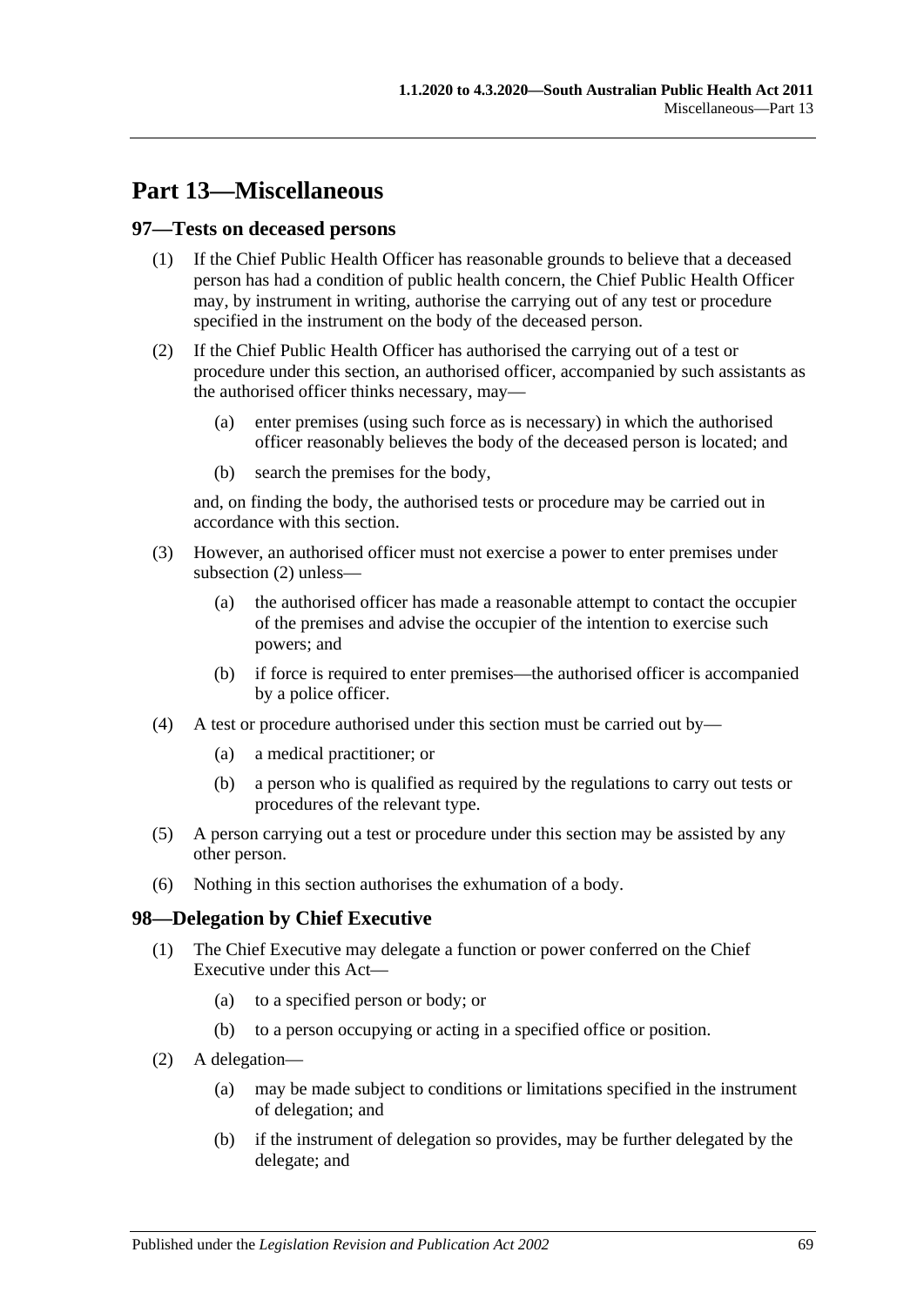# Part 13—Miscellaneous

## 97—Tests on deceased persons

(1) If the Chief Public Health Officer has reasonable grounds to believe that a deceased person has had a condition of public health concern, the Chief Public Health Officer may, by instrument in writing, authorise the carrying out of any test or procedure specified in the instrument on the body of the deceased person.

(2) If the Chief Public Health Officer has authorised the carrying out of a test or procedure under this section, an authorised officer, accompanied by such assistants as the authorised officer thinks necessary, may—

- (a) enter premises (using such force as is necessary) in which the authorised officer reasonably believes the body of the deceased person is located; and
- (b) search the premises for the body,

and, on finding the body, the authorised tests or procedure may be carried out in accordance with this section.

(3) However, an authorised officer must not exercise a power to enter premises under subsection (2) unless—

- (a) the authorised officer has made a reasonable attempt to contact the occupier of the premises and advise the occupier of the intention to exercise such powers; and
- (b) if force is required to enter premises—the authorised officer is accompanied by a police officer.

(4) A test or procedure authorised under this section must be carried out by—

- (a) a medical practitioner; or
- (b) a person who is qualified as required by the regulations to carry out tests or procedures of the relevant type.

(5) A person carrying out a test or procedure under this section may be assisted by any other person.

(6) Nothing in this section authorises the exhumation of a body.

## 98—Delegation by Chief Executive

(1) The Chief Executive may delegate a function or power conferred on the Chief Executive under this Act—

- (a) to a specified person or body; or
- (b) to a person occupying or acting in a specified office or position.

(2) A delegation—

- (a) may be made subject to conditions or limitations specified in the instrument of delegation; and
- (b) if the instrument of delegation so provides, may be further delegated by the delegate; and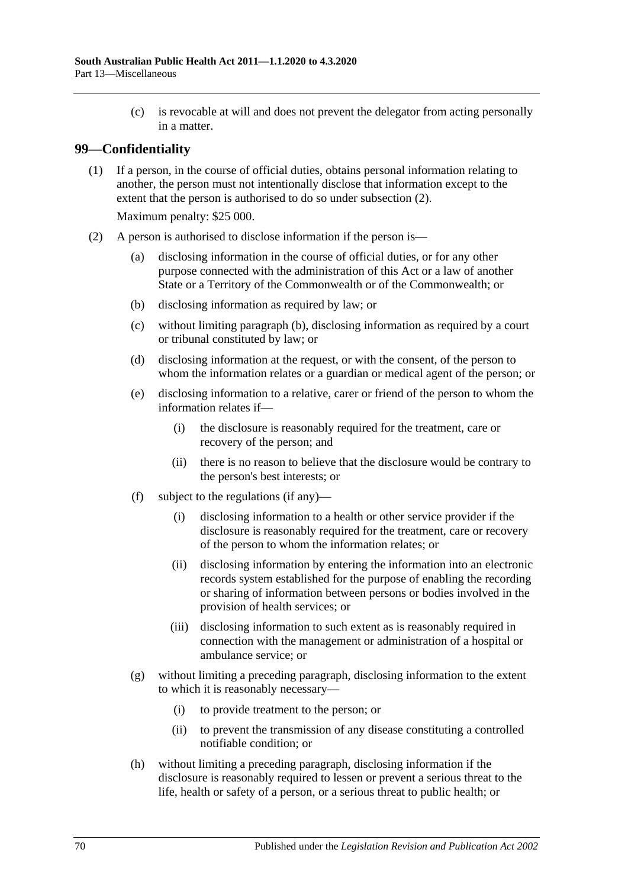(c) is revocable at will and does not prevent the delegator from acting personally in a matter.

## 99—Confidentiality

(1) If a person, in the course of official duties, obtains personal information relating to another, the person must not intentionally disclose that information except to the extent that the person is authorised to do so under subsection (2).

Maximum penalty: $25 000.

(2) A person is authorised to disclose information if the person is—

(a) disclosing information in the course of official duties, or for any other purpose connected with the administration of this Act or a law of another State or a Territory of the Commonwealth or of the Commonwealth; or

(b) disclosing information as required by law; or

(c) without limiting paragraph (b), disclosing information as required by a court or tribunal constituted by law; or

(d) disclosing information at the request, or with the consent, of the person to whom the information relates or a guardian or medical agent of the person; or

(e) disclosing information to a relative, carer or friend of the person to whom the information relates if—

(i) the disclosure is reasonably required for the treatment, care or recovery of the person; and

(ii) there is no reason to believe that the disclosure would be contrary to the person's best interests; or

(f) subject to the regulations (if any)—

(i) disclosing information to a health or other service provider if the disclosure is reasonably required for the treatment, care or recovery of the person to whom the information relates; or

(ii) disclosing information by entering the information into an electronic records system established for the purpose of enabling the recording or sharing of information between persons or bodies involved in the provision of health services; or

(iii) disclosing information to such extent as is reasonably required in connection with the management or administration of a hospital or ambulance service; or

(g) without limiting a preceding paragraph, disclosing information to the extent to which it is reasonably necessary—

(i) to provide treatment to the person; or

(ii) to prevent the transmission of any disease constituting a controlled notifiable condition; or

(h) without limiting a preceding paragraph, disclosing information if the disclosure is reasonably required to lessen or prevent a serious threat to the life, health or safety of a person, or a serious threat to public health; or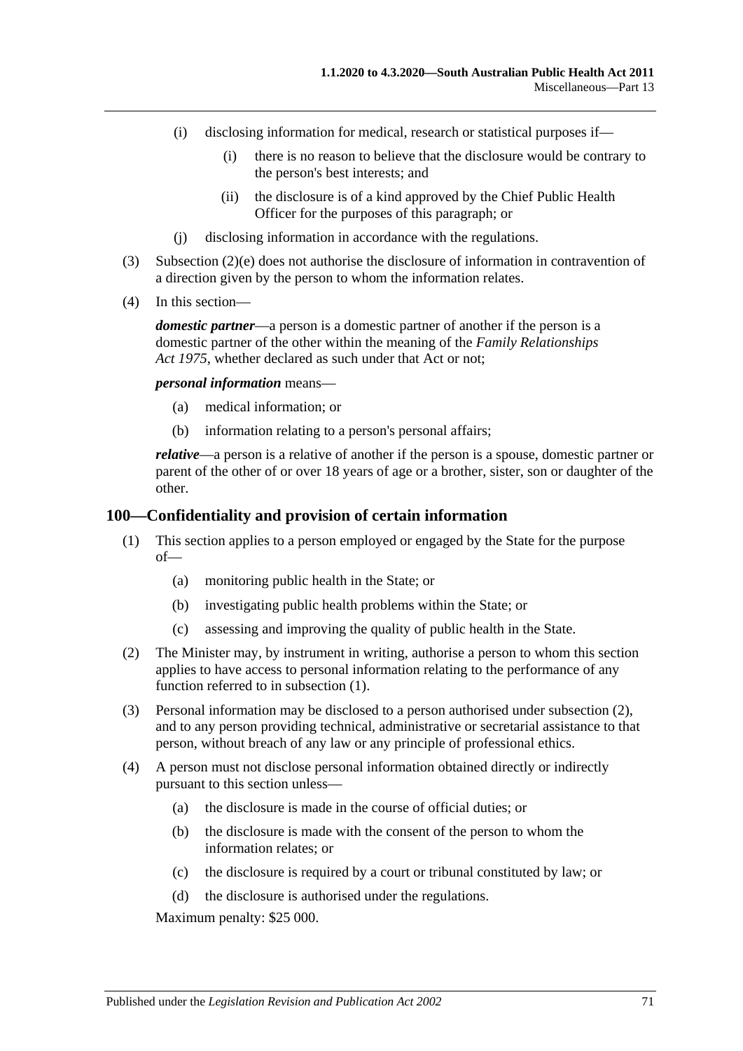(i) disclosing information for medical, research or statistical purposes if—

   (i) there is no reason to believe that the disclosure would be contrary to the person's best interests; and

   (ii) the disclosure is of a kind approved by the Chief Public Health Officer for the purposes of this paragraph; or

(j) disclosing information in accordance with the regulations.

(3) Subsection (2)(e) does not authorise the disclosure of information in contravention of a direction given by the person to whom the information relates.

(4) In this section—

***domestic partner***—a person is a domestic partner of another if the person is a domestic partner of the other within the meaning of the *Family Relationships Act 1975*, whether declared as such under that Act or not;

***personal information*** means—

(a) medical information; or

(b) information relating to a person's personal affairs;

***relative***—a person is a relative of another if the person is a spouse, domestic partner or parent of the other of or over 18 years of age or a brother, sister, son or daughter of the other.

## 100—Confidentiality and provision of certain information

(1) This section applies to a person employed or engaged by the State for the purpose of—

   (a) monitoring public health in the State; or

   (b) investigating public health problems within the State; or

   (c) assessing and improving the quality of public health in the State.

(2) The Minister may, by instrument in writing, authorise a person to whom this section applies to have access to personal information relating to the performance of any function referred to in subsection (1).

(3) Personal information may be disclosed to a person authorised under subsection (2), and to any person providing technical, administrative or secretarial assistance to that person, without breach of any law or any principle of professional ethics.

(4) A person must not disclose personal information obtained directly or indirectly pursuant to this section unless—

   (a) the disclosure is made in the course of official duties; or

   (b) the disclosure is made with the consent of the person to whom the information relates; or

   (c) the disclosure is required by a court or tribunal constituted by law; or

   (d) the disclosure is authorised under the regulations.

Maximum penalty: $25 000.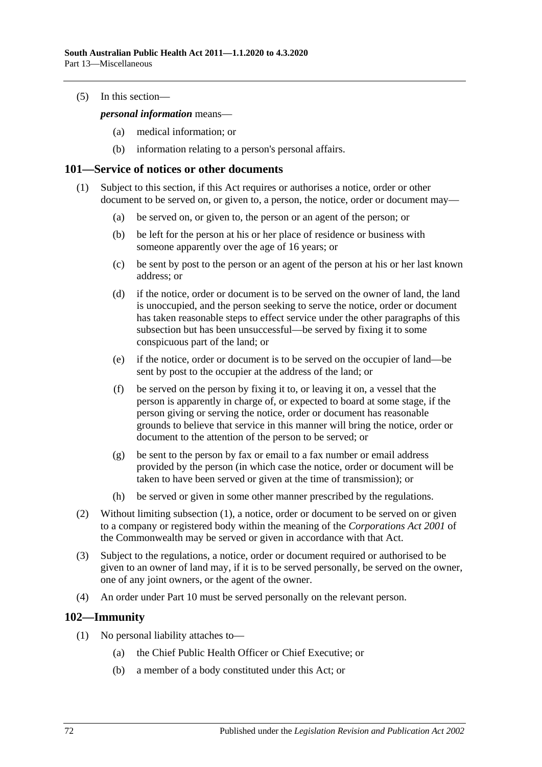(5) In this section—

***personal information*** means—

(a) medical information; or

(b) information relating to a person's personal affairs.

## 101—Service of notices or other documents

(1) Subject to this section, if this Act requires or authorises a notice, order or other document to be served on, or given to, a person, the notice, order or document may—

(a) be served on, or given to, the person or an agent of the person; or

(b) be left for the person at his or her place of residence or business with someone apparently over the age of 16 years; or

(c) be sent by post to the person or an agent of the person at his or her last known address; or

(d) if the notice, order or document is to be served on the owner of land, the land is unoccupied, and the person seeking to serve the notice, order or document has taken reasonable steps to effect service under the other paragraphs of this subsection but has been unsuccessful—be served by fixing it to some conspicuous part of the land; or

(e) if the notice, order or document is to be served on the occupier of land—be sent by post to the occupier at the address of the land; or

(f) be served on the person by fixing it to, or leaving it on, a vessel that the person is apparently in charge of, or expected to board at some stage, if the person giving or serving the notice, order or document has reasonable grounds to believe that service in this manner will bring the notice, order or document to the attention of the person to be served; or

(g) be sent to the person by fax or email to a fax number or email address provided by the person (in which case the notice, order or document will be taken to have been served or given at the time of transmission); or

(h) be served or given in some other manner prescribed by the regulations.

(2) Without limiting subsection (1), a notice, order or document to be served on or given to a company or registered body within the meaning of the *Corporations Act 2001* of the Commonwealth may be served or given in accordance with that Act.

(3) Subject to the regulations, a notice, order or document required or authorised to be given to an owner of land may, if it is to be served personally, be served on the owner, one of any joint owners, or the agent of the owner.

(4) An order under Part 10 must be served personally on the relevant person.

## 102—Immunity

(1) No personal liability attaches to—

(a) the Chief Public Health Officer or Chief Executive; or

(b) a member of a body constituted under this Act; or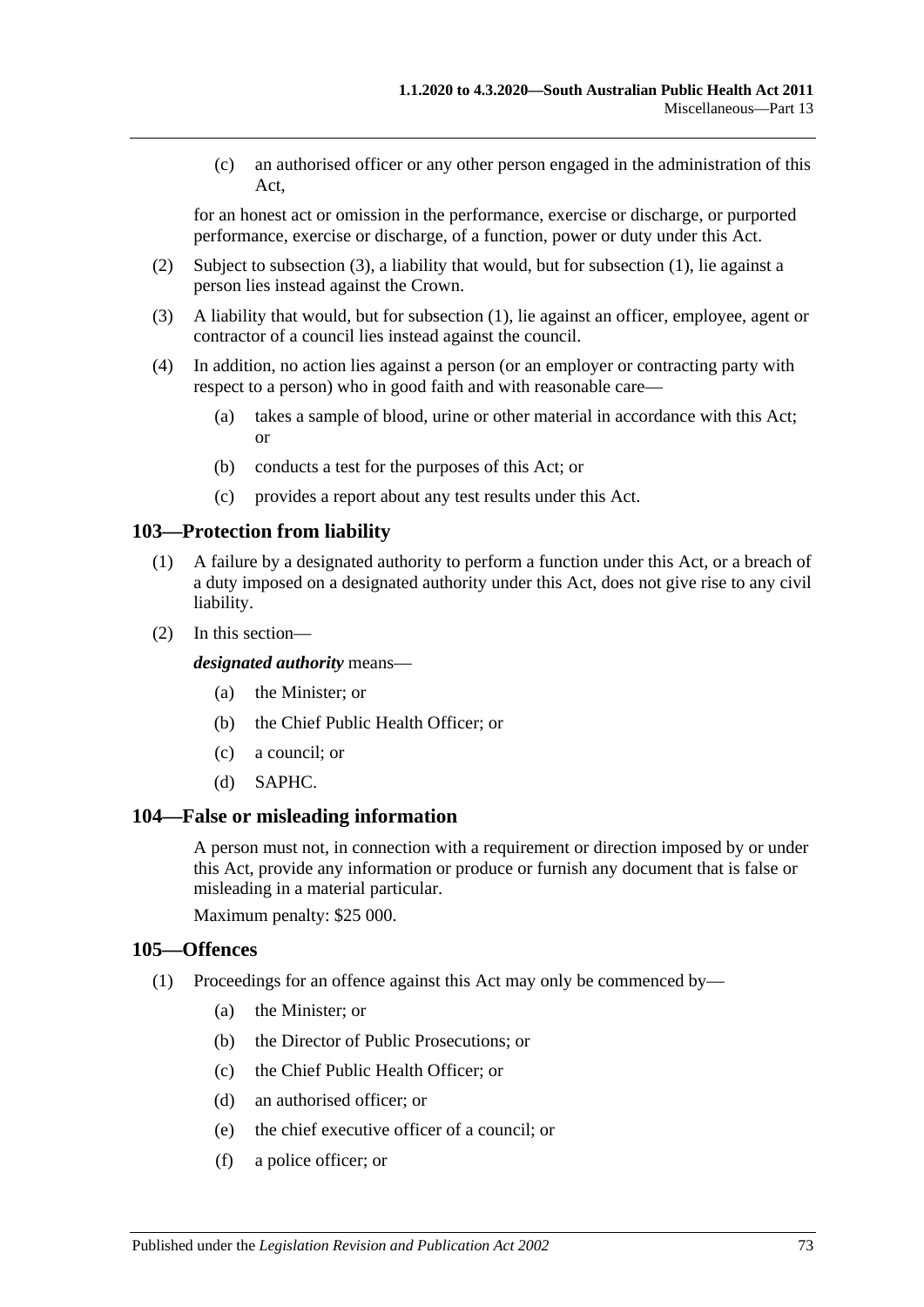(c) an authorised officer or any other person engaged in the administration of this Act,

for an honest act or omission in the performance, exercise or discharge, or purported performance, exercise or discharge, of a function, power or duty under this Act.

(2) Subject to subsection (3), a liability that would, but for subsection (1), lie against a person lies instead against the Crown.

(3) A liability that would, but for subsection (1), lie against an officer, employee, agent or contractor of a council lies instead against the council.

(4) In addition, no action lies against a person (or an employer or contracting party with respect to a person) who in good faith and with reasonable care—

(a) takes a sample of blood, urine or other material in accordance with this Act; or

(b) conducts a test for the purposes of this Act; or

(c) provides a report about any test results under this Act.

## 103—Protection from liability

(1) A failure by a designated authority to perform a function under this Act, or a breach of a duty imposed on a designated authority under this Act, does not give rise to any civil liability.

(2) In this section—

***designated authority*** means—

(a) the Minister; or

(b) the Chief Public Health Officer; or

(c) a council; or

(d) SAPHC.

## 104—False or misleading information

A person must not, in connection with a requirement or direction imposed by or under this Act, provide any information or produce or furnish any document that is false or misleading in a material particular.

Maximum penalty: $25 000.

## 105—Offences

(1) Proceedings for an offence against this Act may only be commenced by—

(a) the Minister; or

(b) the Director of Public Prosecutions; or

(c) the Chief Public Health Officer; or

(d) an authorised officer; or

(e) the chief executive officer of a council; or

(f) a police officer; or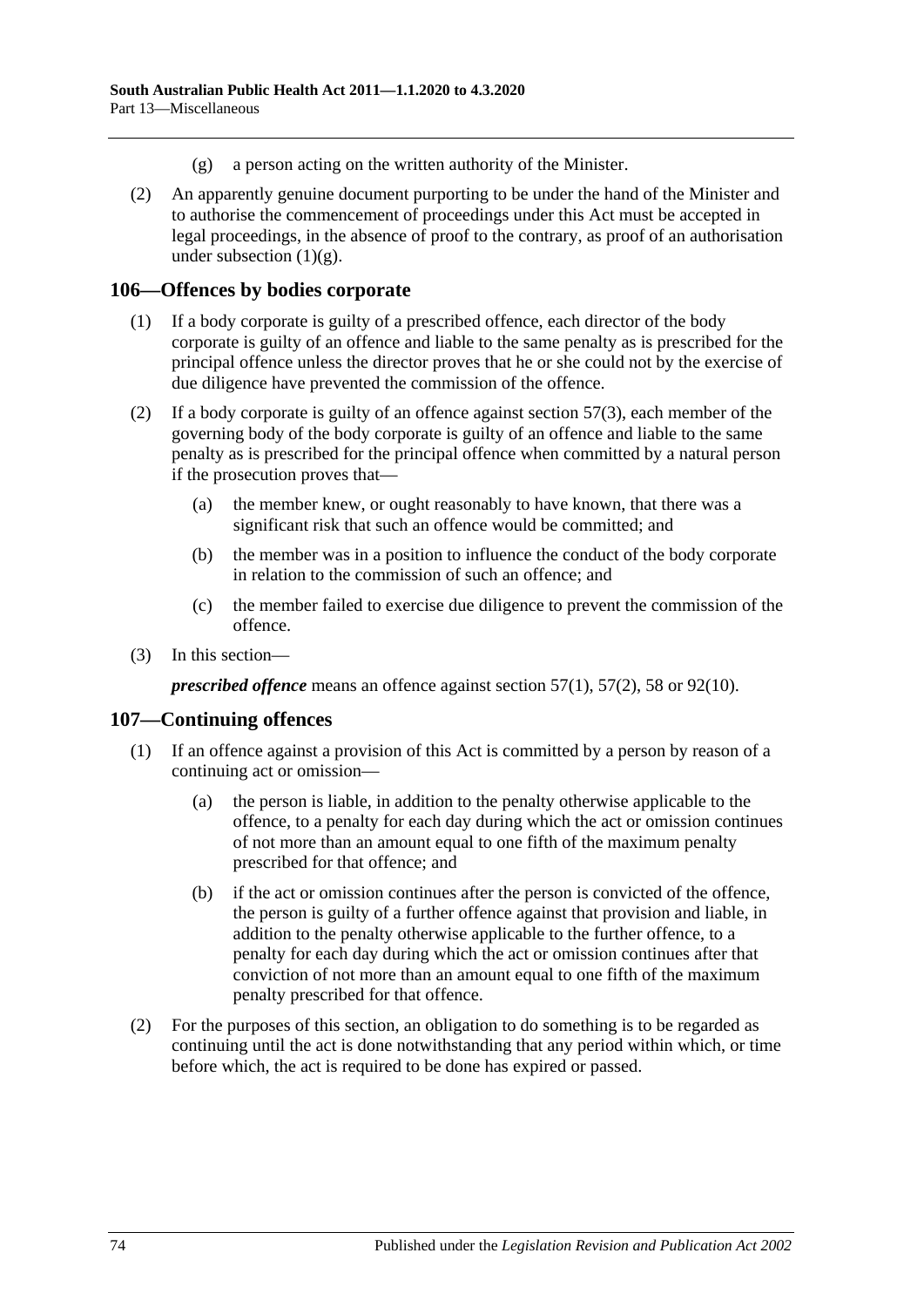(g) a person acting on the written authority of the Minister.

(2) An apparently genuine document purporting to be under the hand of the Minister and to authorise the commencement of proceedings under this Act must be accepted in legal proceedings, in the absence of proof to the contrary, as proof of an authorisation under subsection (1)(g).

## 106—Offences by bodies corporate

(1) If a body corporate is guilty of a prescribed offence, each director of the body corporate is guilty of an offence and liable to the same penalty as is prescribed for the principal offence unless the director proves that he or she could not by the exercise of due diligence have prevented the commission of the offence.

(2) If a body corporate is guilty of an offence against section 57(3), each member of the governing body of the body corporate is guilty of an offence and liable to the same penalty as is prescribed for the principal offence when committed by a natural person if the prosecution proves that—

(a) the member knew, or ought reasonably to have known, that there was a significant risk that such an offence would be committed; and

(b) the member was in a position to influence the conduct of the body corporate in relation to the commission of such an offence; and

(c) the member failed to exercise due diligence to prevent the commission of the offence.

(3) In this section—

***prescribed offence*** means an offence against section 57(1), 57(2), 58 or 92(10).

## 107—Continuing offences

(1) If an offence against a provision of this Act is committed by a person by reason of a continuing act or omission—

(a) the person is liable, in addition to the penalty otherwise applicable to the offence, to a penalty for each day during which the act or omission continues of not more than an amount equal to one fifth of the maximum penalty prescribed for that offence; and

(b) if the act or omission continues after the person is convicted of the offence, the person is guilty of a further offence against that provision and liable, in addition to the penalty otherwise applicable to the further offence, to a penalty for each day during which the act or omission continues after that conviction of not more than an amount equal to one fifth of the maximum penalty prescribed for that offence.

(2) For the purposes of this section, an obligation to do something is to be regarded as continuing until the act is done notwithstanding that any period within which, or time before which, the act is required to be done has expired or passed.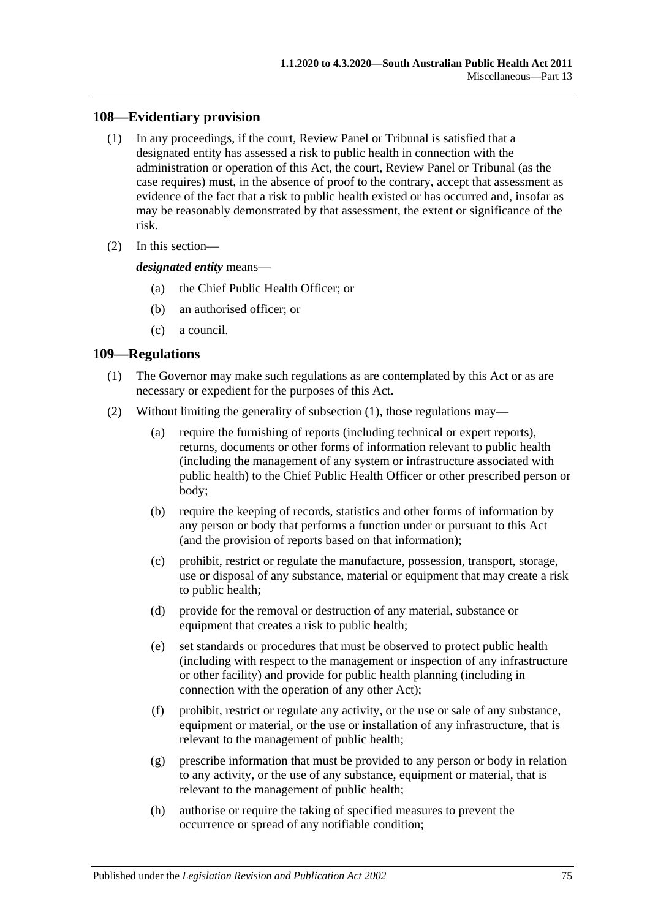## 108—Evidentiary provision

(1) In any proceedings, if the court, Review Panel or Tribunal is satisfied that a designated entity has assessed a risk to public health in connection with the administration or operation of this Act, the court, Review Panel or Tribunal (as the case requires) must, in the absence of proof to the contrary, accept that assessment as evidence of the fact that a risk to public health existed or has occurred and, insofar as may be reasonably demonstrated by that assessment, the extent or significance of the risk.

(2) In this section—

***designated entity*** means—

(a) the Chief Public Health Officer; or

(b) an authorised officer; or

(c) a council.

## 109—Regulations

(1) The Governor may make such regulations as are contemplated by this Act or as are necessary or expedient for the purposes of this Act.

(2) Without limiting the generality of subsection (1), those regulations may—

(a) require the furnishing of reports (including technical or expert reports), returns, documents or other forms of information relevant to public health (including the management of any system or infrastructure associated with public health) to the Chief Public Health Officer or other prescribed person or body;

(b) require the keeping of records, statistics and other forms of information by any person or body that performs a function under or pursuant to this Act (and the provision of reports based on that information);

(c) prohibit, restrict or regulate the manufacture, possession, transport, storage, use or disposal of any substance, material or equipment that may create a risk to public health;

(d) provide for the removal or destruction of any material, substance or equipment that creates a risk to public health;

(e) set standards or procedures that must be observed to protect public health (including with respect to the management or inspection of any infrastructure or other facility) and provide for public health planning (including in connection with the operation of any other Act);

(f) prohibit, restrict or regulate any activity, or the use or sale of any substance, equipment or material, or the use or installation of any infrastructure, that is relevant to the management of public health;

(g) prescribe information that must be provided to any person or body in relation to any activity, or the use of any substance, equipment or material, that is relevant to the management of public health;

(h) authorise or require the taking of specified measures to prevent the occurrence or spread of any notifiable condition;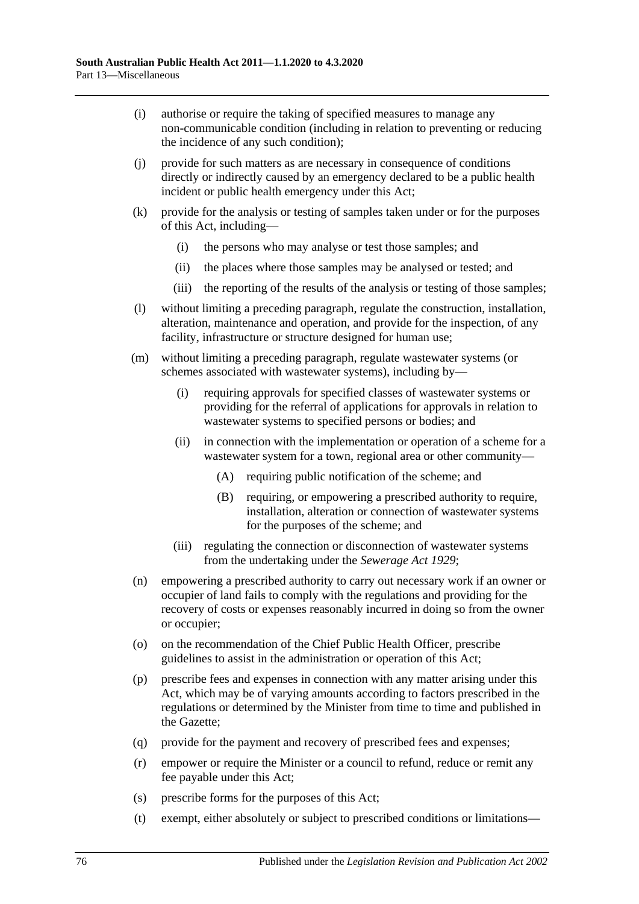(i) authorise or require the taking of specified measures to manage any non-communicable condition (including in relation to preventing or reducing the incidence of any such condition);

(j) provide for such matters as are necessary in consequence of conditions directly or indirectly caused by an emergency declared to be a public health incident or public health emergency under this Act;

(k) provide for the analysis or testing of samples taken under or for the purposes of this Act, including—

  (i) the persons who may analyse or test those samples; and

  (ii) the places where those samples may be analysed or tested; and

  (iii) the reporting of the results of the analysis or testing of those samples;

(l) without limiting a preceding paragraph, regulate the construction, installation, alteration, maintenance and operation, and provide for the inspection, of any facility, infrastructure or structure designed for human use;

(m) without limiting a preceding paragraph, regulate wastewater systems (or schemes associated with wastewater systems), including by—

  (i) requiring approvals for specified classes of wastewater systems or providing for the referral of applications for approvals in relation to wastewater systems to specified persons or bodies; and

  (ii) in connection with the implementation or operation of a scheme for a wastewater system for a town, regional area or other community—

    (A) requiring public notification of the scheme; and

    (B) requiring, or empowering a prescribed authority to require, installation, alteration or connection of wastewater systems for the purposes of the scheme; and

  (iii) regulating the connection or disconnection of wastewater systems from the undertaking under the *Sewerage Act 1929*;

(n) empowering a prescribed authority to carry out necessary work if an owner or occupier of land fails to comply with the regulations and providing for the recovery of costs or expenses reasonably incurred in doing so from the owner or occupier;

(o) on the recommendation of the Chief Public Health Officer, prescribe guidelines to assist in the administration or operation of this Act;

(p) prescribe fees and expenses in connection with any matter arising under this Act, which may be of varying amounts according to factors prescribed in the regulations or determined by the Minister from time to time and published in the Gazette;

(q) provide for the payment and recovery of prescribed fees and expenses;

(r) empower or require the Minister or a council to refund, reduce or remit any fee payable under this Act;

(s) prescribe forms for the purposes of this Act;

(t) exempt, either absolutely or subject to prescribed conditions or limitations—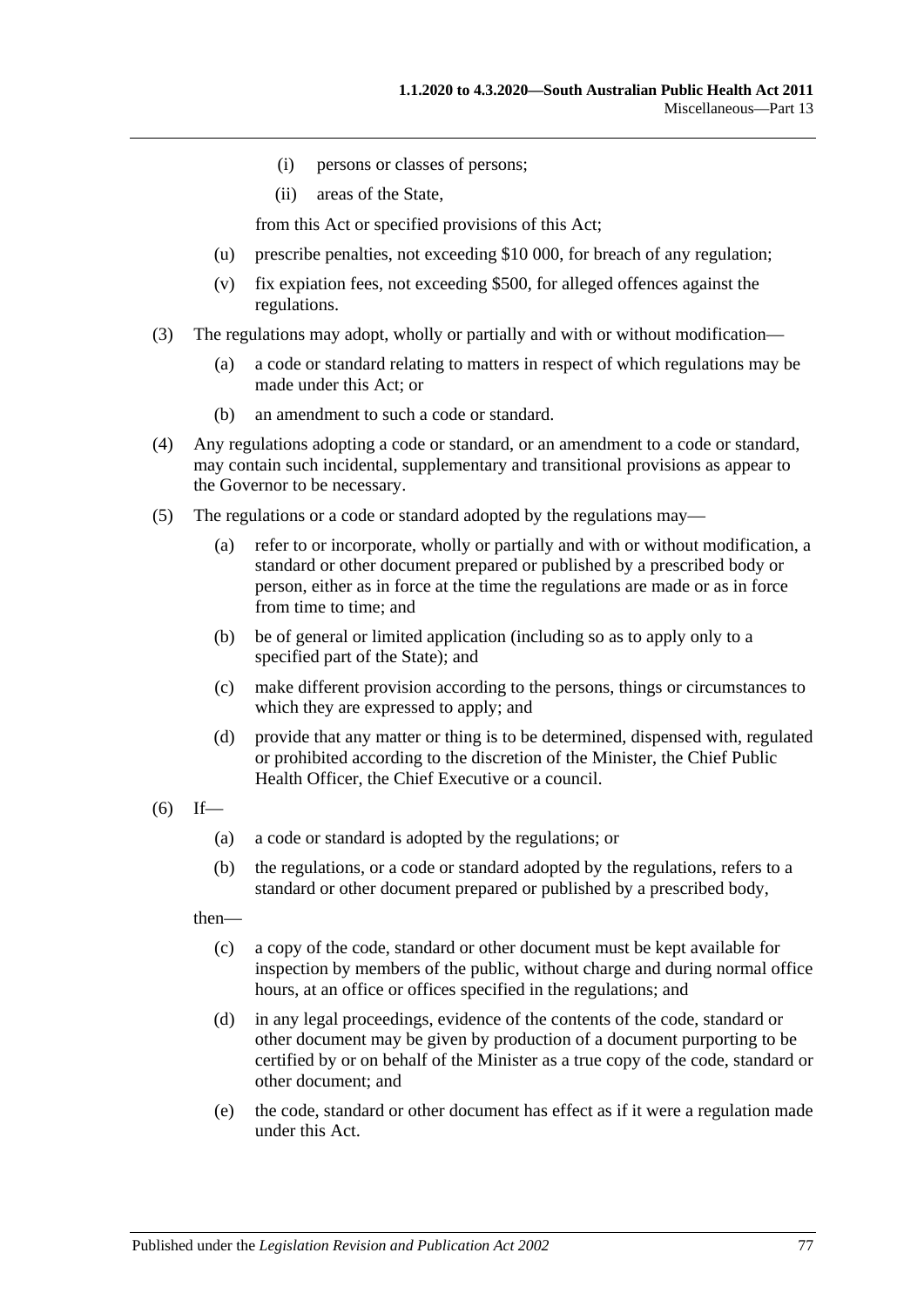(i) persons or classes of persons;

(ii) areas of the State,

from this Act or specified provisions of this Act;

(u) prescribe penalties, not exceeding $10 000, for breach of any regulation;

(v) fix expiation fees, not exceeding $500, for alleged offences against the regulations.

(3) The regulations may adopt, wholly or partially and with or without modification—

(a) a code or standard relating to matters in respect of which regulations may be made under this Act; or

(b) an amendment to such a code or standard.

(4) Any regulations adopting a code or standard, or an amendment to a code or standard, may contain such incidental, supplementary and transitional provisions as appear to the Governor to be necessary.

(5) The regulations or a code or standard adopted by the regulations may—

(a) refer to or incorporate, wholly or partially and with or without modification, a standard or other document prepared or published by a prescribed body or person, either as in force at the time the regulations are made or as in force from time to time; and

(b) be of general or limited application (including so as to apply only to a specified part of the State); and

(c) make different provision according to the persons, things or circumstances to which they are expressed to apply; and

(d) provide that any matter or thing is to be determined, dispensed with, regulated or prohibited according to the discretion of the Minister, the Chief Public Health Officer, the Chief Executive or a council.

(6) If—

(a) a code or standard is adopted by the regulations; or

(b) the regulations, or a code or standard adopted by the regulations, refers to a standard or other document prepared or published by a prescribed body,

then—

(c) a copy of the code, standard or other document must be kept available for inspection by members of the public, without charge and during normal office hours, at an office or offices specified in the regulations; and

(d) in any legal proceedings, evidence of the contents of the code, standard or other document may be given by production of a document purporting to be certified by or on behalf of the Minister as a true copy of the code, standard or other document; and

(e) the code, standard or other document has effect as if it were a regulation made under this Act.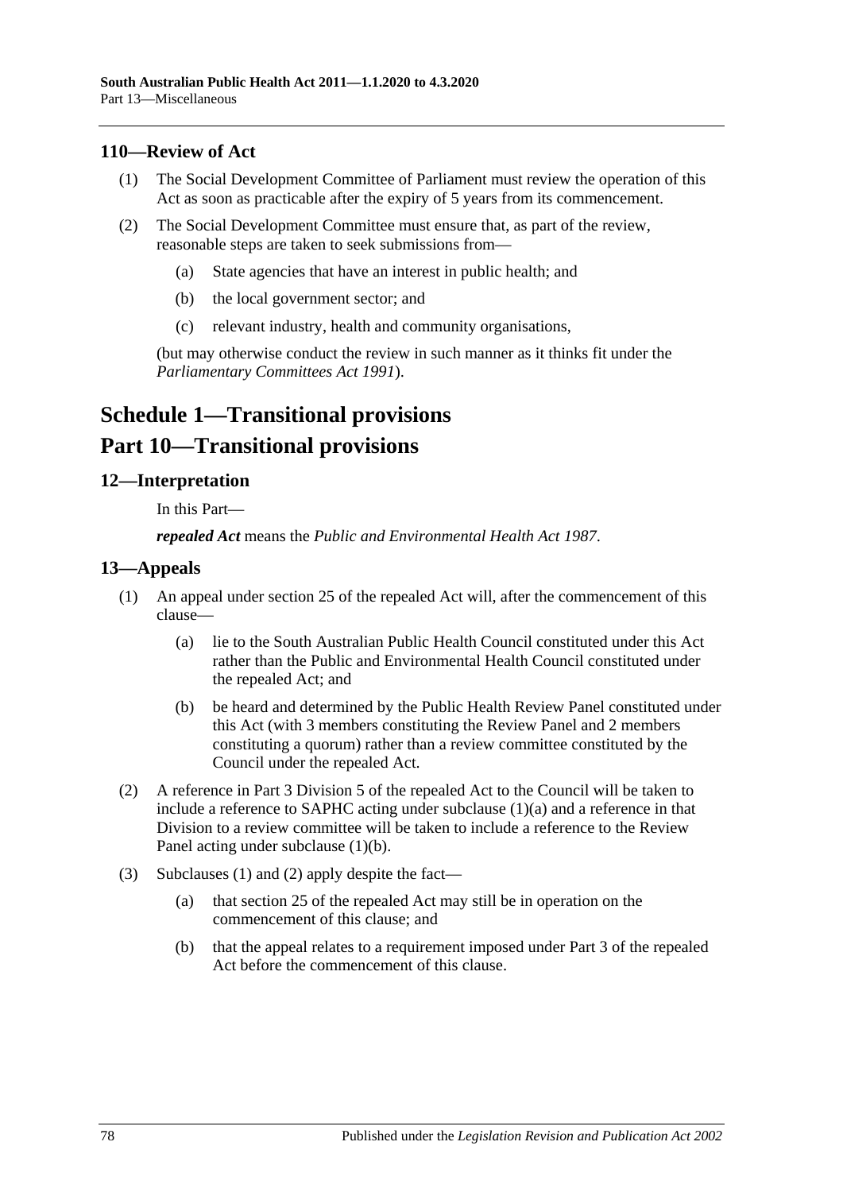## 110—Review of Act

(1) The Social Development Committee of Parliament must review the operation of this Act as soon as practicable after the expiry of 5 years from its commencement.

(2) The Social Development Committee must ensure that, as part of the review, reasonable steps are taken to seek submissions from—

   (a) State agencies that have an interest in public health; and

   (b) the local government sector; and

   (c) relevant industry, health and community organisations,

(but may otherwise conduct the review in such manner as it thinks fit under the *Parliamentary Committees Act 1991*).

# Schedule 1—Transitional provisions

# Part 10—Transitional provisions

## 12—Interpretation

In this Part—

***repealed Act*** means the *Public and Environmental Health Act 1987*.

## 13—Appeals

(1) An appeal under section 25 of the repealed Act will, after the commencement of this clause—

   (a) lie to the South Australian Public Health Council constituted under this Act rather than the Public and Environmental Health Council constituted under the repealed Act; and

   (b) be heard and determined by the Public Health Review Panel constituted under this Act (with 3 members constituting the Review Panel and 2 members constituting a quorum) rather than a review committee constituted by the Council under the repealed Act.

(2) A reference in Part 3 Division 5 of the repealed Act to the Council will be taken to include a reference to SAPHC acting under subclause (1)(a) and a reference in that Division to a review committee will be taken to include a reference to the Review Panel acting under subclause (1)(b).

(3) Subclauses (1) and (2) apply despite the fact—

   (a) that section 25 of the repealed Act may still be in operation on the commencement of this clause; and

   (b) that the appeal relates to a requirement imposed under Part 3 of the repealed Act before the commencement of this clause.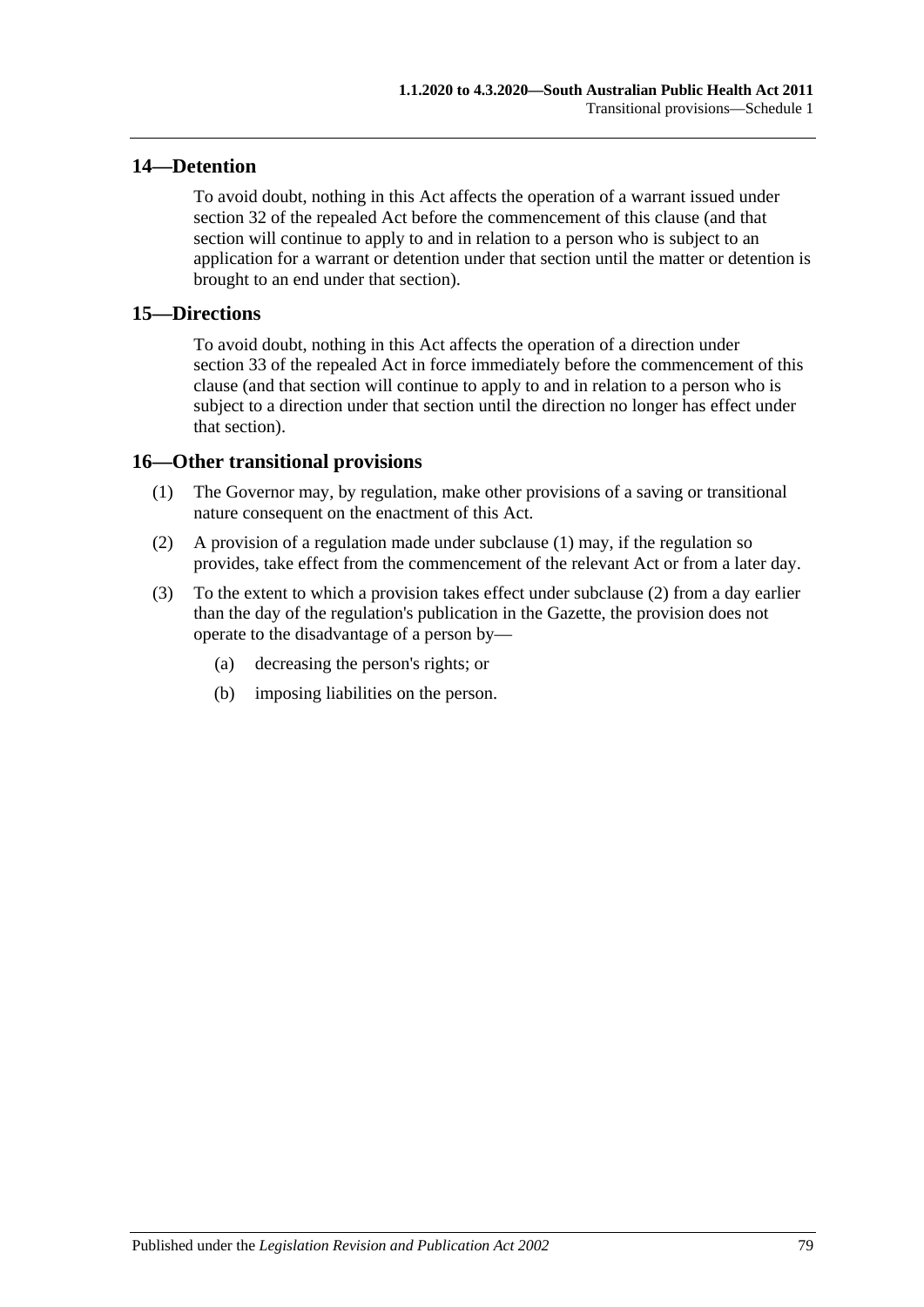## 14—Detention

To avoid doubt, nothing in this Act affects the operation of a warrant issued under section 32 of the repealed Act before the commencement of this clause (and that section will continue to apply to and in relation to a person who is subject to an application for a warrant or detention under that section until the matter or detention is brought to an end under that section).

## 15—Directions

To avoid doubt, nothing in this Act affects the operation of a direction under section 33 of the repealed Act in force immediately before the commencement of this clause (and that section will continue to apply to and in relation to a person who is subject to a direction under that section until the direction no longer has effect under that section).

## 16—Other transitional provisions

(1) The Governor may, by regulation, make other provisions of a saving or transitional nature consequent on the enactment of this Act.

(2) A provision of a regulation made under subclause (1) may, if the regulation so provides, take effect from the commencement of the relevant Act or from a later day.

(3) To the extent to which a provision takes effect under subclause (2) from a day earlier than the day of the regulation's publication in the Gazette, the provision does not operate to the disadvantage of a person by—

(a) decreasing the person's rights; or

(b) imposing liabilities on the person.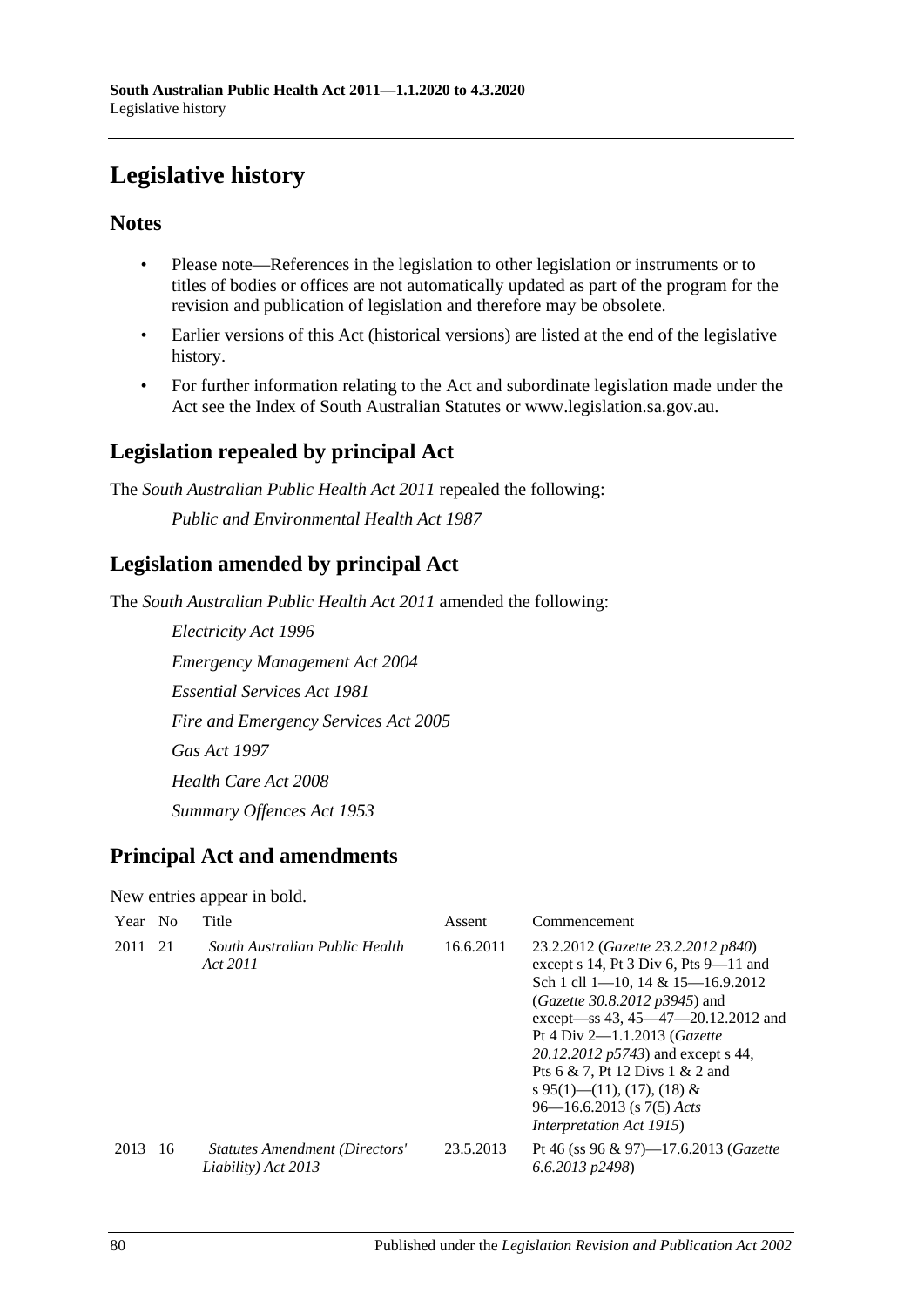# Legislative history

## Notes

- Please note—References in the legislation to other legislation or instruments or to titles of bodies or offices are not automatically updated as part of the program for the revision and publication of legislation and therefore may be obsolete.
- Earlier versions of this Act (historical versions) are listed at the end of the legislative history.
- For further information relating to the Act and subordinate legislation made under the Act see the Index of South Australian Statutes or www.legislation.sa.gov.au.

## Legislation repealed by principal Act

The *South Australian Public Health Act 2011* repealed the following:

*Public and Environmental Health Act 1987*

## Legislation amended by principal Act

The *South Australian Public Health Act 2011* amended the following:

*Electricity Act 1996*

*Emergency Management Act 2004*

*Essential Services Act 1981*

*Fire and Emergency Services Act 2005*

*Gas Act 1997*

*Health Care Act 2008*

*Summary Offences Act 1953*

## Principal Act and amendments

New entries appear in bold.

| Year | No | Title | Assent | Commencement |
|---|---|---|---|---|
| 2011 | 21 | *South Australian Public Health Act 2011* | 16.6.2011 | 23.2.2012 (*Gazette 23.2.2012 p840*) except s 14, Pt 3 Div 6, Pts 9—11 and Sch 1 cll 1—10, 14 & 15—16.9.2012 (*Gazette 30.8.2012 p3945*) and except—ss 43, 45—47—20.12.2012 and Pt 4 Div 2—1.1.2013 (*Gazette 20.12.2012 p5743*) and except s 44, Pts 6 & 7, Pt 12 Divs 1 & 2 and s 95(1)—(11), (17), (18) & 96—16.6.2013 (s 7(5) *Acts Interpretation Act 1915*) |
| 2013 | 16 | *Statutes Amendment (Directors' Liability) Act 2013* | 23.5.2013 | Pt 46 (ss 96 & 97)—17.6.2013 (*Gazette 6.6.2013 p2498*) |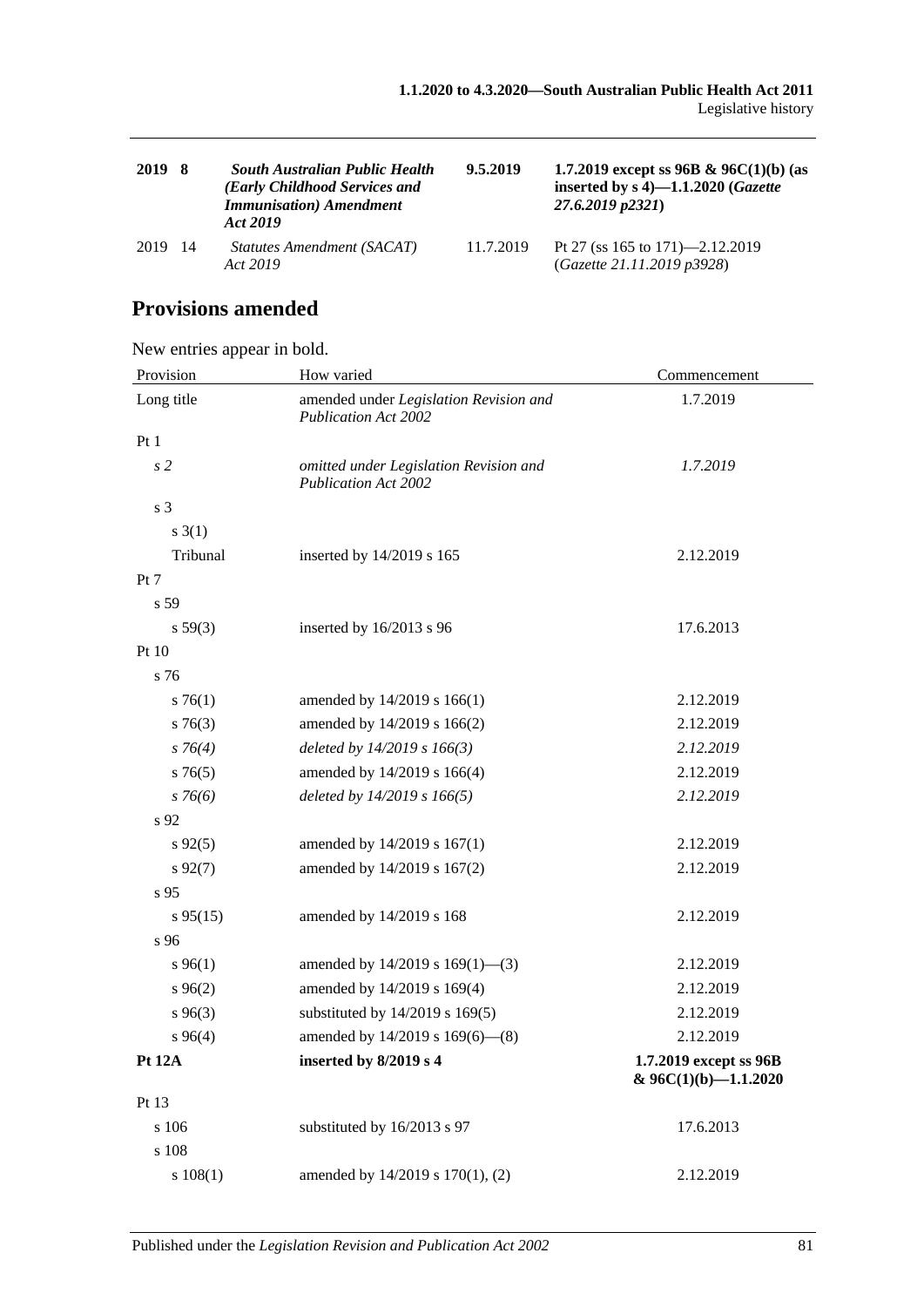| | | | | |
|---|---|---|---|---|
| **2019** | **8** | ***South Australian Public Health (Early Childhood Services and Immunisation) Amendment Act 2019*** | **9.5.2019** | **1.7.2019 except ss 96B & 96C(1)(b) (as inserted by s 4)—1.1.2020 (*Gazette 27.6.2019 p2321*)** |
| 2019 | 14 | *Statutes Amendment (SACAT) Act 2019* | 11.7.2019 | Pt 27 (ss 165 to 171)—2.12.2019 (*Gazette 21.11.2019 p3928*) |

## Provisions amended

New entries appear in bold.

| Provision | How varied | Commencement |
|---|---|---|
| Long title | amended under *Legislation Revision and Publication Act 2002* | 1.7.2019 |
| Pt 1 | | |
| *s 2* | *omitted under Legislation Revision and Publication Act 2002* | *1.7.2019* |
| s 3 | | |
| s 3(1) | | |
| Tribunal | inserted by 14/2019 s 165 | 2.12.2019 |
| Pt 7 | | |
| s 59 | | |
| s 59(3) | inserted by 16/2013 s 96 | 17.6.2013 |
| Pt 10 | | |
| s 76 | | |
| s 76(1) | amended by 14/2019 s 166(1) | 2.12.2019 |
| s 76(3) | amended by 14/2019 s 166(2) | 2.12.2019 |
| *s 76(4)* | *deleted by 14/2019 s 166(3)* | *2.12.2019* |
| s 76(5) | amended by 14/2019 s 166(4) | 2.12.2019 |
| *s 76(6)* | *deleted by 14/2019 s 166(5)* | *2.12.2019* |
| s 92 | | |
| s 92(5) | amended by 14/2019 s 167(1) | 2.12.2019 |
| s 92(7) | amended by 14/2019 s 167(2) | 2.12.2019 |
| s 95 | | |
| s 95(15) | amended by 14/2019 s 168 | 2.12.2019 |
| s 96 | | |
| s 96(1) | amended by 14/2019 s 169(1)—(3) | 2.12.2019 |
| s 96(2) | amended by 14/2019 s 169(4) | 2.12.2019 |
| s 96(3) | substituted by 14/2019 s 169(5) | 2.12.2019 |
| s 96(4) | amended by 14/2019 s 169(6)—(8) | 2.12.2019 |
| **Pt 12A** | **inserted by 8/2019 s 4** | **1.7.2019 except ss 96B & 96C(1)(b)—1.1.2020** |
| Pt 13 | | |
| s 106 | substituted by 16/2013 s 97 | 17.6.2013 |
| s 108 | | |
| s 108(1) | amended by 14/2019 s 170(1), (2) | 2.12.2019 |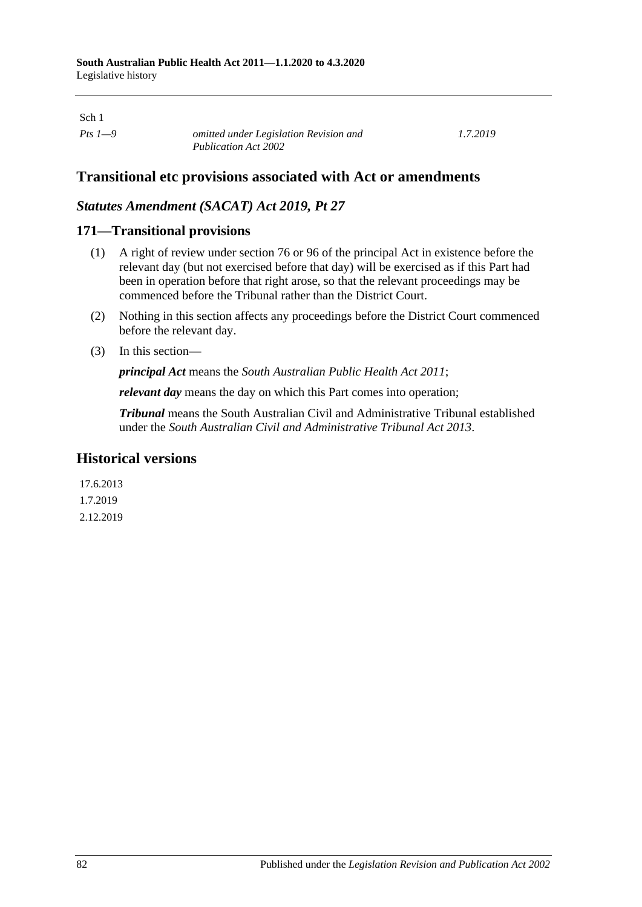| | | |
|---|---|---|
| Sch 1 | | |
| *Pts 1—9* | *omitted under Legislation Revision and Publication Act 2002* | *1.7.2019* |

## Transitional etc provisions associated with Act or amendments

### *Statutes Amendment (SACAT) Act 2019, Pt 27*

### 171—Transitional provisions

(1) A right of review under section 76 or 96 of the principal Act in existence before the relevant day (but not exercised before that day) will be exercised as if this Part had been in operation before that right arose, so that the relevant proceedings may be commenced before the Tribunal rather than the District Court.

(2) Nothing in this section affects any proceedings before the District Court commenced before the relevant day.

(3) In this section—

***principal Act*** means the *South Australian Public Health Act 2011*;

***relevant day*** means the day on which this Part comes into operation;

***Tribunal*** means the South Australian Civil and Administrative Tribunal established under the *South Australian Civil and Administrative Tribunal Act 2013*.

## Historical versions

17.6.2013

1.7.2019

2.12.2019